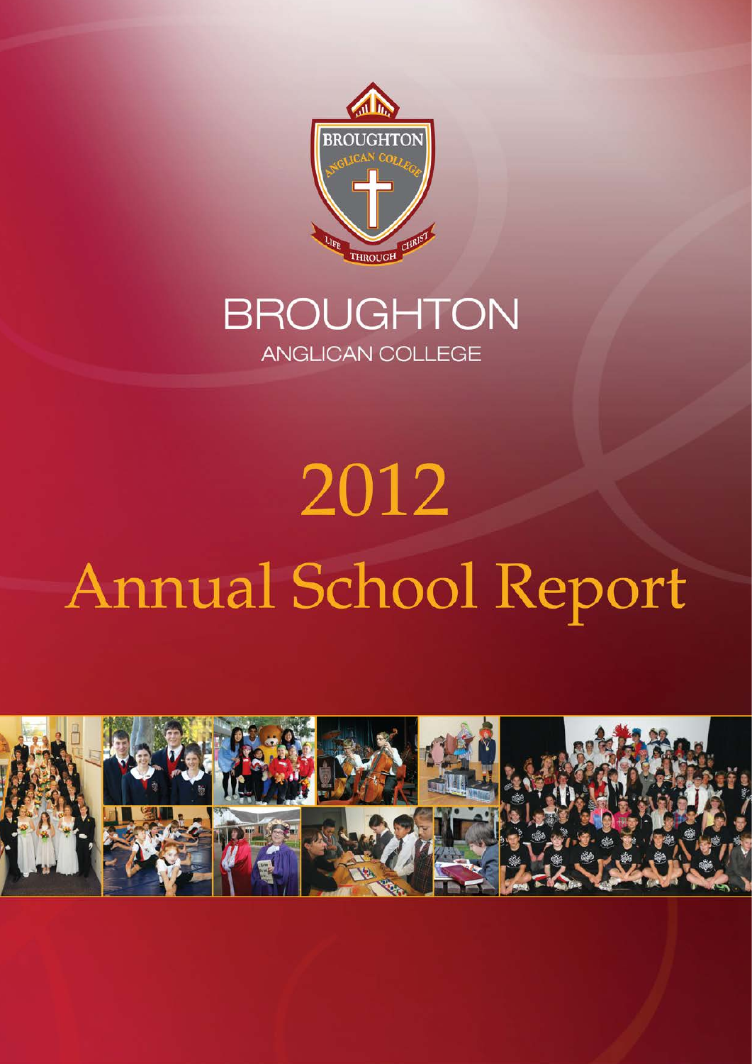# BROUGHTON ANGLICAN COLLEGE

# 2012 Annual School Report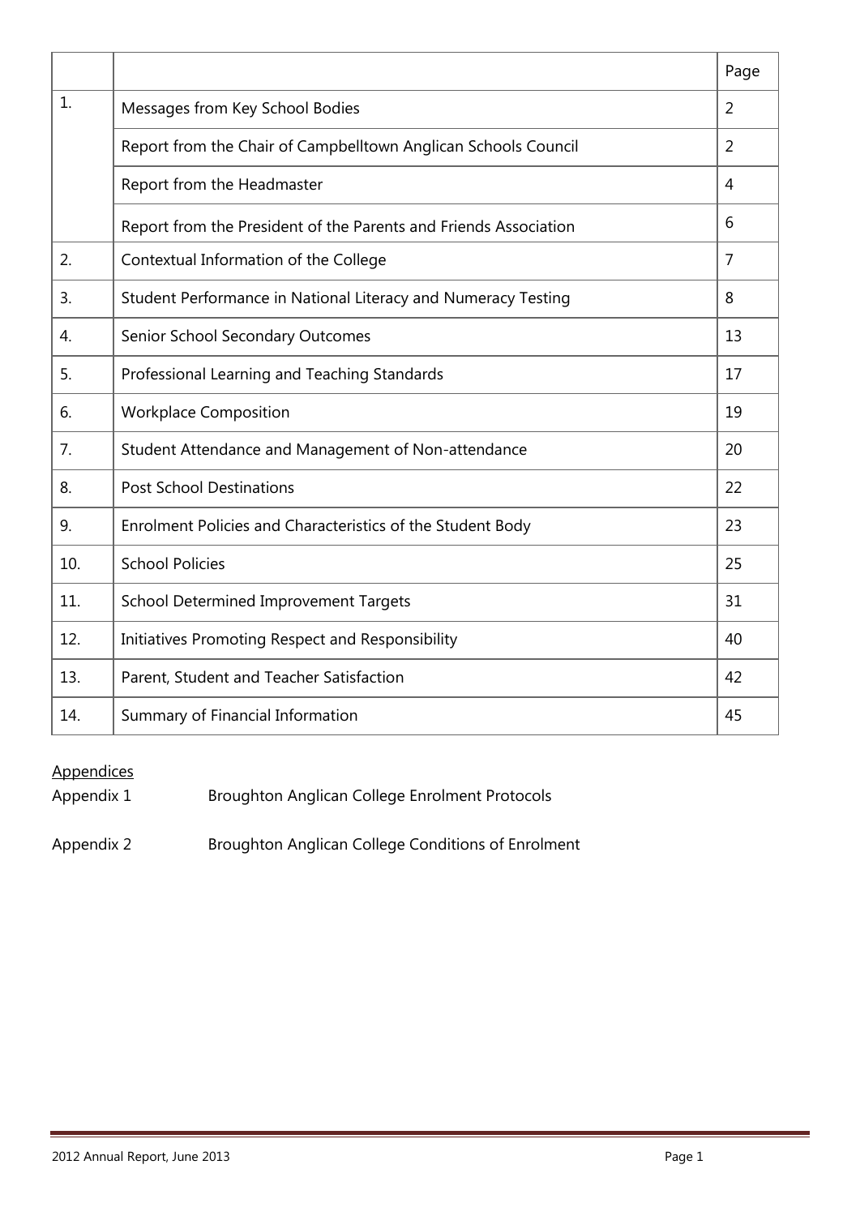| | | Page |
|---|---|---|
| 1. | Messages from Key School Bodies | 2 |
| | Report from the Chair of Campbelltown Anglican Schools Council | 2 |
| | Report from the Headmaster | 4 |
| | Report from the President of the Parents and Friends Association | 6 |
| 2. | Contextual Information of the College | 7 |
| 3. | Student Performance in National Literacy and Numeracy Testing | 8 |
| 4. | Senior School Secondary Outcomes | 13 |
| 5. | Professional Learning and Teaching Standards | 17 |
| 6. | Workplace Composition | 19 |
| 7. | Student Attendance and Management of Non-attendance | 20 |
| 8. | Post School Destinations | 22 |
| 9. | Enrolment Policies and Characteristics of the Student Body | 23 |
| 10. | School Policies | 25 |
| 11. | School Determined Improvement Targets | 31 |
| 12. | Initiatives Promoting Respect and Responsibility | 40 |
| 13. | Parent, Student and Teacher Satisfaction | 42 |
| 14. | Summary of Financial Information | 45 |

Appendices

Appendix 1 Broughton Anglican College Enrolment Protocols

Appendix 2 Broughton Anglican College Conditions of Enrolment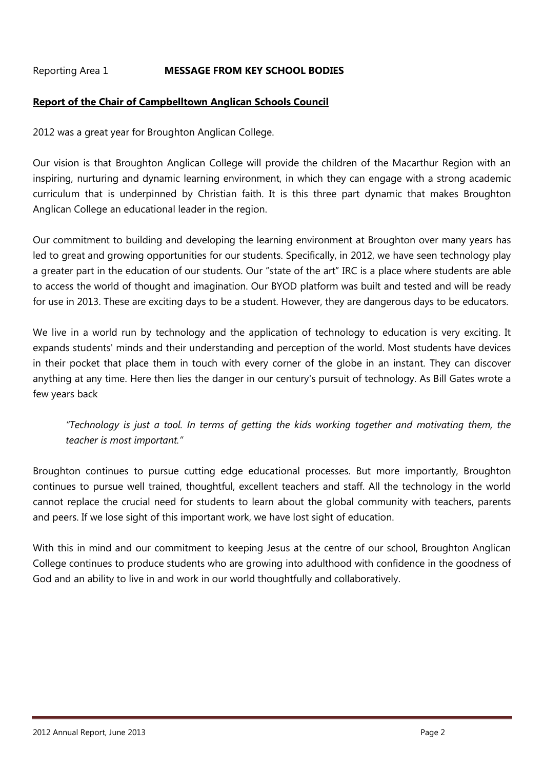Reporting Area 1 **MESSAGE FROM KEY SCHOOL BODIES**

## **Report of the Chair of Campbelltown Anglican Schools Council**

2012 was a great year for Broughton Anglican College.

Our vision is that Broughton Anglican College will provide the children of the Macarthur Region with an inspiring, nurturing and dynamic learning environment, in which they can engage with a strong academic curriculum that is underpinned by Christian faith. It is this three part dynamic that makes Broughton Anglican College an educational leader in the region.

Our commitment to building and developing the learning environment at Broughton over many years has led to great and growing opportunities for our students. Specifically, in 2012, we have seen technology play a greater part in the education of our students. Our "state of the art" IRC is a place where students are able to access the world of thought and imagination. Our BYOD platform was built and tested and will be ready for use in 2013. These are exciting days to be a student. However, they are dangerous days to be educators.

We live in a world run by technology and the application of technology to education is very exciting. It expands students' minds and their understanding and perception of the world. Most students have devices in their pocket that place them in touch with every corner of the globe in an instant. They can discover anything at any time. Here then lies the danger in our century's pursuit of technology. As Bill Gates wrote a few years back

> *"Technology is just a tool. In terms of getting the kids working together and motivating them, the teacher is most important."*

Broughton continues to pursue cutting edge educational processes. But more importantly, Broughton continues to pursue well trained, thoughtful, excellent teachers and staff. All the technology in the world cannot replace the crucial need for students to learn about the global community with teachers, parents and peers. If we lose sight of this important work, we have lost sight of education.

With this in mind and our commitment to keeping Jesus at the centre of our school, Broughton Anglican College continues to produce students who are growing into adulthood with confidence in the goodness of God and an ability to live in and work in our world thoughtfully and collaboratively.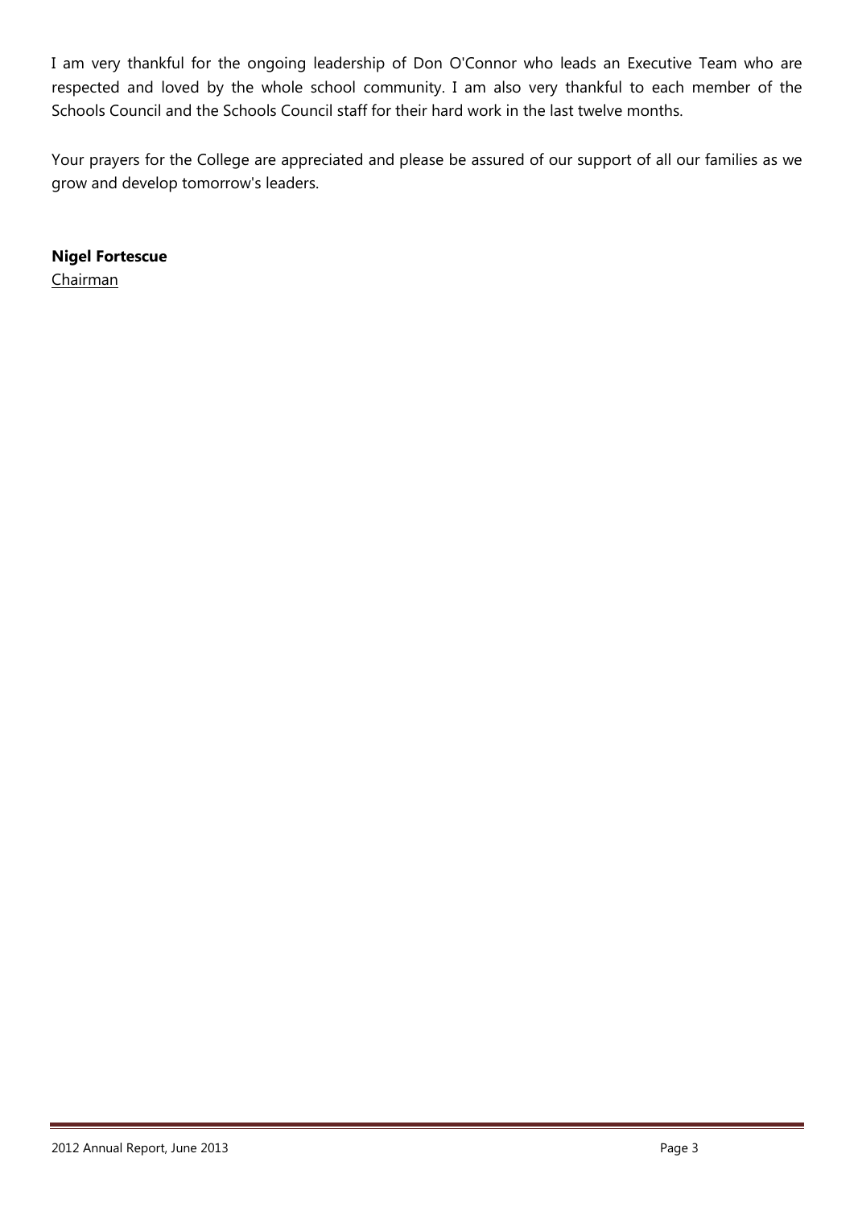I am very thankful for the ongoing leadership of Don O'Connor who leads an Executive Team who are respected and loved by the whole school community. I am also very thankful to each member of the Schools Council and the Schools Council staff for their hard work in the last twelve months.

Your prayers for the College are appreciated and please be assured of our support of all our families as we grow and develop tomorrow's leaders.

**Nigel Fortescue**
Chairman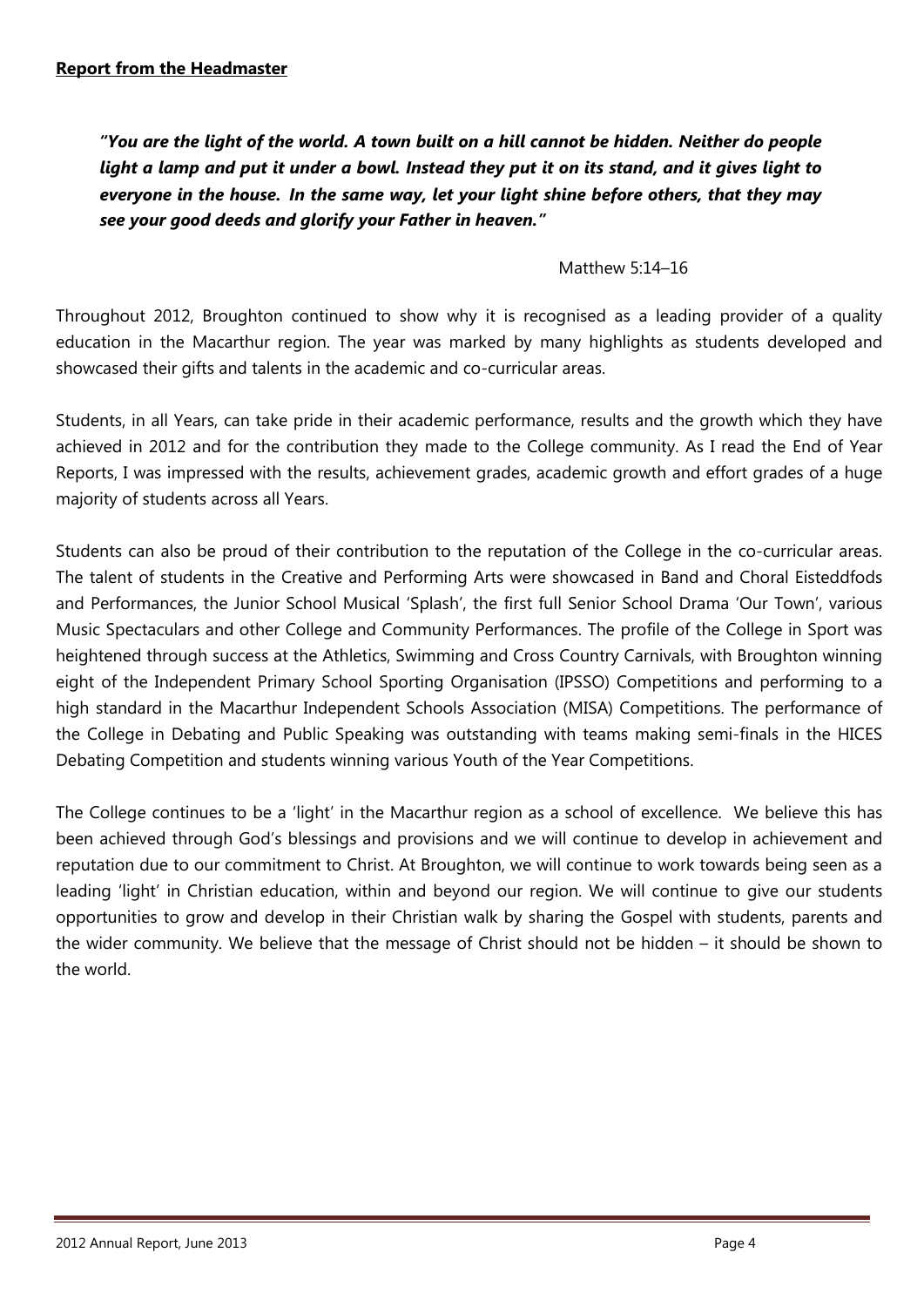**Report from the Headmaster**

> ***"You are the light of the world. A town built on a hill cannot be hidden. Neither do people light a lamp and put it under a bowl. Instead they put it on its stand, and it gives light to everyone in the house. In the same way, let your light shine before others, that they may see your good deeds and glorify your Father in heaven."***
>
> Matthew 5:14–16

Throughout 2012, Broughton continued to show why it is recognised as a leading provider of a quality education in the Macarthur region. The year was marked by many highlights as students developed and showcased their gifts and talents in the academic and co-curricular areas.

Students, in all Years, can take pride in their academic performance, results and the growth which they have achieved in 2012 and for the contribution they made to the College community. As I read the End of Year Reports, I was impressed with the results, achievement grades, academic growth and effort grades of a huge majority of students across all Years.

Students can also be proud of their contribution to the reputation of the College in the co-curricular areas. The talent of students in the Creative and Performing Arts were showcased in Band and Choral Eisteddfods and Performances, the Junior School Musical 'Splash', the first full Senior School Drama 'Our Town', various Music Spectaculars and other College and Community Performances. The profile of the College in Sport was heightened through success at the Athletics, Swimming and Cross Country Carnivals, with Broughton winning eight of the Independent Primary School Sporting Organisation (IPSSO) Competitions and performing to a high standard in the Macarthur Independent Schools Association (MISA) Competitions. The performance of the College in Debating and Public Speaking was outstanding with teams making semi-finals in the HICES Debating Competition and students winning various Youth of the Year Competitions.

The College continues to be a 'light' in the Macarthur region as a school of excellence. We believe this has been achieved through God's blessings and provisions and we will continue to develop in achievement and reputation due to our commitment to Christ. At Broughton, we will continue to work towards being seen as a leading 'light' in Christian education, within and beyond our region. We will continue to give our students opportunities to grow and develop in their Christian walk by sharing the Gospel with students, parents and the wider community. We believe that the message of Christ should not be hidden – it should be shown to the world.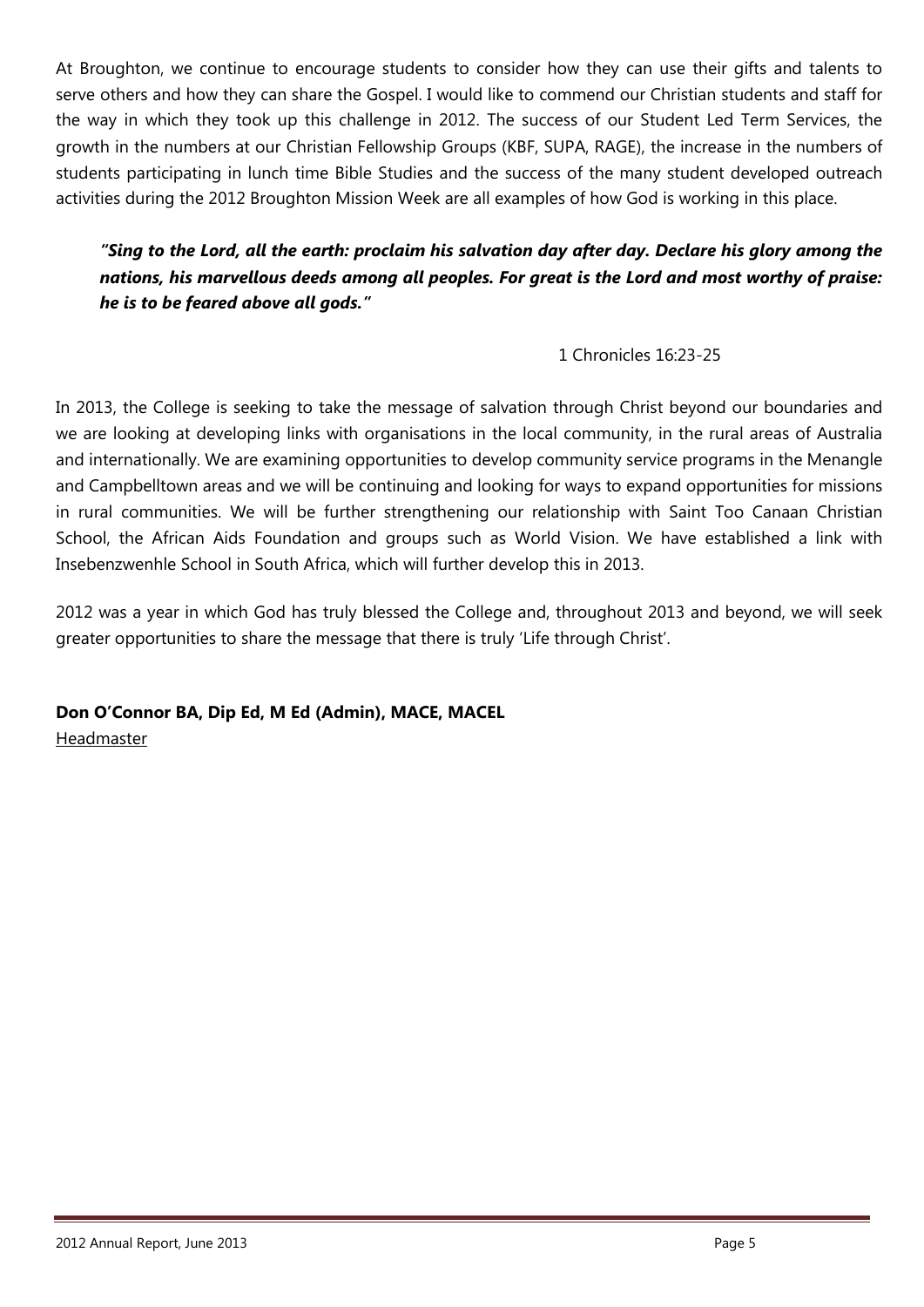At Broughton, we continue to encourage students to consider how they can use their gifts and talents to serve others and how they can share the Gospel. I would like to commend our Christian students and staff for the way in which they took up this challenge in 2012. The success of our Student Led Term Services, the growth in the numbers at our Christian Fellowship Groups (KBF, SUPA, RAGE), the increase in the numbers of students participating in lunch time Bible Studies and the success of the many student developed outreach activities during the 2012 Broughton Mission Week are all examples of how God is working in this place.

> ***"Sing to the Lord, all the earth: proclaim his salvation day after day. Declare his glory among the nations, his marvellous deeds among all peoples. For great is the Lord and most worthy of praise: he is to be feared above all gods."***
>
> 1 Chronicles 16:23-25

In 2013, the College is seeking to take the message of salvation through Christ beyond our boundaries and we are looking at developing links with organisations in the local community, in the rural areas of Australia and internationally. We are examining opportunities to develop community service programs in the Menangle and Campbelltown areas and we will be continuing and looking for ways to expand opportunities for missions in rural communities. We will be further strengthening our relationship with Saint Too Canaan Christian School, the African Aids Foundation and groups such as World Vision. We have established a link with Insebenzwenhle School in South Africa, which will further develop this in 2013.

2012 was a year in which God has truly blessed the College and, throughout 2013 and beyond, we will seek greater opportunities to share the message that there is truly 'Life through Christ'.

**Don O'Connor BA, Dip Ed, M Ed (Admin), MACE, MACEL**
Headmaster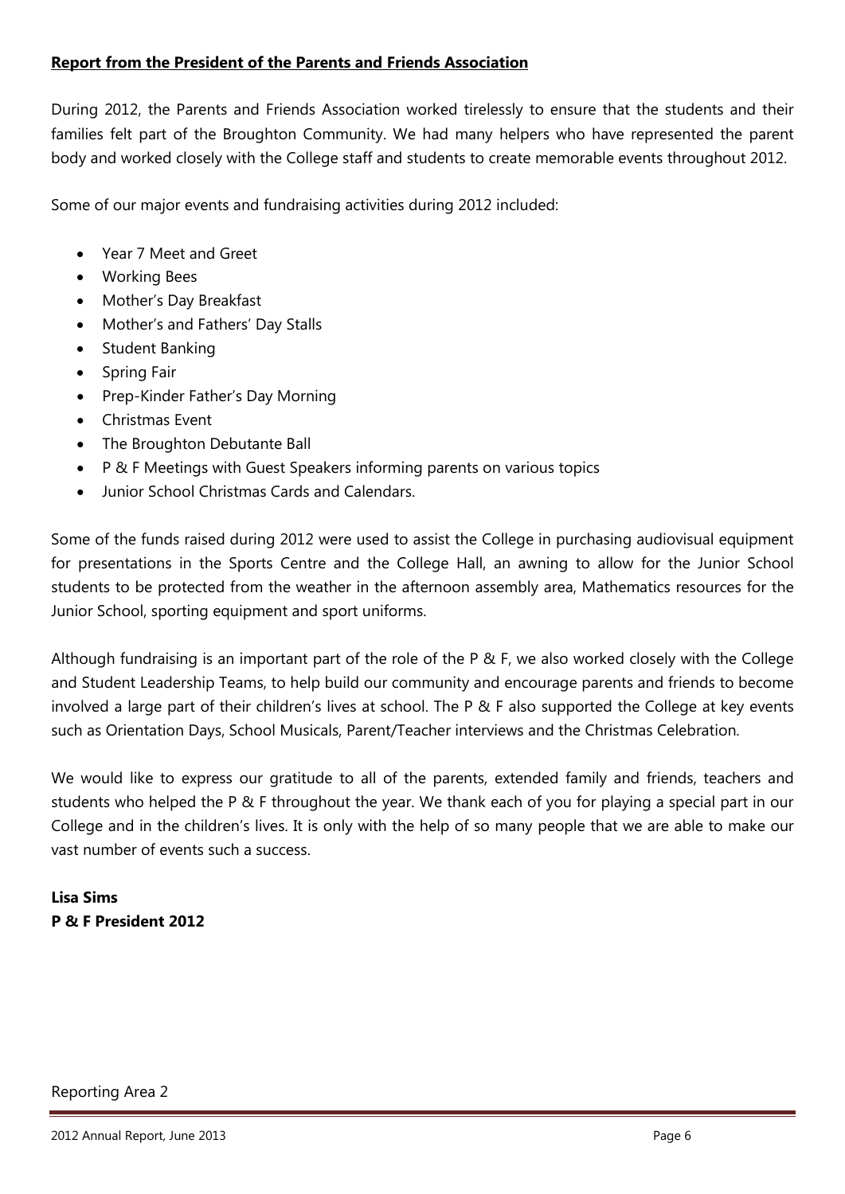**Report from the President of the Parents and Friends Association**

During 2012, the Parents and Friends Association worked tirelessly to ensure that the students and their families felt part of the Broughton Community. We had many helpers who have represented the parent body and worked closely with the College staff and students to create memorable events throughout 2012.

Some of our major events and fundraising activities during 2012 included:

- Year 7 Meet and Greet
- Working Bees
- Mother's Day Breakfast
- Mother's and Fathers' Day Stalls
- Student Banking
- Spring Fair
- Prep-Kinder Father's Day Morning
- Christmas Event
- The Broughton Debutante Ball
- P & F Meetings with Guest Speakers informing parents on various topics
- Junior School Christmas Cards and Calendars.

Some of the funds raised during 2012 were used to assist the College in purchasing audiovisual equipment for presentations in the Sports Centre and the College Hall, an awning to allow for the Junior School students to be protected from the weather in the afternoon assembly area, Mathematics resources for the Junior School, sporting equipment and sport uniforms.

Although fundraising is an important part of the role of the P & F, we also worked closely with the College and Student Leadership Teams, to help build our community and encourage parents and friends to become involved a large part of their children's lives at school. The P & F also supported the College at key events such as Orientation Days, School Musicals, Parent/Teacher interviews and the Christmas Celebration.

We would like to express our gratitude to all of the parents, extended family and friends, teachers and students who helped the P & F throughout the year. We thank each of you for playing a special part in our College and in the children's lives. It is only with the help of so many people that we are able to make our vast number of events such a success.

**Lisa Sims**
**P & F President 2012**

Reporting Area 2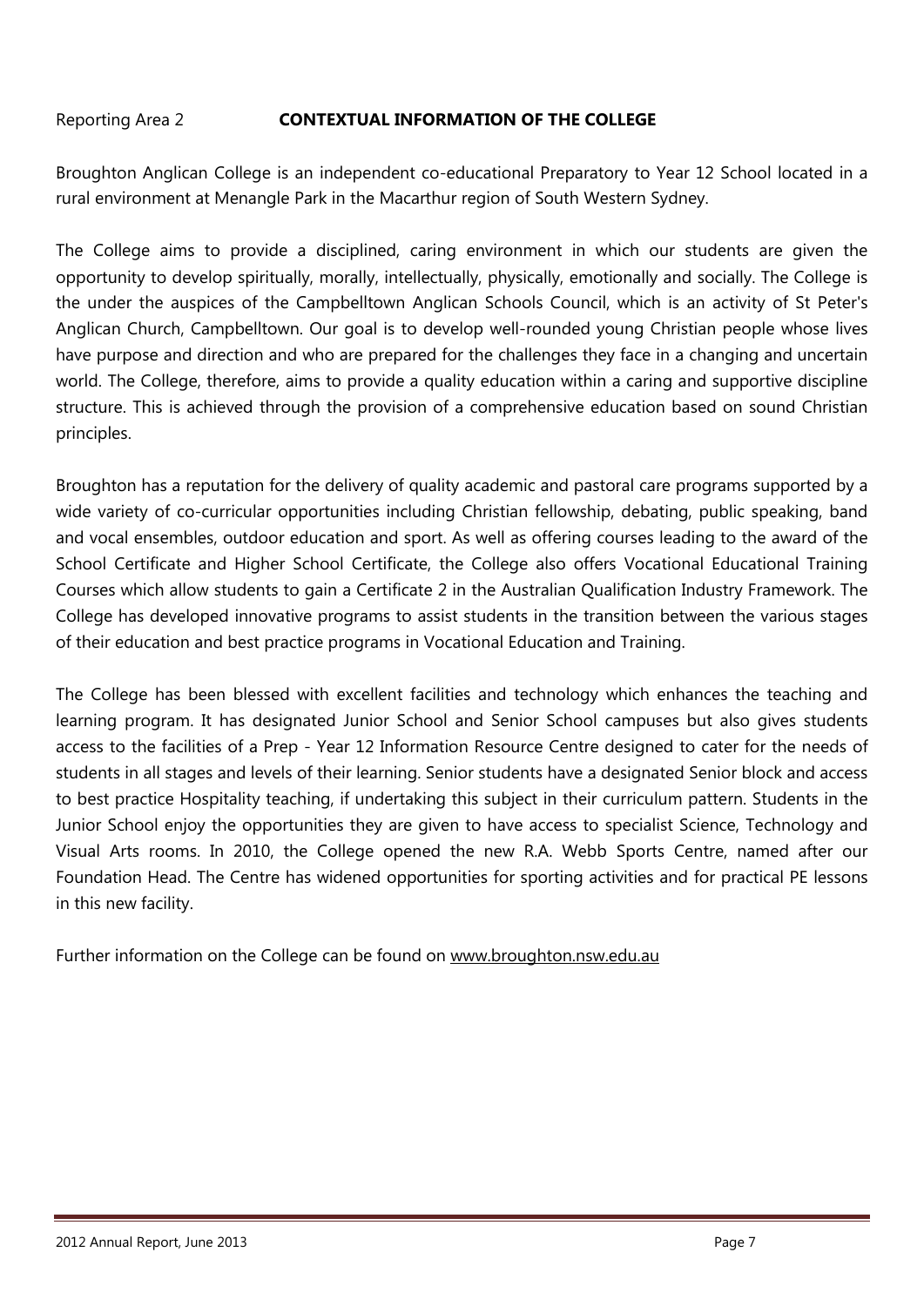Reporting Area 2 **CONTEXTUAL INFORMATION OF THE COLLEGE**

Broughton Anglican College is an independent co-educational Preparatory to Year 12 School located in a rural environment at Menangle Park in the Macarthur region of South Western Sydney.

The College aims to provide a disciplined, caring environment in which our students are given the opportunity to develop spiritually, morally, intellectually, physically, emotionally and socially. The College is the under the auspices of the Campbelltown Anglican Schools Council, which is an activity of St Peter's Anglican Church, Campbelltown. Our goal is to develop well-rounded young Christian people whose lives have purpose and direction and who are prepared for the challenges they face in a changing and uncertain world. The College, therefore, aims to provide a quality education within a caring and supportive discipline structure. This is achieved through the provision of a comprehensive education based on sound Christian principles.

Broughton has a reputation for the delivery of quality academic and pastoral care programs supported by a wide variety of co-curricular opportunities including Christian fellowship, debating, public speaking, band and vocal ensembles, outdoor education and sport. As well as offering courses leading to the award of the School Certificate and Higher School Certificate, the College also offers Vocational Educational Training Courses which allow students to gain a Certificate 2 in the Australian Qualification Industry Framework. The College has developed innovative programs to assist students in the transition between the various stages of their education and best practice programs in Vocational Education and Training.

The College has been blessed with excellent facilities and technology which enhances the teaching and learning program. It has designated Junior School and Senior School campuses but also gives students access to the facilities of a Prep - Year 12 Information Resource Centre designed to cater for the needs of students in all stages and levels of their learning. Senior students have a designated Senior block and access to best practice Hospitality teaching, if undertaking this subject in their curriculum pattern. Students in the Junior School enjoy the opportunities they are given to have access to specialist Science, Technology and Visual Arts rooms. In 2010, the College opened the new R.A. Webb Sports Centre, named after our Foundation Head. The Centre has widened opportunities for sporting activities and for practical PE lessons in this new facility.

Further information on the College can be found on www.broughton.nsw.edu.au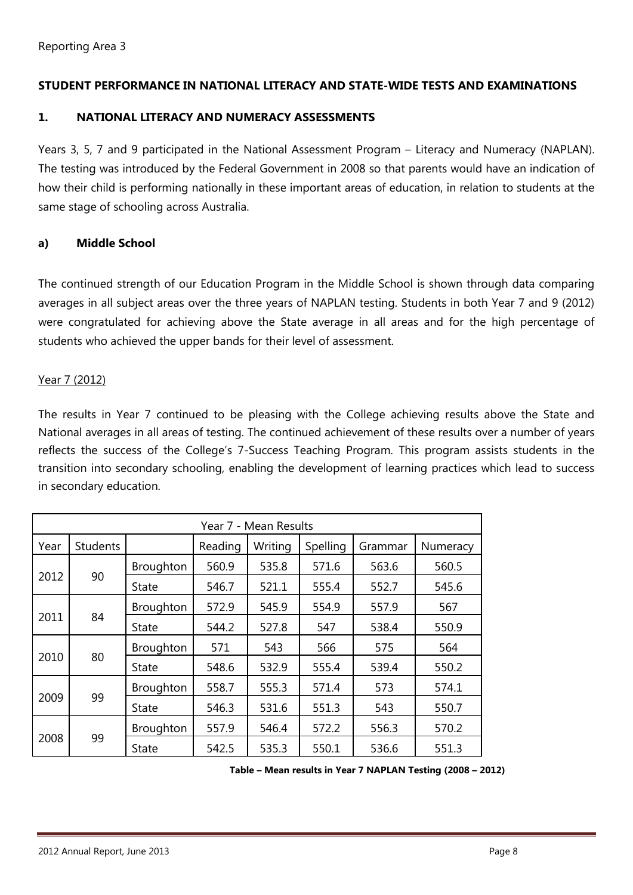Reporting Area 3

## STUDENT PERFORMANCE IN NATIONAL LITERACY AND STATE-WIDE TESTS AND EXAMINATIONS

### 1. NATIONAL LITERACY AND NUMERACY ASSESSMENTS

Years 3, 5, 7 and 9 participated in the National Assessment Program – Literacy and Numeracy (NAPLAN). The testing was introduced by the Federal Government in 2008 so that parents would have an indication of how their child is performing nationally in these important areas of education, in relation to students at the same stage of schooling across Australia.

#### a) Middle School

The continued strength of our Education Program in the Middle School is shown through data comparing averages in all subject areas over the three years of NAPLAN testing. Students in both Year 7 and 9 (2012) were congratulated for achieving above the State average in all areas and for the high percentage of students who achieved the upper bands for their level of assessment.

Year 7 (2012)

The results in Year 7 continued to be pleasing with the College achieving results above the State and National averages in all areas of testing. The continued achievement of these results over a number of years reflects the success of the College's 7-Success Teaching Program. This program assists students in the transition into secondary schooling, enabling the development of learning practices which lead to success in secondary education.

| Year 7 - Mean Results | | | | | | | |
|---|---|---|---|---|---|---|---|
| Year | Students | | Reading | Writing | Spelling | Grammar | Numeracy |
| 2012 | 90 | Broughton | 560.9 | 535.8 | 571.6 | 563.6 | 560.5 |
| | | State | 546.7 | 521.1 | 555.4 | 552.7 | 545.6 |
| 2011 | 84 | Broughton | 572.9 | 545.9 | 554.9 | 557.9 | 567 |
| | | State | 544.2 | 527.8 | 547 | 538.4 | 550.9 |
| 2010 | 80 | Broughton | 571 | 543 | 566 | 575 | 564 |
| | | State | 548.6 | 532.9 | 555.4 | 539.4 | 550.2 |
| 2009 | 99 | Broughton | 558.7 | 555.3 | 571.4 | 573 | 574.1 |
| | | State | 546.3 | 531.6 | 551.3 | 543 | 550.7 |
| 2008 | 99 | Broughton | 557.9 | 546.4 | 572.2 | 556.3 | 570.2 |
| | | State | 542.5 | 535.3 | 550.1 | 536.6 | 551.3 |

**Table – Mean results in Year 7 NAPLAN Testing (2008 – 2012)**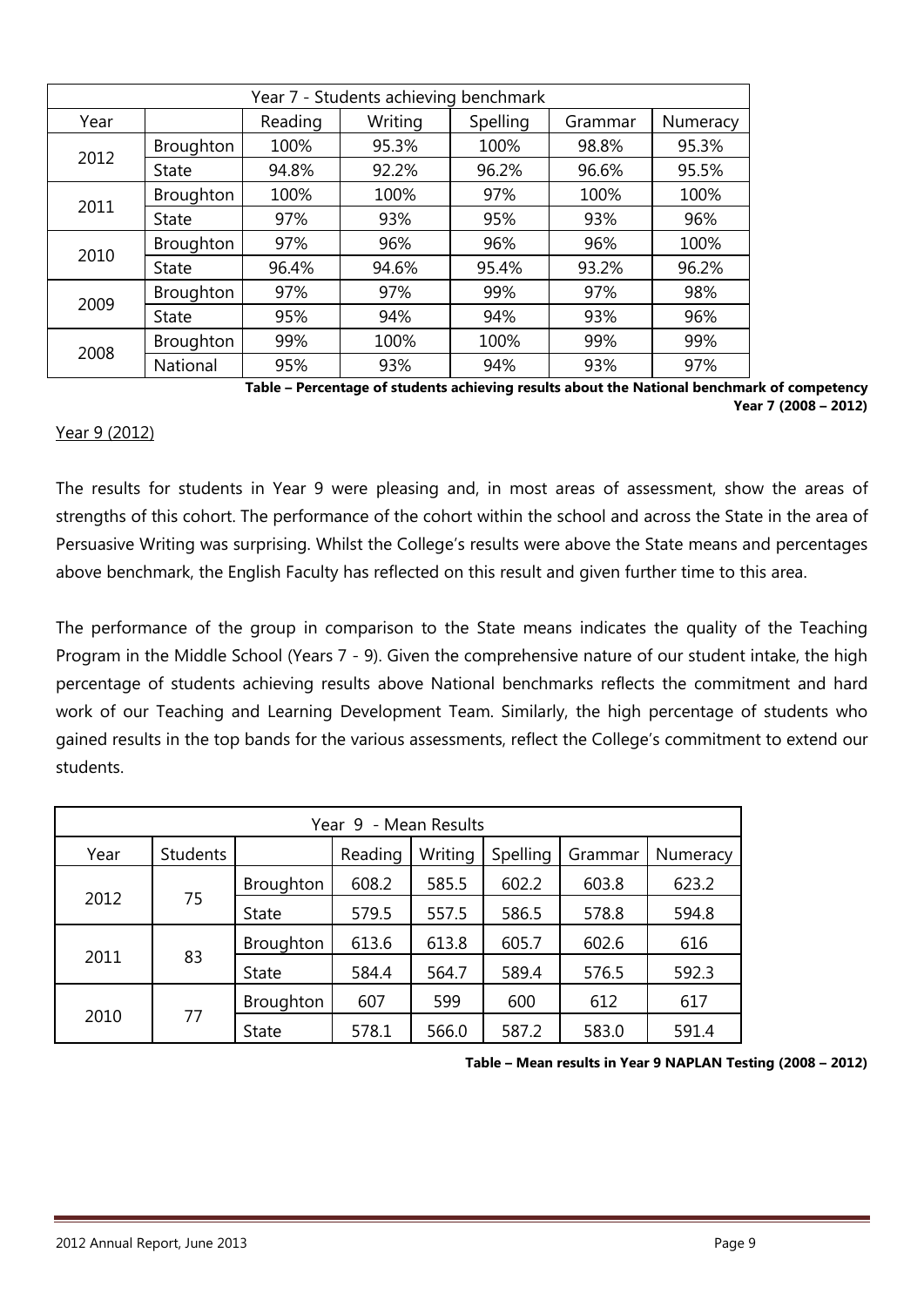| Year 7 - Students achieving benchmark | | | | | | |
|---|---|---|---|---|---|---|
| Year | | Reading | Writing | Spelling | Grammar | Numeracy |
| 2012 | Broughton | 100% | 95.3% | 100% | 98.8% | 95.3% |
| | State | 94.8% | 92.2% | 96.2% | 96.6% | 95.5% |
| 2011 | Broughton | 100% | 100% | 97% | 100% | 100% |
| | State | 97% | 93% | 95% | 93% | 96% |
| 2010 | Broughton | 97% | 96% | 96% | 96% | 100% |
| | State | 96.4% | 94.6% | 95.4% | 93.2% | 96.2% |
| 2009 | Broughton | 97% | 97% | 99% | 97% | 98% |
| | State | 95% | 94% | 94% | 93% | 96% |
| 2008 | Broughton | 99% | 100% | 100% | 99% | 99% |
| | National | 95% | 93% | 94% | 93% | 97% |

**Table – Percentage of students achieving results about the National benchmark of competency Year 7 (2008 – 2012)**

Year 9 (2012)

The results for students in Year 9 were pleasing and, in most areas of assessment, show the areas of strengths of this cohort. The performance of the cohort within the school and across the State in the area of Persuasive Writing was surprising. Whilst the College's results were above the State means and percentages above benchmark, the English Faculty has reflected on this result and given further time to this area.

The performance of the group in comparison to the State means indicates the quality of the Teaching Program in the Middle School (Years 7 - 9). Given the comprehensive nature of our student intake, the high percentage of students achieving results above National benchmarks reflects the commitment and hard work of our Teaching and Learning Development Team. Similarly, the high percentage of students who gained results in the top bands for the various assessments, reflect the College's commitment to extend our students.

| Year 9 - Mean Results | | | | | | | |
|---|---|---|---|---|---|---|---|
| Year | Students | | Reading | Writing | Spelling | Grammar | Numeracy |
| 2012 | 75 | Broughton | 608.2 | 585.5 | 602.2 | 603.8 | 623.2 |
| | | State | 579.5 | 557.5 | 586.5 | 578.8 | 594.8 |
| 2011 | 83 | Broughton | 613.6 | 613.8 | 605.7 | 602.6 | 616 |
| | | State | 584.4 | 564.7 | 589.4 | 576.5 | 592.3 |
| 2010 | 77 | Broughton | 607 | 599 | 600 | 612 | 617 |
| | | State | 578.1 | 566.0 | 587.2 | 583.0 | 591.4 |

**Table – Mean results in Year 9 NAPLAN Testing (2008 – 2012)**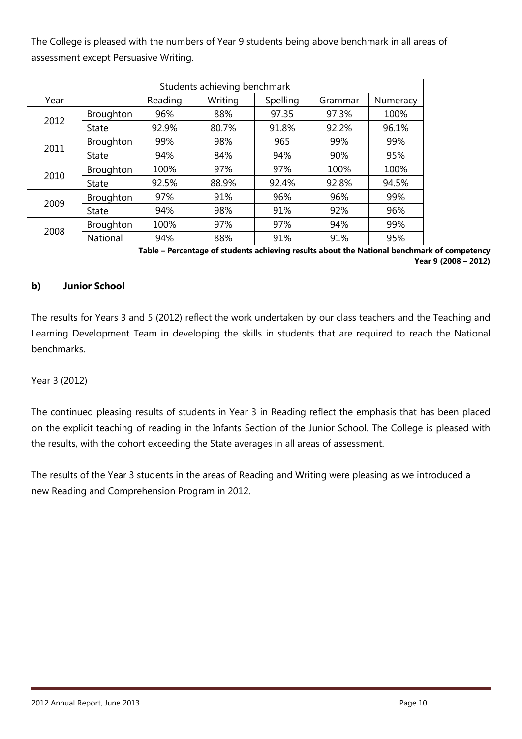The College is pleased with the numbers of Year 9 students being above benchmark in all areas of assessment except Persuasive Writing.

| Students achieving benchmark | | | | | | |
|---|---|---|---|---|---|---|
| Year | | Reading | Writing | Spelling | Grammar | Numeracy |
| 2012 | Broughton | 96% | 88% | 97.35 | 97.3% | 100% |
| | State | 92.9% | 80.7% | 91.8% | 92.2% | 96.1% |
| 2011 | Broughton | 99% | 98% | 965 | 99% | 99% |
| | State | 94% | 84% | 94% | 90% | 95% |
| 2010 | Broughton | 100% | 97% | 97% | 100% | 100% |
| | State | 92.5% | 88.9% | 92.4% | 92.8% | 94.5% |
| 2009 | Broughton | 97% | 91% | 96% | 96% | 99% |
| | State | 94% | 98% | 91% | 92% | 96% |
| 2008 | Broughton | 100% | 97% | 97% | 94% | 99% |
| | National | 94% | 88% | 91% | 91% | 95% |

**Table – Percentage of students achieving results about the National benchmark of competency Year 9 (2008 – 2012)**

### b) Junior School

The results for Years 3 and 5 (2012) reflect the work undertaken by our class teachers and the Teaching and Learning Development Team in developing the skills in students that are required to reach the National benchmarks.

Year 3 (2012)

The continued pleasing results of students in Year 3 in Reading reflect the emphasis that has been placed on the explicit teaching of reading in the Infants Section of the Junior School. The College is pleased with the results, with the cohort exceeding the State averages in all areas of assessment.

The results of the Year 3 students in the areas of Reading and Writing were pleasing as we introduced a new Reading and Comprehension Program in 2012.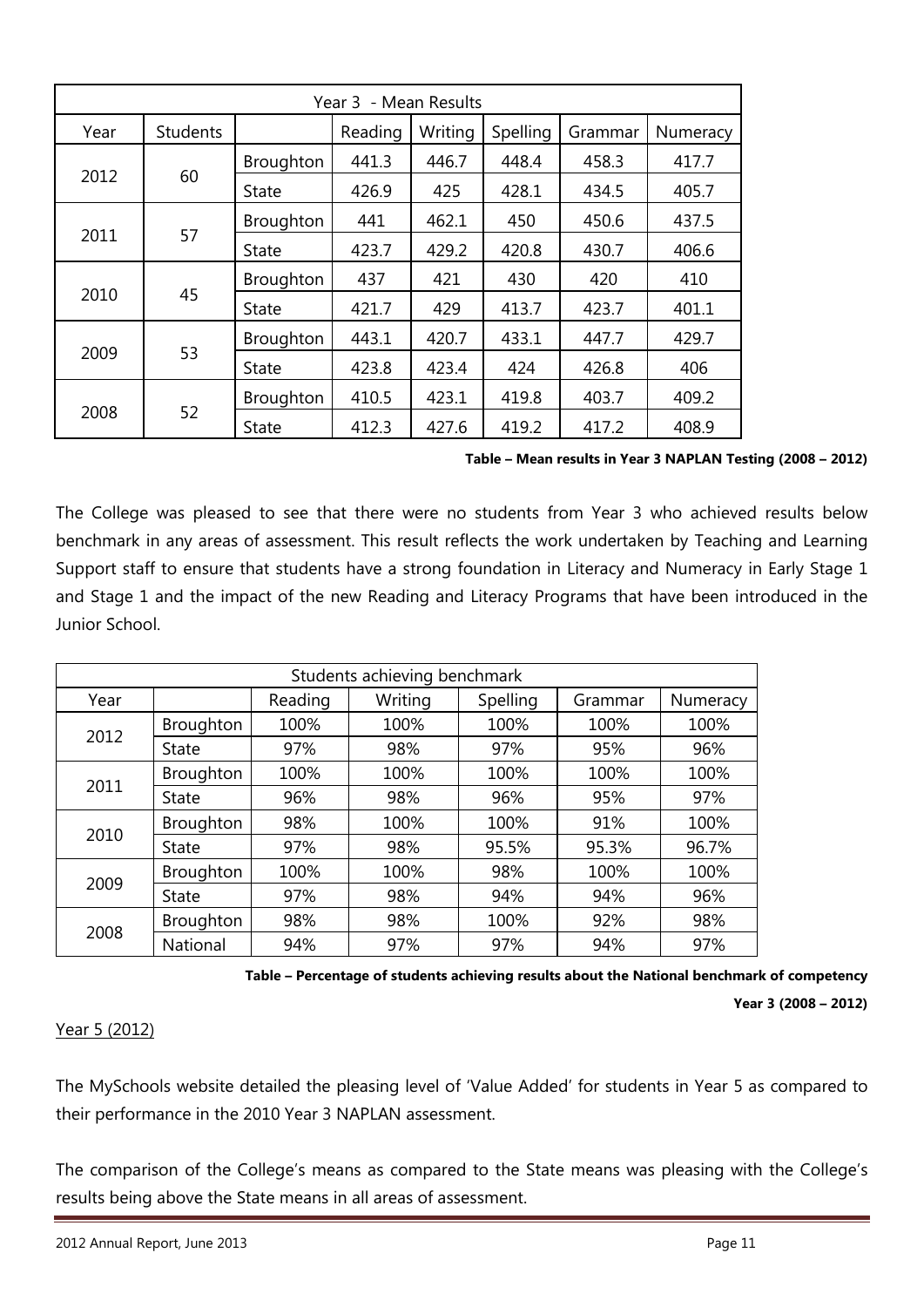| Year 3 - Mean Results | | | | | | | |
|---|---|---|---|---|---|---|---|
| Year | Students | | Reading | Writing | Spelling | Grammar | Numeracy |
| 2012 | 60 | Broughton | 441.3 | 446.7 | 448.4 | 458.3 | 417.7 |
| | | State | 426.9 | 425 | 428.1 | 434.5 | 405.7 |
| 2011 | 57 | Broughton | 441 | 462.1 | 450 | 450.6 | 437.5 |
| | | State | 423.7 | 429.2 | 420.8 | 430.7 | 406.6 |
| 2010 | 45 | Broughton | 437 | 421 | 430 | 420 | 410 |
| | | State | 421.7 | 429 | 413.7 | 423.7 | 401.1 |
| 2009 | 53 | Broughton | 443.1 | 420.7 | 433.1 | 447.7 | 429.7 |
| | | State | 423.8 | 423.4 | 424 | 426.8 | 406 |
| 2008 | 52 | Broughton | 410.5 | 423.1 | 419.8 | 403.7 | 409.2 |
| | | State | 412.3 | 427.6 | 419.2 | 417.2 | 408.9 |

**Table – Mean results in Year 3 NAPLAN Testing (2008 – 2012)**

The College was pleased to see that there were no students from Year 3 who achieved results below benchmark in any areas of assessment. This result reflects the work undertaken by Teaching and Learning Support staff to ensure that students have a strong foundation in Literacy and Numeracy in Early Stage 1 and Stage 1 and the impact of the new Reading and Literacy Programs that have been introduced in the Junior School.

| Students achieving benchmark | | | | | | |
|---|---|---|---|---|---|---|
| Year | | Reading | Writing | Spelling | Grammar | Numeracy |
| 2012 | Broughton | 100% | 100% | 100% | 100% | 100% |
| | State | 97% | 98% | 97% | 95% | 96% |
| 2011 | Broughton | 100% | 100% | 100% | 100% | 100% |
| | State | 96% | 98% | 96% | 95% | 97% |
| 2010 | Broughton | 98% | 100% | 100% | 91% | 100% |
| | State | 97% | 98% | 95.5% | 95.3% | 96.7% |
| 2009 | Broughton | 100% | 100% | 98% | 100% | 100% |
| | State | 97% | 98% | 94% | 94% | 96% |
| 2008 | Broughton | 98% | 98% | 100% | 92% | 98% |
| | National | 94% | 97% | 97% | 94% | 97% |

**Table – Percentage of students achieving results about the National benchmark of competency Year 3 (2008 – 2012)**

Year 5 (2012)

The MySchools website detailed the pleasing level of 'Value Added' for students in Year 5 as compared to their performance in the 2010 Year 3 NAPLAN assessment.

The comparison of the College's means as compared to the State means was pleasing with the College's results being above the State means in all areas of assessment.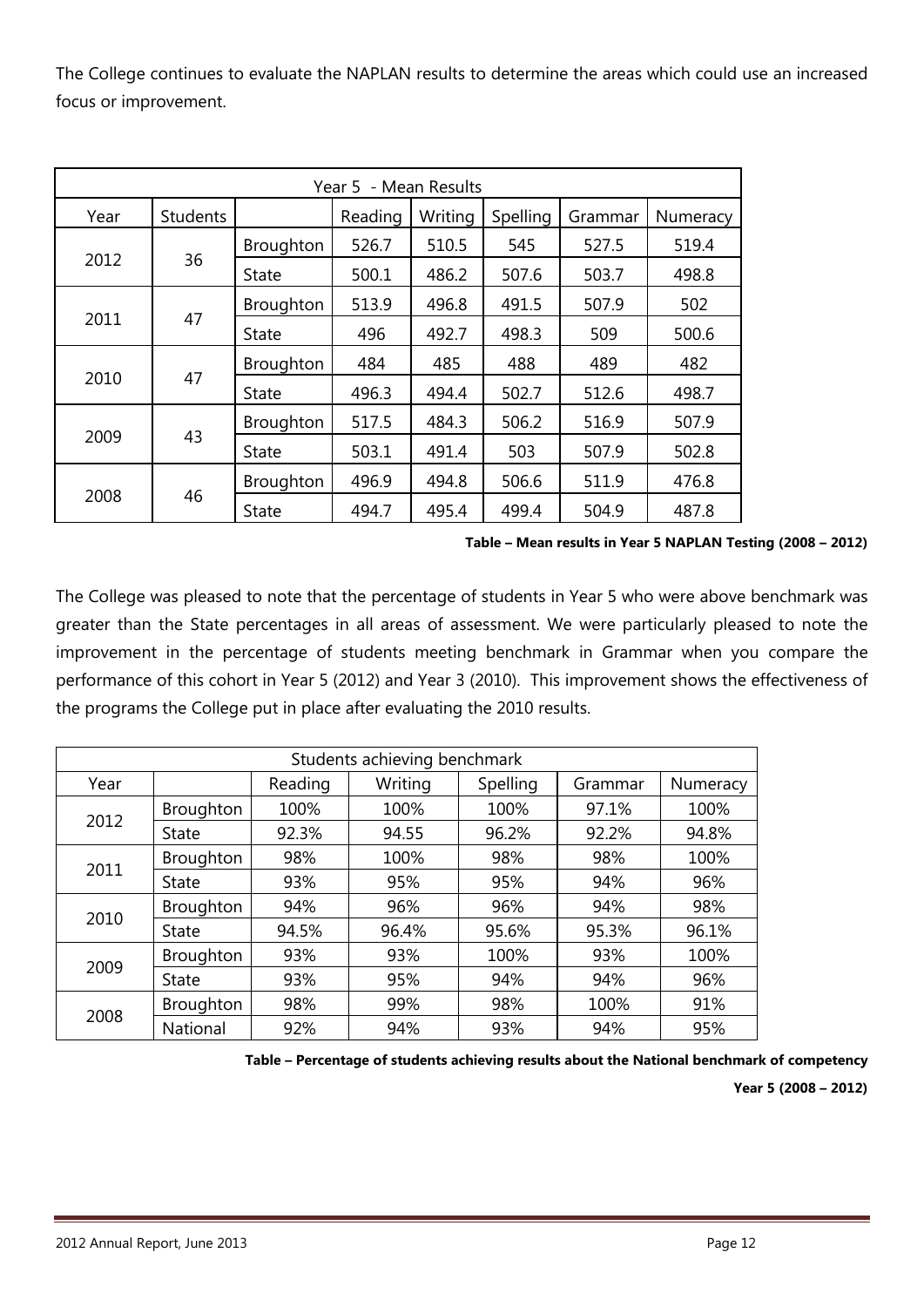The College continues to evaluate the NAPLAN results to determine the areas which could use an increased focus or improvement.

| Year 5 - Mean Results | | | | | | | |
|---|---|---|---|---|---|---|---|
| Year | Students | | Reading | Writing | Spelling | Grammar | Numeracy |
| 2012 | 36 | Broughton | 526.7 | 510.5 | 545 | 527.5 | 519.4 |
| | | State | 500.1 | 486.2 | 507.6 | 503.7 | 498.8 |
| 2011 | 47 | Broughton | 513.9 | 496.8 | 491.5 | 507.9 | 502 |
| | | State | 496 | 492.7 | 498.3 | 509 | 500.6 |
| 2010 | 47 | Broughton | 484 | 485 | 488 | 489 | 482 |
| | | State | 496.3 | 494.4 | 502.7 | 512.6 | 498.7 |
| 2009 | 43 | Broughton | 517.5 | 484.3 | 506.2 | 516.9 | 507.9 |
| | | State | 503.1 | 491.4 | 503 | 507.9 | 502.8 |
| 2008 | 46 | Broughton | 496.9 | 494.8 | 506.6 | 511.9 | 476.8 |
| | | State | 494.7 | 495.4 | 499.4 | 504.9 | 487.8 |

**Table – Mean results in Year 5 NAPLAN Testing (2008 – 2012)**

The College was pleased to note that the percentage of students in Year 5 who were above benchmark was greater than the State percentages in all areas of assessment. We were particularly pleased to note the improvement in the percentage of students meeting benchmark in Grammar when you compare the performance of this cohort in Year 5 (2012) and Year 3 (2010). This improvement shows the effectiveness of the programs the College put in place after evaluating the 2010 results.

| Students achieving benchmark | | | | | | |
|---|---|---|---|---|---|---|
| Year | | Reading | Writing | Spelling | Grammar | Numeracy |
| 2012 | Broughton | 100% | 100% | 100% | 97.1% | 100% |
| | State | 92.3% | 94.55 | 96.2% | 92.2% | 94.8% |
| 2011 | Broughton | 98% | 100% | 98% | 98% | 100% |
| | State | 93% | 95% | 95% | 94% | 96% |
| 2010 | Broughton | 94% | 96% | 96% | 94% | 98% |
| | State | 94.5% | 96.4% | 95.6% | 95.3% | 96.1% |
| 2009 | Broughton | 93% | 93% | 100% | 93% | 100% |
| | State | 93% | 95% | 94% | 94% | 96% |
| 2008 | Broughton | 98% | 99% | 98% | 100% | 91% |
| | National | 92% | 94% | 93% | 94% | 95% |

**Table – Percentage of students achieving results about the National benchmark of competency Year 5 (2008 – 2012)**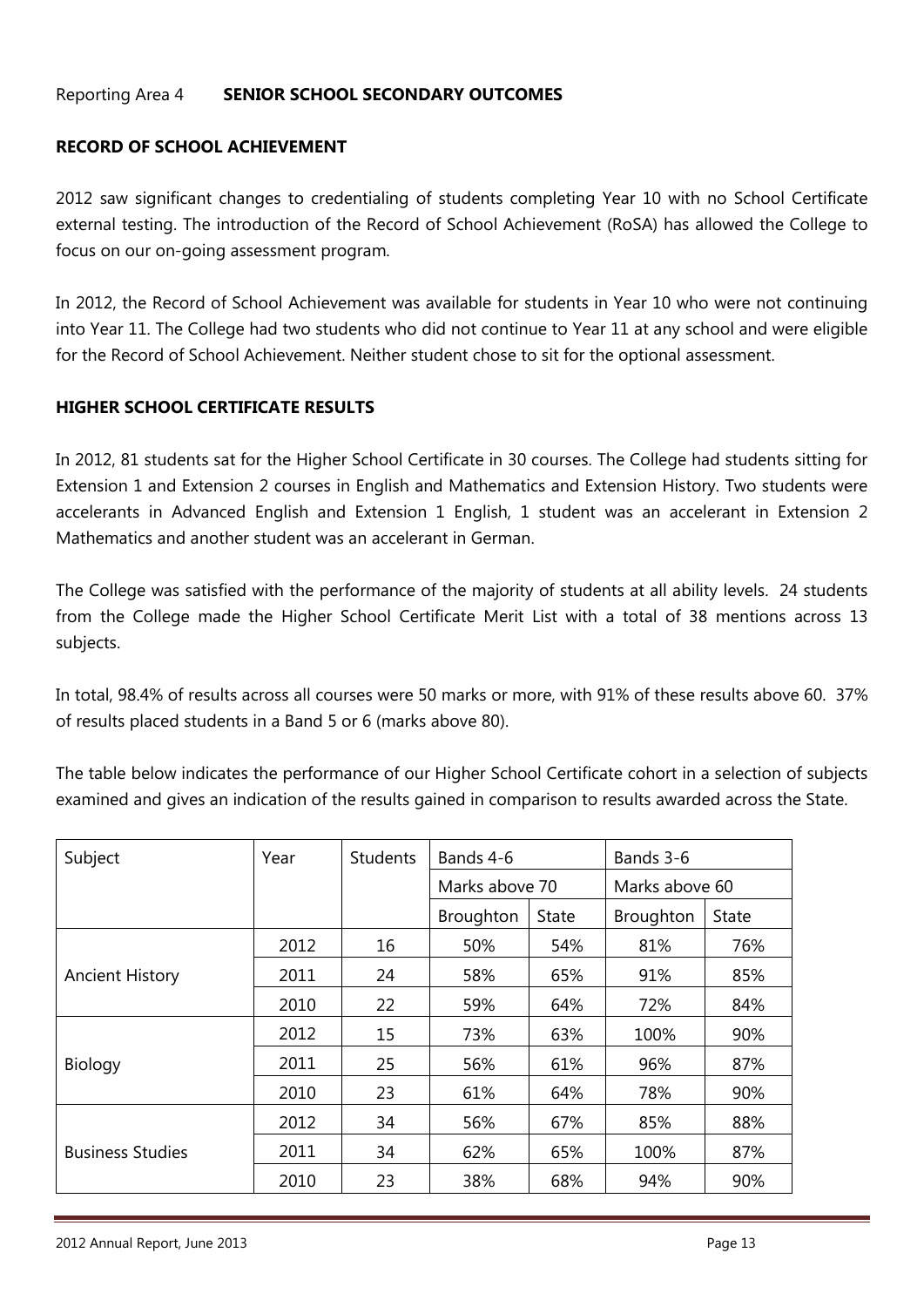Reporting Area 4 **SENIOR SCHOOL SECONDARY OUTCOMES**

## RECORD OF SCHOOL ACHIEVEMENT

2012 saw significant changes to credentialing of students completing Year 10 with no School Certificate external testing. The introduction of the Record of School Achievement (RoSA) has allowed the College to focus on our on-going assessment program.

In 2012, the Record of School Achievement was available for students in Year 10 who were not continuing into Year 11. The College had two students who did not continue to Year 11 at any school and were eligible for the Record of School Achievement. Neither student chose to sit for the optional assessment.

## HIGHER SCHOOL CERTIFICATE RESULTS

In 2012, 81 students sat for the Higher School Certificate in 30 courses. The College had students sitting for Extension 1 and Extension 2 courses in English and Mathematics and Extension History. Two students were accelerants in Advanced English and Extension 1 English, 1 student was an accelerant in Extension 2 Mathematics and another student was an accelerant in German.

The College was satisfied with the performance of the majority of students at all ability levels. 24 students from the College made the Higher School Certificate Merit List with a total of 38 mentions across 13 subjects.

In total, 98.4% of results across all courses were 50 marks or more, with 91% of these results above 60. 37% of results placed students in a Band 5 or 6 (marks above 80).

The table below indicates the performance of our Higher School Certificate cohort in a selection of subjects examined and gives an indication of the results gained in comparison to results awarded across the State.

| Subject | Year | Students | Bands 4-6 | | Bands 3-6 | |
|---|---|---|---|---|---|---|
| | | | Marks above 70 | | Marks above 60 | |
| | | | Broughton | State | Broughton | State |
| Ancient History | 2012 | 16 | 50% | 54% | 81% | 76% |
| | 2011 | 24 | 58% | 65% | 91% | 85% |
| | 2010 | 22 | 59% | 64% | 72% | 84% |
| Biology | 2012 | 15 | 73% | 63% | 100% | 90% |
| | 2011 | 25 | 56% | 61% | 96% | 87% |
| | 2010 | 23 | 61% | 64% | 78% | 90% |
| Business Studies | 2012 | 34 | 56% | 67% | 85% | 88% |
| | 2011 | 34 | 62% | 65% | 100% | 87% |
| | 2010 | 23 | 38% | 68% | 94% | 90% |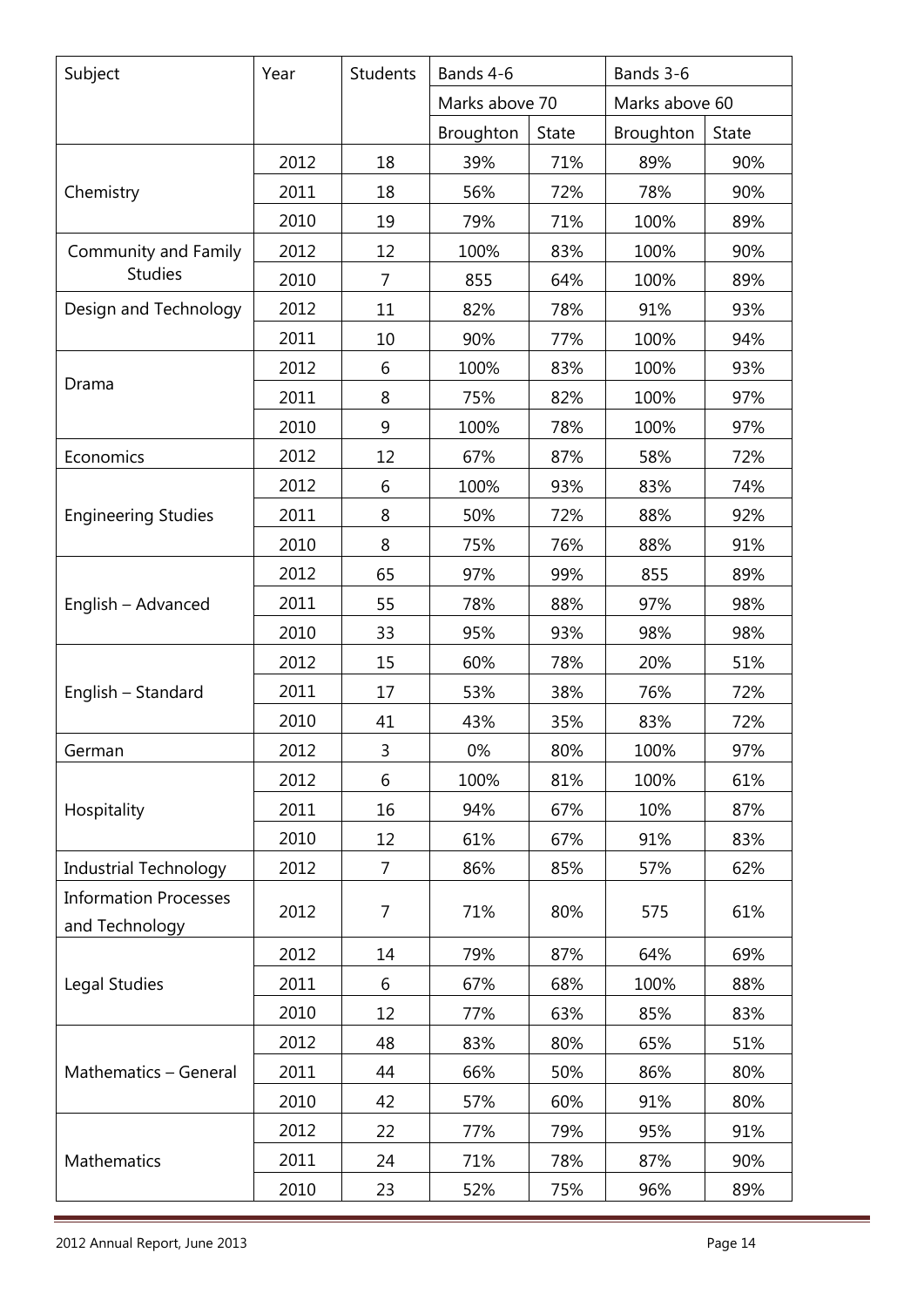| Subject | Year | Students | Bands 4-6 | | Bands 3-6 | |
|---|---|---|---|---|---|---|
| | | | Marks above 70 | | Marks above 60 | |
| | | | Broughton | State | Broughton | State |
| Chemistry | 2012 | 18 | 39% | 71% | 89% | 90% |
| | 2011 | 18 | 56% | 72% | 78% | 90% |
| | 2010 | 19 | 79% | 71% | 100% | 89% |
| Community and Family Studies | 2012 | 12 | 100% | 83% | 100% | 90% |
| | 2010 | 7 | 855 | 64% | 100% | 89% |
| Design and Technology | 2012 | 11 | 82% | 78% | 91% | 93% |
| | 2011 | 10 | 90% | 77% | 100% | 94% |
| Drama | 2012 | 6 | 100% | 83% | 100% | 93% |
| | 2011 | 8 | 75% | 82% | 100% | 97% |
| | 2010 | 9 | 100% | 78% | 100% | 97% |
| Economics | 2012 | 12 | 67% | 87% | 58% | 72% |
| Engineering Studies | 2012 | 6 | 100% | 93% | 83% | 74% |
| | 2011 | 8 | 50% | 72% | 88% | 92% |
| | 2010 | 8 | 75% | 76% | 88% | 91% |
| English – Advanced | 2012 | 65 | 97% | 99% | 855 | 89% |
| | 2011 | 55 | 78% | 88% | 97% | 98% |
| | 2010 | 33 | 95% | 93% | 98% | 98% |
| English – Standard | 2012 | 15 | 60% | 78% | 20% | 51% |
| | 2011 | 17 | 53% | 38% | 76% | 72% |
| | 2010 | 41 | 43% | 35% | 83% | 72% |
| German | 2012 | 3 | 0% | 80% | 100% | 97% |
| Hospitality | 2012 | 6 | 100% | 81% | 100% | 61% |
| | 2011 | 16 | 94% | 67% | 10% | 87% |
| | 2010 | 12 | 61% | 67% | 91% | 83% |
| Industrial Technology | 2012 | 7 | 86% | 85% | 57% | 62% |
| Information Processes and Technology | 2012 | 7 | 71% | 80% | 575 | 61% |
| Legal Studies | 2012 | 14 | 79% | 87% | 64% | 69% |
| | 2011 | 6 | 67% | 68% | 100% | 88% |
| | 2010 | 12 | 77% | 63% | 85% | 83% |
| Mathematics – General | 2012 | 48 | 83% | 80% | 65% | 51% |
| | 2011 | 44 | 66% | 50% | 86% | 80% |
| | 2010 | 42 | 57% | 60% | 91% | 80% |
| Mathematics | 2012 | 22 | 77% | 79% | 95% | 91% |
| | 2011 | 24 | 71% | 78% | 87% | 90% |
| | 2010 | 23 | 52% | 75% | 96% | 89% |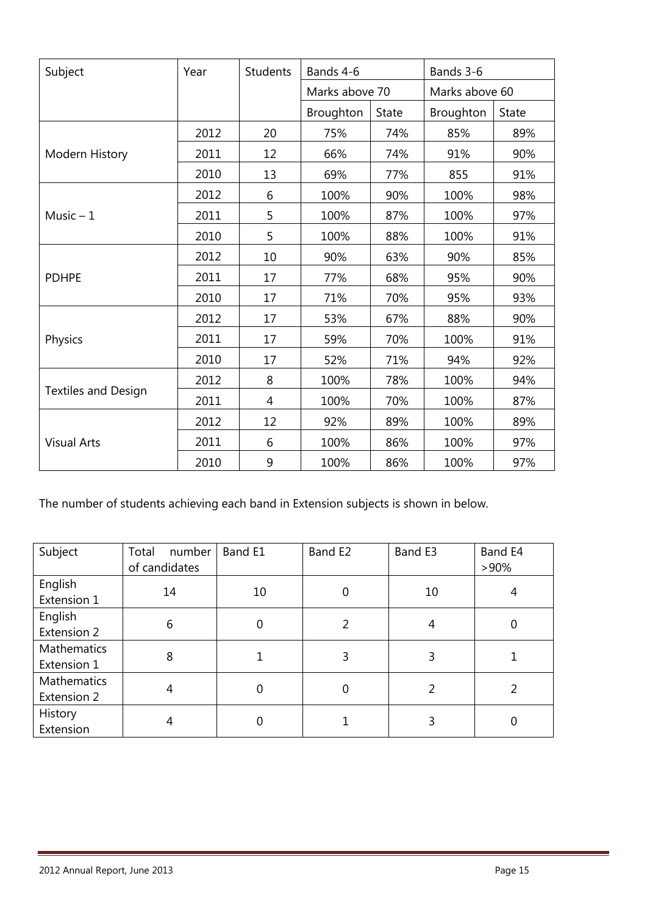| Subject | Year | Students | Bands 4-6 | | Bands 3-6 | |
|---|---|---|---|---|---|---|
| | | | Marks above 70 | | Marks above 60 | |
| | | | Broughton | State | Broughton | State |
| Modern History | 2012 | 20 | 75% | 74% | 85% | 89% |
| | 2011 | 12 | 66% | 74% | 91% | 90% |
| | 2010 | 13 | 69% | 77% | 855 | 91% |
| Music – 1 | 2012 | 6 | 100% | 90% | 100% | 98% |
| | 2011 | 5 | 100% | 87% | 100% | 97% |
| | 2010 | 5 | 100% | 88% | 100% | 91% |
| PDHPE | 2012 | 10 | 90% | 63% | 90% | 85% |
| | 2011 | 17 | 77% | 68% | 95% | 90% |
| | 2010 | 17 | 71% | 70% | 95% | 93% |
| Physics | 2012 | 17 | 53% | 67% | 88% | 90% |
| | 2011 | 17 | 59% | 70% | 100% | 91% |
| | 2010 | 17 | 52% | 71% | 94% | 92% |
| Textiles and Design | 2012 | 8 | 100% | 78% | 100% | 94% |
| | 2011 | 4 | 100% | 70% | 100% | 87% |
| Visual Arts | 2012 | 12 | 92% | 89% | 100% | 89% |
| | 2011 | 6 | 100% | 86% | 100% | 97% |
| | 2010 | 9 | 100% | 86% | 100% | 97% |

The number of students achieving each band in Extension subjects is shown in below.

| Subject | Total number of candidates | Band E1 | Band E2 | Band E3 | Band E4 >90% |
|---|---|---|---|---|---|
| English Extension 1 | 14 | 10 | 0 | 10 | 4 |
| English Extension 2 | 6 | 0 | 2 | 4 | 0 |
| Mathematics Extension 1 | 8 | 1 | 3 | 3 | 1 |
| Mathematics Extension 2 | 4 | 0 | 0 | 2 | 2 |
| History Extension | 4 | 0 | 1 | 3 | 0 |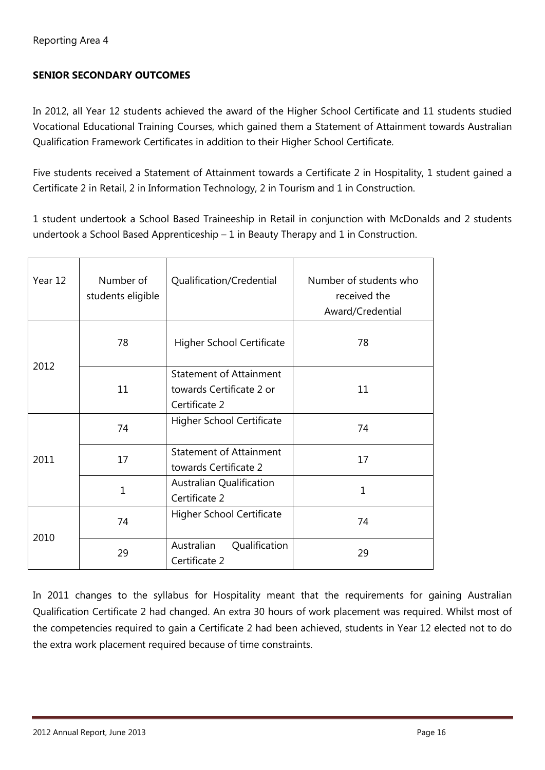Reporting Area 4

**SENIOR SECONDARY OUTCOMES**

In 2012, all Year 12 students achieved the award of the Higher School Certificate and 11 students studied Vocational Educational Training Courses, which gained them a Statement of Attainment towards Australian Qualification Framework Certificates in addition to their Higher School Certificate.

Five students received a Statement of Attainment towards a Certificate 2 in Hospitality, 1 student gained a Certificate 2 in Retail, 2 in Information Technology, 2 in Tourism and 1 in Construction.

1 student undertook a School Based Traineeship in Retail in conjunction with McDonalds and 2 students undertook a School Based Apprenticeship – 1 in Beauty Therapy and 1 in Construction.

| Year 12 | Number of students eligible | Qualification/Credential | Number of students who received the Award/Credential |
|---|---|---|---|
| 2012 | 78 | Higher School Certificate | 78 |
| | 11 | Statement of Attainment towards Certificate 2 or Certificate 2 | 11 |
| 2011 | 74 | Higher School Certificate | 74 |
| | 17 | Statement of Attainment towards Certificate 2 | 17 |
| | 1 | Australian Qualification Certificate 2 | 1 |
| 2010 | 74 | Higher School Certificate | 74 |
| | 29 | Australian Qualification Certificate 2 | 29 |

In 2011 changes to the syllabus for Hospitality meant that the requirements for gaining Australian Qualification Certificate 2 had changed. An extra 30 hours of work placement was required. Whilst most of the competencies required to gain a Certificate 2 had been achieved, students in Year 12 elected not to do the extra work placement required because of time constraints.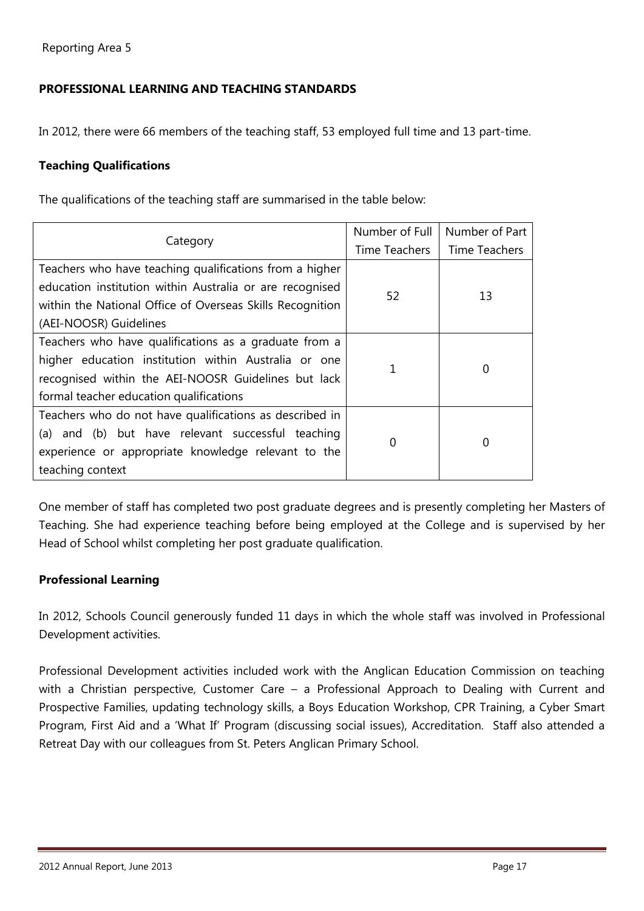Reporting Area 5

## PROFESSIONAL LEARNING AND TEACHING STANDARDS

In 2012, there were 66 members of the teaching staff, 53 employed full time and 13 part-time.

### Teaching Qualifications

The qualifications of the teaching staff are summarised in the table below:

| Category | Number of Full Time Teachers | Number of Part Time Teachers |
|---|---|---|
| Teachers who have teaching qualifications from a higher education institution within Australia or are recognised within the National Office of Overseas Skills Recognition (AEI-NOOSR) Guidelines | 52 | 13 |
| Teachers who have qualifications as a graduate from a higher education institution within Australia or one recognised within the AEI-NOOSR Guidelines but lack formal teacher education qualifications | 1 | 0 |
| Teachers who do not have qualifications as described in (a) and (b) but have relevant successful teaching experience or appropriate knowledge relevant to the teaching context | 0 | 0 |

One member of staff has completed two post graduate degrees and is presently completing her Masters of Teaching. She had experience teaching before being employed at the College and is supervised by her Head of School whilst completing her post graduate qualification.

### Professional Learning

In 2012, Schools Council generously funded 11 days in which the whole staff was involved in Professional Development activities.

Professional Development activities included work with the Anglican Education Commission on teaching with a Christian perspective, Customer Care – a Professional Approach to Dealing with Current and Prospective Families, updating technology skills, a Boys Education Workshop, CPR Training, a Cyber Smart Program, First Aid and a 'What If' Program (discussing social issues), Accreditation. Staff also attended a Retreat Day with our colleagues from St. Peters Anglican Primary School.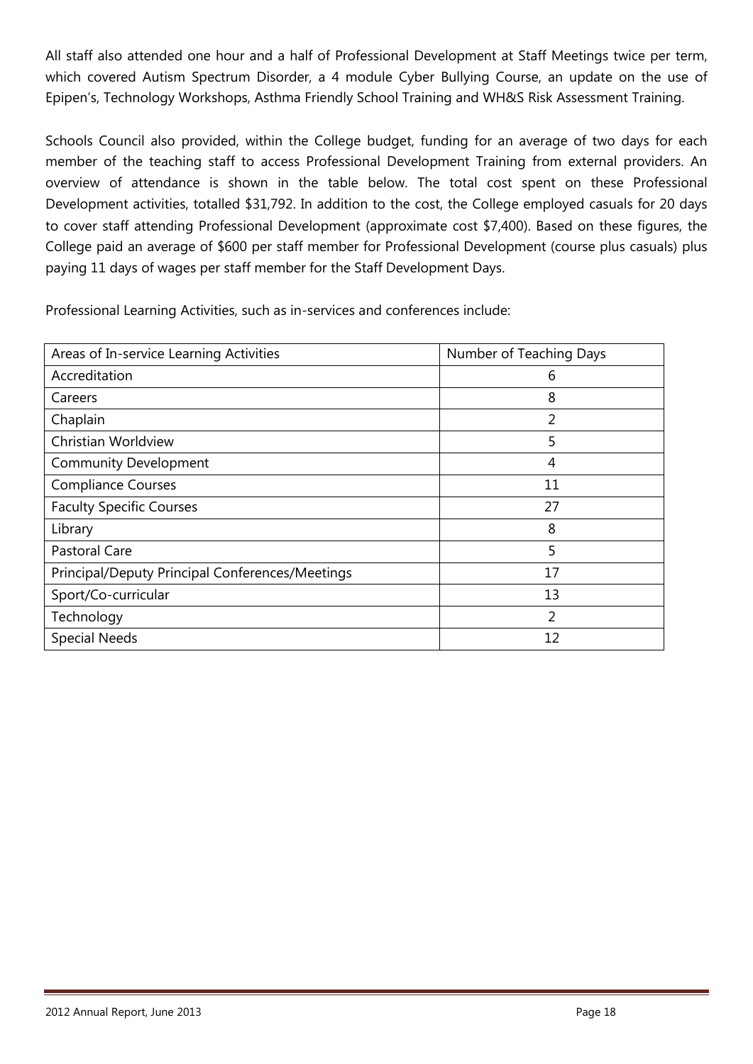All staff also attended one hour and a half of Professional Development at Staff Meetings twice per term, which covered Autism Spectrum Disorder, a 4 module Cyber Bullying Course, an update on the use of Epipen's, Technology Workshops, Asthma Friendly School Training and WH&S Risk Assessment Training.

Schools Council also provided, within the College budget, funding for an average of two days for each member of the teaching staff to access Professional Development Training from external providers. An overview of attendance is shown in the table below. The total cost spent on these Professional Development activities, totalled $31,792. In addition to the cost, the College employed casuals for 20 days to cover staff attending Professional Development (approximate cost $7,400). Based on these figures, the College paid an average of $600 per staff member for Professional Development (course plus casuals) plus paying 11 days of wages per staff member for the Staff Development Days.

Professional Learning Activities, such as in-services and conferences include:

| Areas of In-service Learning Activities | Number of Teaching Days |
|---|---|
| Accreditation | 6 |
| Careers | 8 |
| Chaplain | 2 |
| Christian Worldview | 5 |
| Community Development | 4 |
| Compliance Courses | 11 |
| Faculty Specific Courses | 27 |
| Library | 8 |
| Pastoral Care | 5 |
| Principal/Deputy Principal Conferences/Meetings | 17 |
| Sport/Co-curricular | 13 |
| Technology | 2 |
| Special Needs | 12 |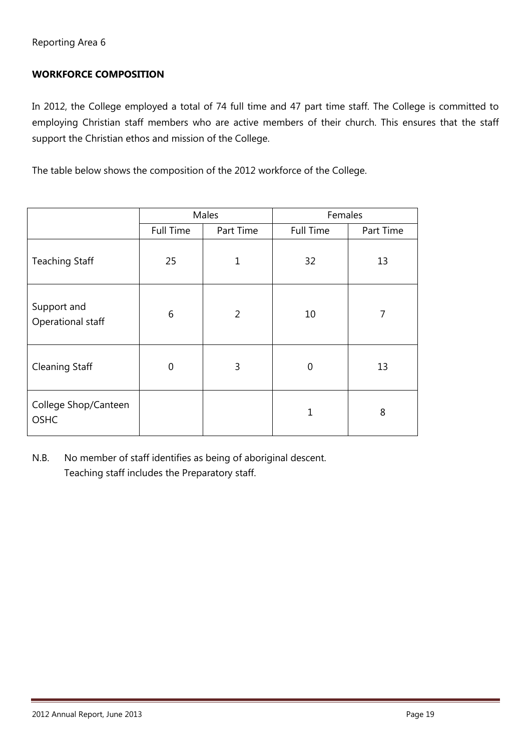Reporting Area 6

**WORKFORCE COMPOSITION**

In 2012, the College employed a total of 74 full time and 47 part time staff. The College is committed to employing Christian staff members who are active members of their church. This ensures that the staff support the Christian ethos and mission of the College.

The table below shows the composition of the 2012 workforce of the College.

| | Males | | Females | |
|---|---|---|---|---|
| | Full Time | Part Time | Full Time | Part Time |
| Teaching Staff | 25 | 1 | 32 | 13 |
| Support and Operational staff | 6 | 2 | 10 | 7 |
| Cleaning Staff | 0 | 3 | 0 | 13 |
| College Shop/Canteen OSHC | | | 1 | 8 |

N.B. No member of staff identifies as being of aboriginal descent.
Teaching staff includes the Preparatory staff.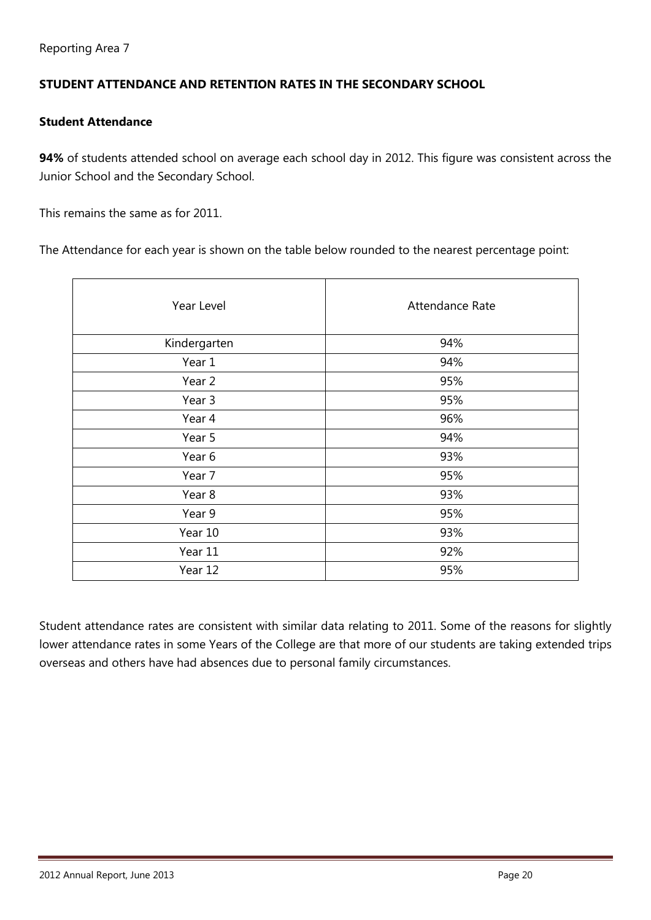Reporting Area 7

## STUDENT ATTENDANCE AND RETENTION RATES IN THE SECONDARY SCHOOL

### Student Attendance

**94%** of students attended school on average each school day in 2012. This figure was consistent across the Junior School and the Secondary School.

This remains the same as for 2011.

The Attendance for each year is shown on the table below rounded to the nearest percentage point:

| Year Level | Attendance Rate |
|---|---|
| Kindergarten | 94% |
| Year 1 | 94% |
| Year 2 | 95% |
| Year 3 | 95% |
| Year 4 | 96% |
| Year 5 | 94% |
| Year 6 | 93% |
| Year 7 | 95% |
| Year 8 | 93% |
| Year 9 | 95% |
| Year 10 | 93% |
| Year 11 | 92% |
| Year 12 | 95% |

Student attendance rates are consistent with similar data relating to 2011. Some of the reasons for slightly lower attendance rates in some Years of the College are that more of our students are taking extended trips overseas and others have had absences due to personal family circumstances.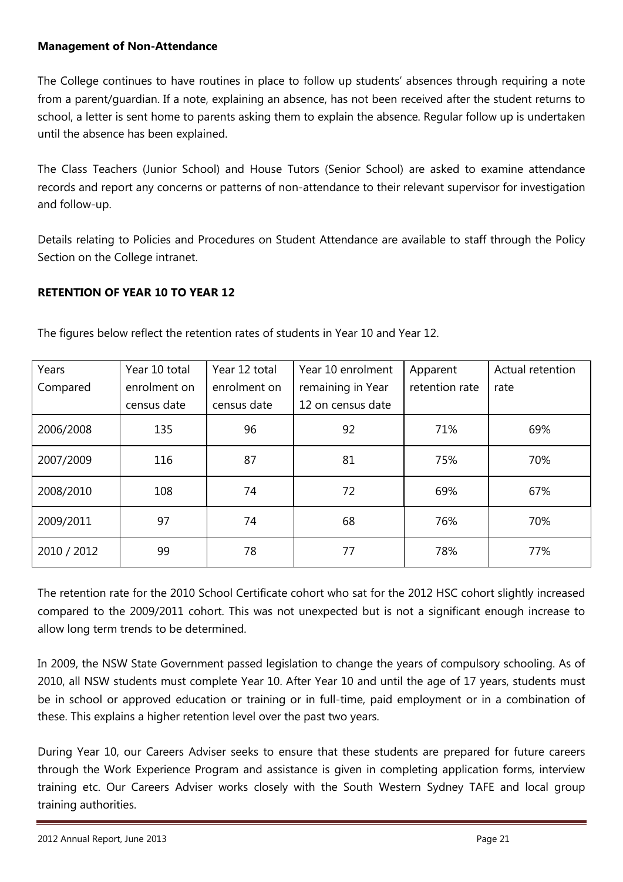**Management of Non-Attendance**

The College continues to have routines in place to follow up students' absences through requiring a note from a parent/guardian. If a note, explaining an absence, has not been received after the student returns to school, a letter is sent home to parents asking them to explain the absence. Regular follow up is undertaken until the absence has been explained.

The Class Teachers (Junior School) and House Tutors (Senior School) are asked to examine attendance records and report any concerns or patterns of non-attendance to their relevant supervisor for investigation and follow-up.

Details relating to Policies and Procedures on Student Attendance are available to staff through the Policy Section on the College intranet.

**RETENTION OF YEAR 10 TO YEAR 12**

The figures below reflect the retention rates of students in Year 10 and Year 12.

| Years Compared | Year 10 total enrolment on census date | Year 12 total enrolment on census date | Year 10 enrolment remaining in Year 12 on census date | Apparent retention rate | Actual retention rate |
|---|---|---|---|---|---|
| 2006/2008 | 135 | 96 | 92 | 71% | 69% |
| 2007/2009 | 116 | 87 | 81 | 75% | 70% |
| 2008/2010 | 108 | 74 | 72 | 69% | 67% |
| 2009/2011 | 97 | 74 | 68 | 76% | 70% |
| 2010 / 2012 | 99 | 78 | 77 | 78% | 77% |

The retention rate for the 2010 School Certificate cohort who sat for the 2012 HSC cohort slightly increased compared to the 2009/2011 cohort. This was not unexpected but is not a significant enough increase to allow long term trends to be determined.

In 2009, the NSW State Government passed legislation to change the years of compulsory schooling. As of 2010, all NSW students must complete Year 10. After Year 10 and until the age of 17 years, students must be in school or approved education or training or in full-time, paid employment or in a combination of these. This explains a higher retention level over the past two years.

During Year 10, our Careers Adviser seeks to ensure that these students are prepared for future careers through the Work Experience Program and assistance is given in completing application forms, interview training etc. Our Careers Adviser works closely with the South Western Sydney TAFE and local group training authorities.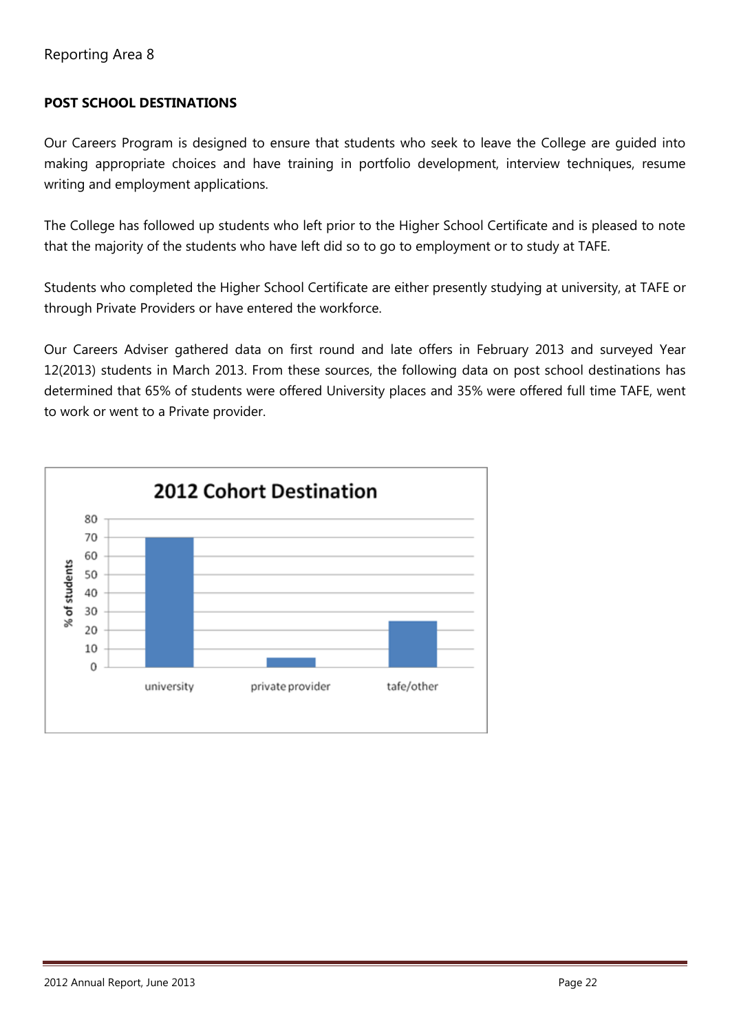Reporting Area 8

**POST SCHOOL DESTINATIONS**

Our Careers Program is designed to ensure that students who seek to leave the College are guided into making appropriate choices and have training in portfolio development, interview techniques, resume writing and employment applications.

The College has followed up students who left prior to the Higher School Certificate and is pleased to note that the majority of the students who have left did so to go to employment or to study at TAFE.

Students who completed the Higher School Certificate are either presently studying at university, at TAFE or through Private Providers or have entered the workforce.

Our Careers Adviser gathered data on first round and late offers in February 2013 and surveyed Year 12(2013) students in March 2013. From these sources, the following data on post school destinations has determined that 65% of students were offered University places and 35% were offered full time TAFE, went to work or went to a Private provider.

**2012 Cohort Destination**

| Destination | % of students |
|---|---|
| university | 70 |
| private provider | 5 |
| tafe/other | 25 |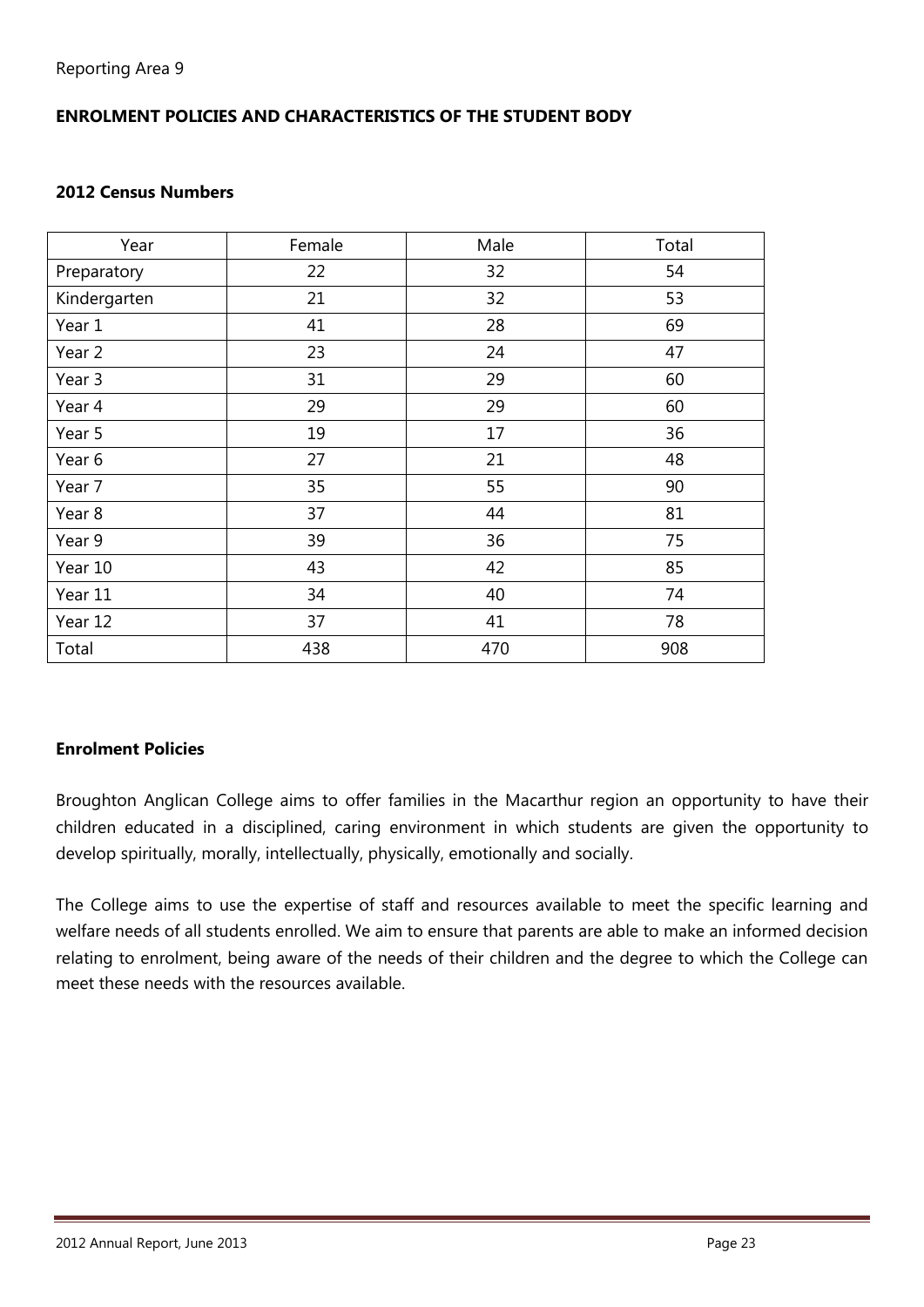Reporting Area 9

## ENROLMENT POLICIES AND CHARACTERISTICS OF THE STUDENT BODY

### 2012 Census Numbers

| Year | Female | Male | Total |
|---|---|---|---|
| Preparatory | 22 | 32 | 54 |
| Kindergarten | 21 | 32 | 53 |
| Year 1 | 41 | 28 | 69 |
| Year 2 | 23 | 24 | 47 |
| Year 3 | 31 | 29 | 60 |
| Year 4 | 29 | 29 | 60 |
| Year 5 | 19 | 17 | 36 |
| Year 6 | 27 | 21 | 48 |
| Year 7 | 35 | 55 | 90 |
| Year 8 | 37 | 44 | 81 |
| Year 9 | 39 | 36 | 75 |
| Year 10 | 43 | 42 | 85 |
| Year 11 | 34 | 40 | 74 |
| Year 12 | 37 | 41 | 78 |
| Total | 438 | 470 | 908 |

### Enrolment Policies

Broughton Anglican College aims to offer families in the Macarthur region an opportunity to have their children educated in a disciplined, caring environment in which students are given the opportunity to develop spiritually, morally, intellectually, physically, emotionally and socially.

The College aims to use the expertise of staff and resources available to meet the specific learning and welfare needs of all students enrolled. We aim to ensure that parents are able to make an informed decision relating to enrolment, being aware of the needs of their children and the degree to which the College can meet these needs with the resources available.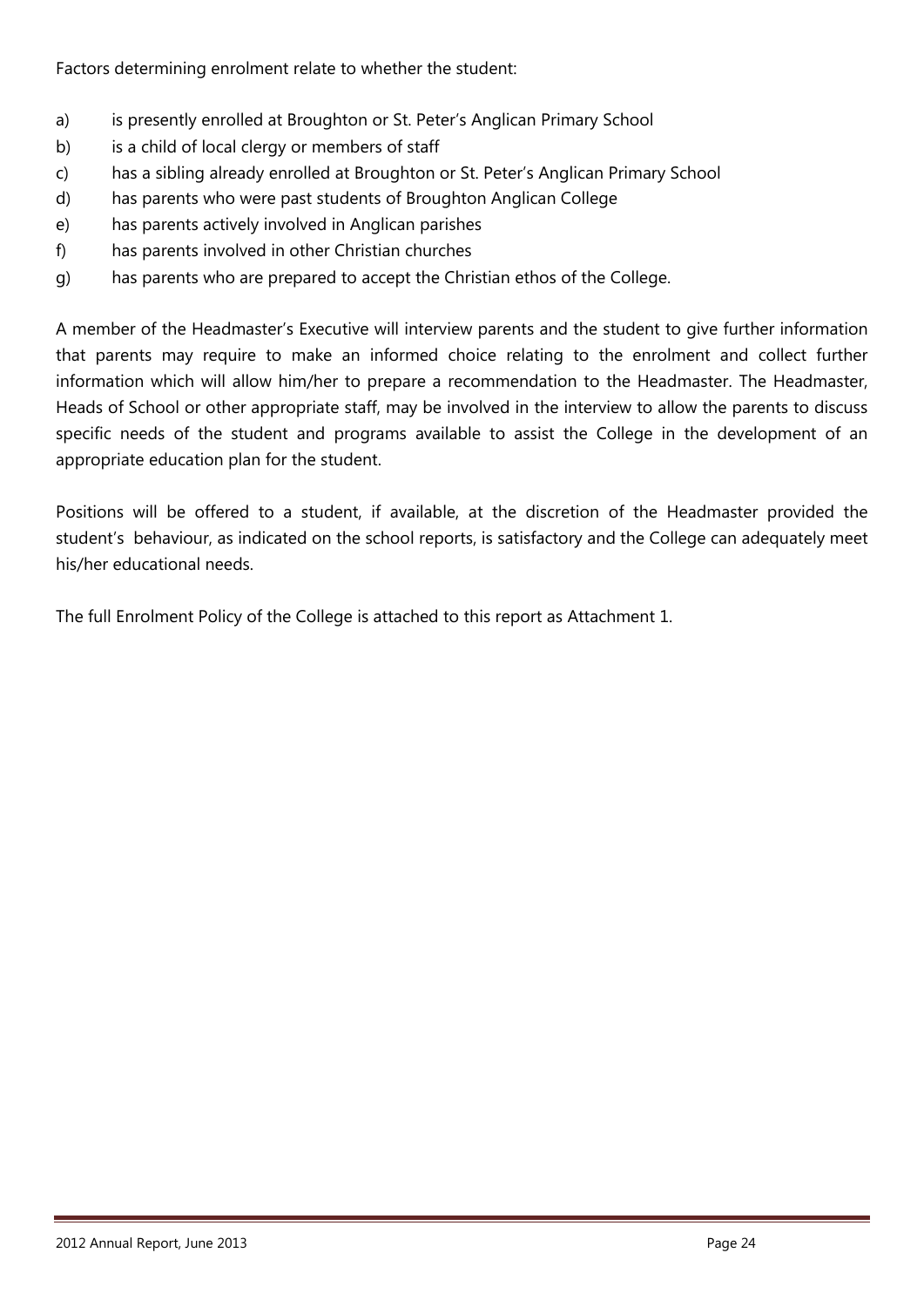Factors determining enrolment relate to whether the student:

a) is presently enrolled at Broughton or St. Peter's Anglican Primary School
b) is a child of local clergy or members of staff
c) has a sibling already enrolled at Broughton or St. Peter's Anglican Primary School
d) has parents who were past students of Broughton Anglican College
e) has parents actively involved in Anglican parishes
f) has parents involved in other Christian churches
g) has parents who are prepared to accept the Christian ethos of the College.

A member of the Headmaster's Executive will interview parents and the student to give further information that parents may require to make an informed choice relating to the enrolment and collect further information which will allow him/her to prepare a recommendation to the Headmaster. The Headmaster, Heads of School or other appropriate staff, may be involved in the interview to allow the parents to discuss specific needs of the student and programs available to assist the College in the development of an appropriate education plan for the student.

Positions will be offered to a student, if available, at the discretion of the Headmaster provided the student's behaviour, as indicated on the school reports, is satisfactory and the College can adequately meet his/her educational needs.

The full Enrolment Policy of the College is attached to this report as Attachment 1.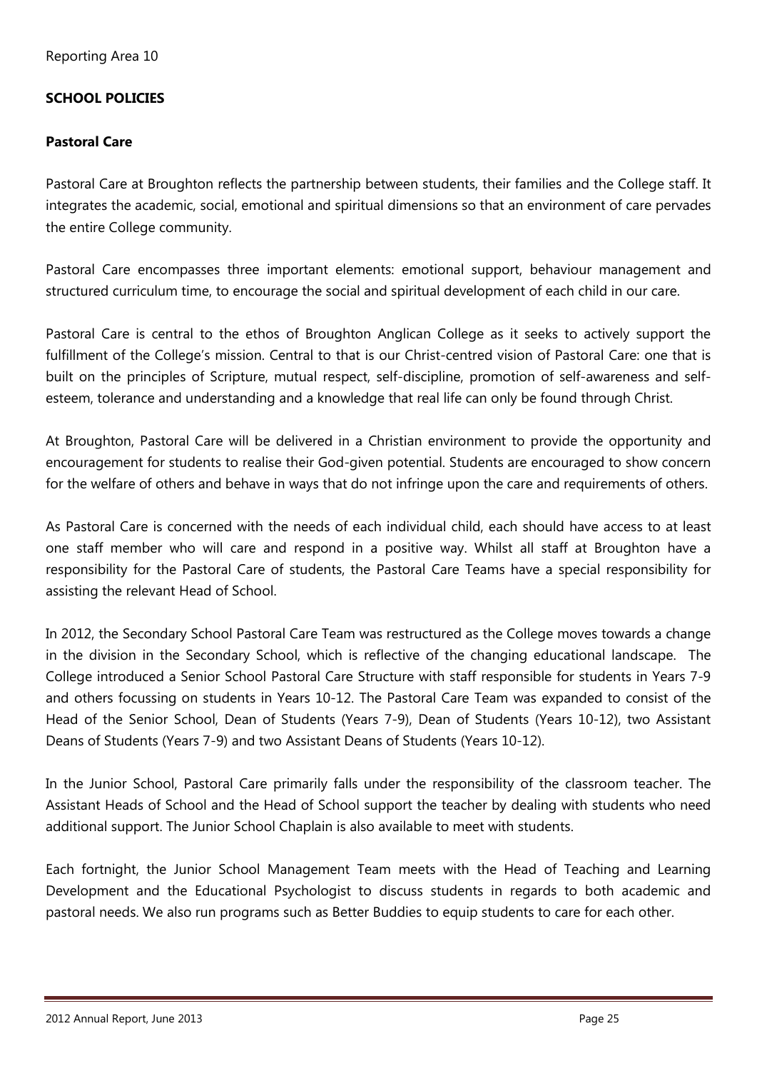Reporting Area 10

## SCHOOL POLICIES

### Pastoral Care

Pastoral Care at Broughton reflects the partnership between students, their families and the College staff. It integrates the academic, social, emotional and spiritual dimensions so that an environment of care pervades the entire College community.

Pastoral Care encompasses three important elements: emotional support, behaviour management and structured curriculum time, to encourage the social and spiritual development of each child in our care.

Pastoral Care is central to the ethos of Broughton Anglican College as it seeks to actively support the fulfillment of the College's mission. Central to that is our Christ-centred vision of Pastoral Care: one that is built on the principles of Scripture, mutual respect, self-discipline, promotion of self-awareness and self-esteem, tolerance and understanding and a knowledge that real life can only be found through Christ.

At Broughton, Pastoral Care will be delivered in a Christian environment to provide the opportunity and encouragement for students to realise their God-given potential. Students are encouraged to show concern for the welfare of others and behave in ways that do not infringe upon the care and requirements of others.

As Pastoral Care is concerned with the needs of each individual child, each should have access to at least one staff member who will care and respond in a positive way. Whilst all staff at Broughton have a responsibility for the Pastoral Care of students, the Pastoral Care Teams have a special responsibility for assisting the relevant Head of School.

In 2012, the Secondary School Pastoral Care Team was restructured as the College moves towards a change in the division in the Secondary School, which is reflective of the changing educational landscape. The College introduced a Senior School Pastoral Care Structure with staff responsible for students in Years 7-9 and others focussing on students in Years 10-12. The Pastoral Care Team was expanded to consist of the Head of the Senior School, Dean of Students (Years 7-9), Dean of Students (Years 10-12), two Assistant Deans of Students (Years 7-9) and two Assistant Deans of Students (Years 10-12).

In the Junior School, Pastoral Care primarily falls under the responsibility of the classroom teacher. The Assistant Heads of School and the Head of School support the teacher by dealing with students who need additional support. The Junior School Chaplain is also available to meet with students.

Each fortnight, the Junior School Management Team meets with the Head of Teaching and Learning Development and the Educational Psychologist to discuss students in regards to both academic and pastoral needs. We also run programs such as Better Buddies to equip students to care for each other.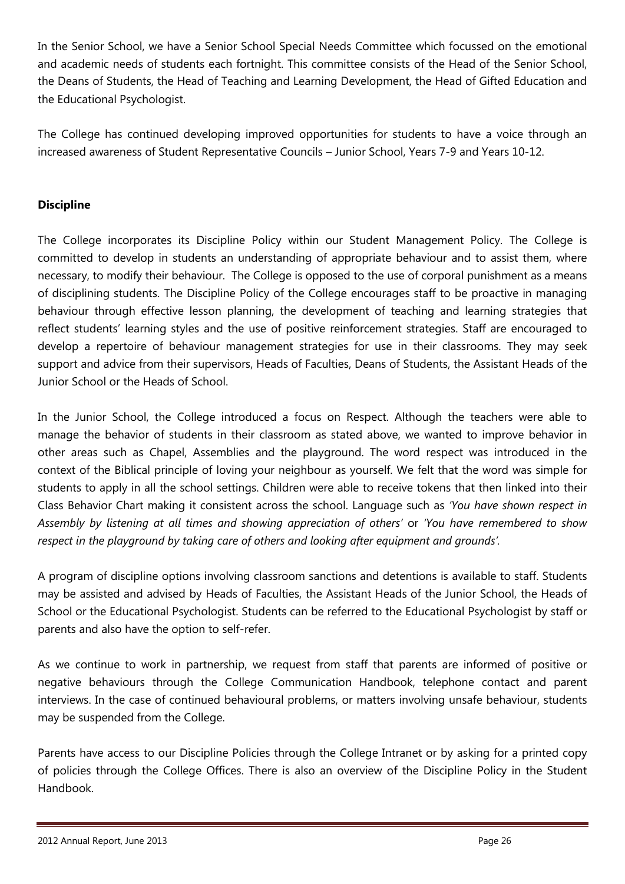In the Senior School, we have a Senior School Special Needs Committee which focussed on the emotional and academic needs of students each fortnight. This committee consists of the Head of the Senior School, the Deans of Students, the Head of Teaching and Learning Development, the Head of Gifted Education and the Educational Psychologist.

The College has continued developing improved opportunities for students to have a voice through an increased awareness of Student Representative Councils – Junior School, Years 7-9 and Years 10-12.

**Discipline**

The College incorporates its Discipline Policy within our Student Management Policy. The College is committed to develop in students an understanding of appropriate behaviour and to assist them, where necessary, to modify their behaviour. The College is opposed to the use of corporal punishment as a means of disciplining students. The Discipline Policy of the College encourages staff to be proactive in managing behaviour through effective lesson planning, the development of teaching and learning strategies that reflect students' learning styles and the use of positive reinforcement strategies. Staff are encouraged to develop a repertoire of behaviour management strategies for use in their classrooms. They may seek support and advice from their supervisors, Heads of Faculties, Deans of Students, the Assistant Heads of the Junior School or the Heads of School.

In the Junior School, the College introduced a focus on Respect. Although the teachers were able to manage the behavior of students in their classroom as stated above, we wanted to improve behavior in other areas such as Chapel, Assemblies and the playground. The word respect was introduced in the context of the Biblical principle of loving your neighbour as yourself. We felt that the word was simple for students to apply in all the school settings. Children were able to receive tokens that then linked into their Class Behavior Chart making it consistent across the school. Language such as *'You have shown respect in Assembly by listening at all times and showing appreciation of others'* or *'You have remembered to show respect in the playground by taking care of others and looking after equipment and grounds'*.

A program of discipline options involving classroom sanctions and detentions is available to staff. Students may be assisted and advised by Heads of Faculties, the Assistant Heads of the Junior School, the Heads of School or the Educational Psychologist. Students can be referred to the Educational Psychologist by staff or parents and also have the option to self-refer.

As we continue to work in partnership, we request from staff that parents are informed of positive or negative behaviours through the College Communication Handbook, telephone contact and parent interviews. In the case of continued behavioural problems, or matters involving unsafe behaviour, students may be suspended from the College.

Parents have access to our Discipline Policies through the College Intranet or by asking for a printed copy of policies through the College Offices. There is also an overview of the Discipline Policy in the Student Handbook.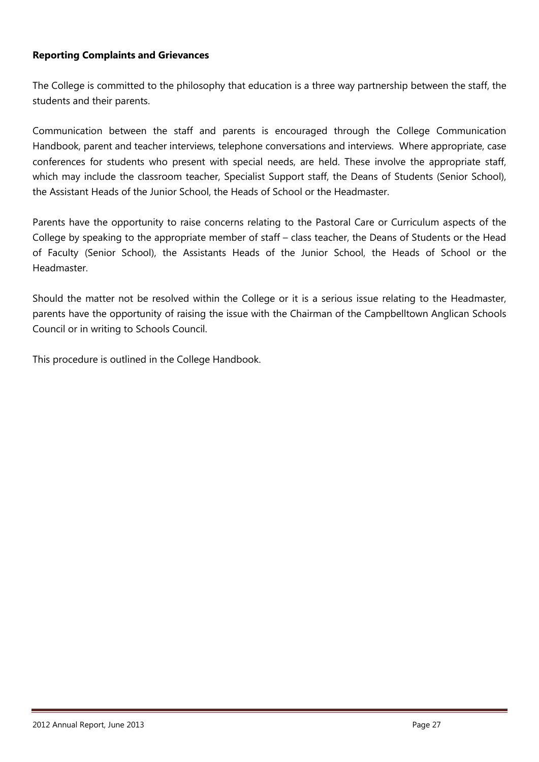**Reporting Complaints and Grievances**

The College is committed to the philosophy that education is a three way partnership between the staff, the students and their parents.

Communication between the staff and parents is encouraged through the College Communication Handbook, parent and teacher interviews, telephone conversations and interviews. Where appropriate, case conferences for students who present with special needs, are held. These involve the appropriate staff, which may include the classroom teacher, Specialist Support staff, the Deans of Students (Senior School), the Assistant Heads of the Junior School, the Heads of School or the Headmaster.

Parents have the opportunity to raise concerns relating to the Pastoral Care or Curriculum aspects of the College by speaking to the appropriate member of staff – class teacher, the Deans of Students or the Head of Faculty (Senior School), the Assistants Heads of the Junior School, the Heads of School or the Headmaster.

Should the matter not be resolved within the College or it is a serious issue relating to the Headmaster, parents have the opportunity of raising the issue with the Chairman of the Campbelltown Anglican Schools Council or in writing to Schools Council.

This procedure is outlined in the College Handbook.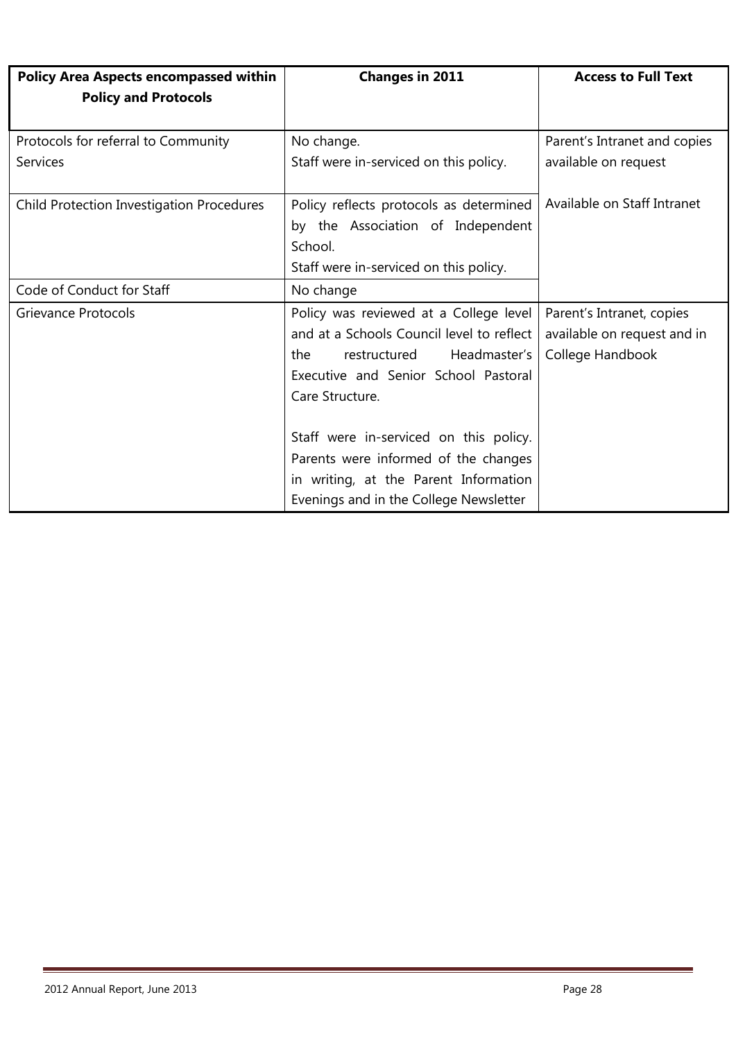| Policy Area Aspects encompassed within Policy and Protocols | Changes in 2011 | Access to Full Text |
|---|---|---|
| Protocols for referral to Community Services | No change.<br>Staff were in-serviced on this policy. | Parent's Intranet and copies available on request |
| Child Protection Investigation Procedures | Policy reflects protocols as determined by the Association of Independent School.<br>Staff were in-serviced on this policy. | Available on Staff Intranet |
| Code of Conduct for Staff | No change | |
| Grievance Protocols | Policy was reviewed at a College level and at a Schools Council level to reflect the restructured Headmaster's Executive and Senior School Pastoral Care Structure.<br><br>Staff were in-serviced on this policy. Parents were informed of the changes in writing, at the Parent Information Evenings and in the College Newsletter | Parent's Intranet, copies available on request and in College Handbook |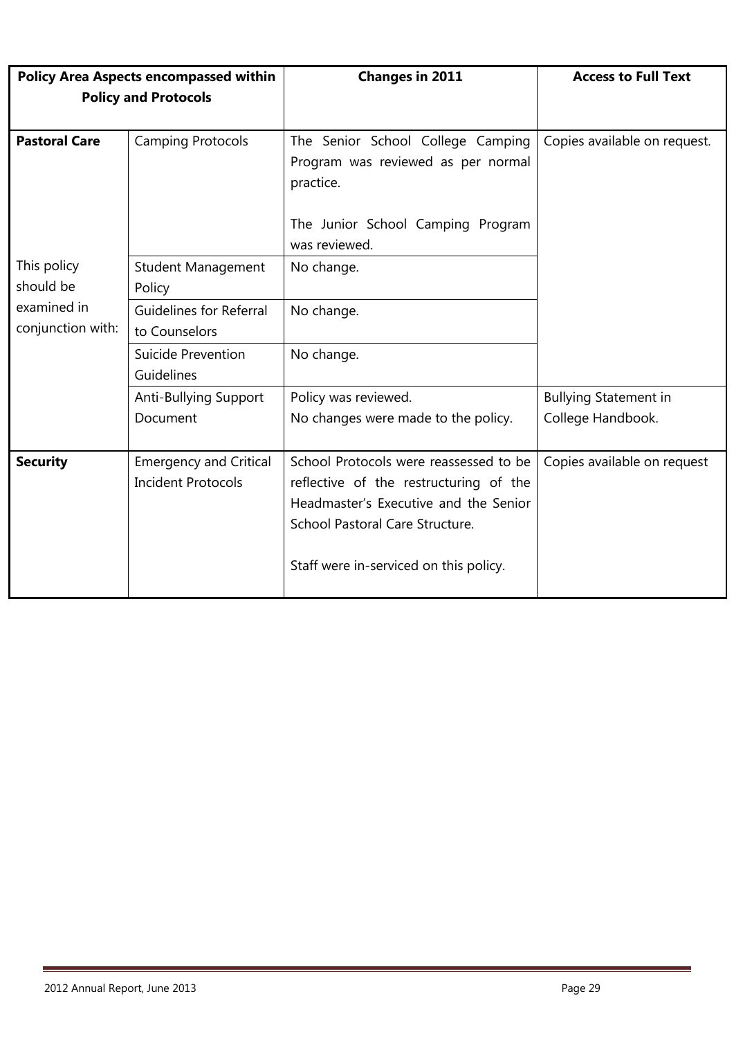| Policy Area Aspects encompassed within Policy and Protocols | | Changes in 2011 | Access to Full Text |
|---|---|---|---|
| **Pastoral Care** | Camping Protocols | The Senior School College Camping Program was reviewed as per normal practice.<br><br>The Junior School Camping Program was reviewed. | Copies available on request. |
| This policy should be examined in conjunction with: | Student Management Policy | No change. | |
| | Guidelines for Referral to Counselors | No change. | |
| | Suicide Prevention Guidelines | No change. | |
| | Anti-Bullying Support Document | Policy was reviewed.<br>No changes were made to the policy. | Bullying Statement in College Handbook. |
| **Security** | Emergency and Critical Incident Protocols | School Protocols were reassessed to be reflective of the restructuring of the Headmaster's Executive and the Senior School Pastoral Care Structure.<br><br>Staff were in-serviced on this policy. | Copies available on request |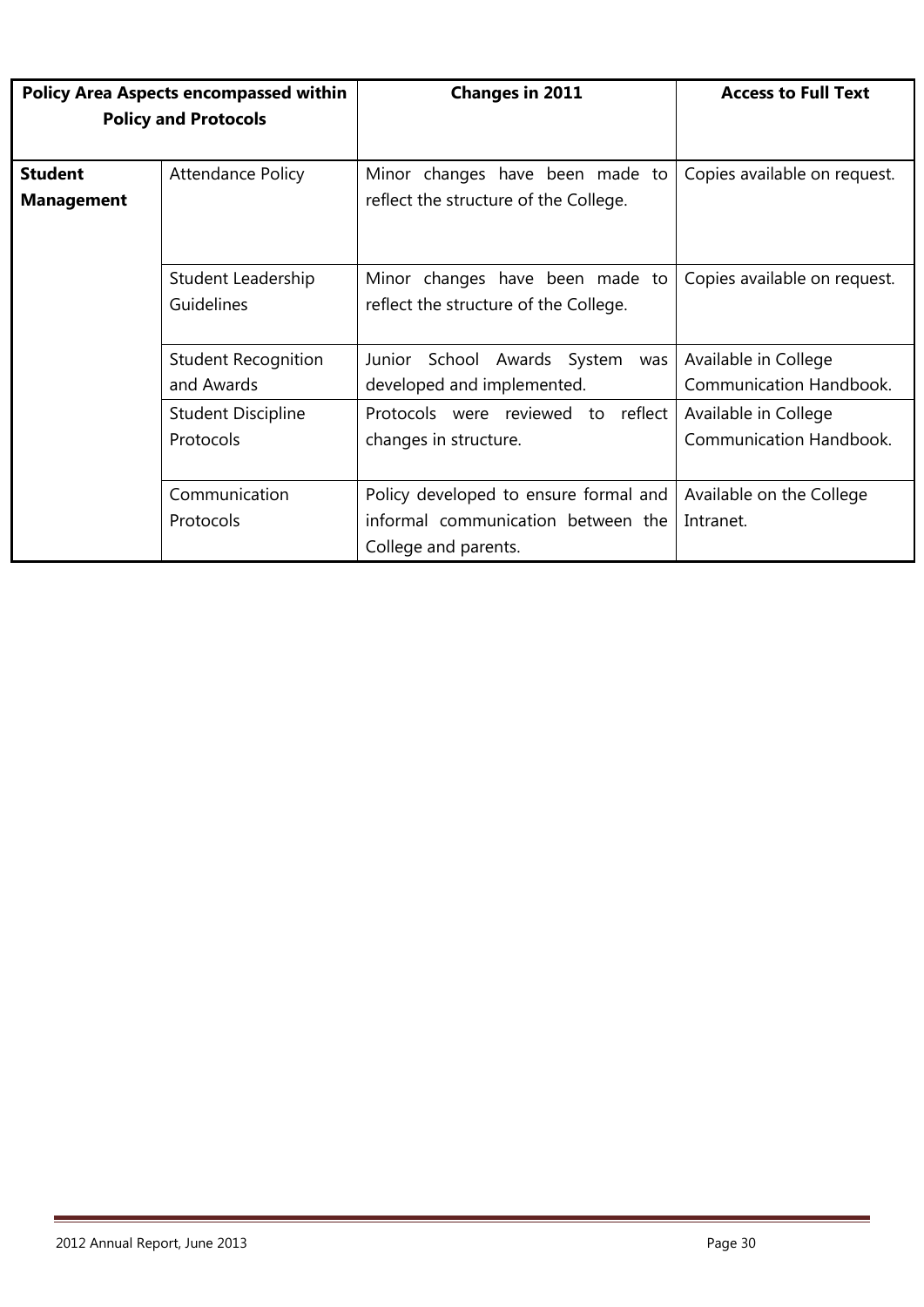| Policy Area Aspects encompassed within Policy and Protocols | | Changes in 2011 | Access to Full Text |
|---|---|---|---|
| **Student Management** | Attendance Policy | Minor changes have been made to reflect the structure of the College. | Copies available on request. |
| | Student Leadership Guidelines | Minor changes have been made to reflect the structure of the College. | Copies available on request. |
| | Student Recognition and Awards | Junior School Awards System was developed and implemented. | Available in College Communication Handbook. |
| | Student Discipline Protocols | Protocols were reviewed to reflect changes in structure. | Available in College Communication Handbook. |
| | Communication Protocols | Policy developed to ensure formal and informal communication between the College and parents. | Available on the College Intranet. |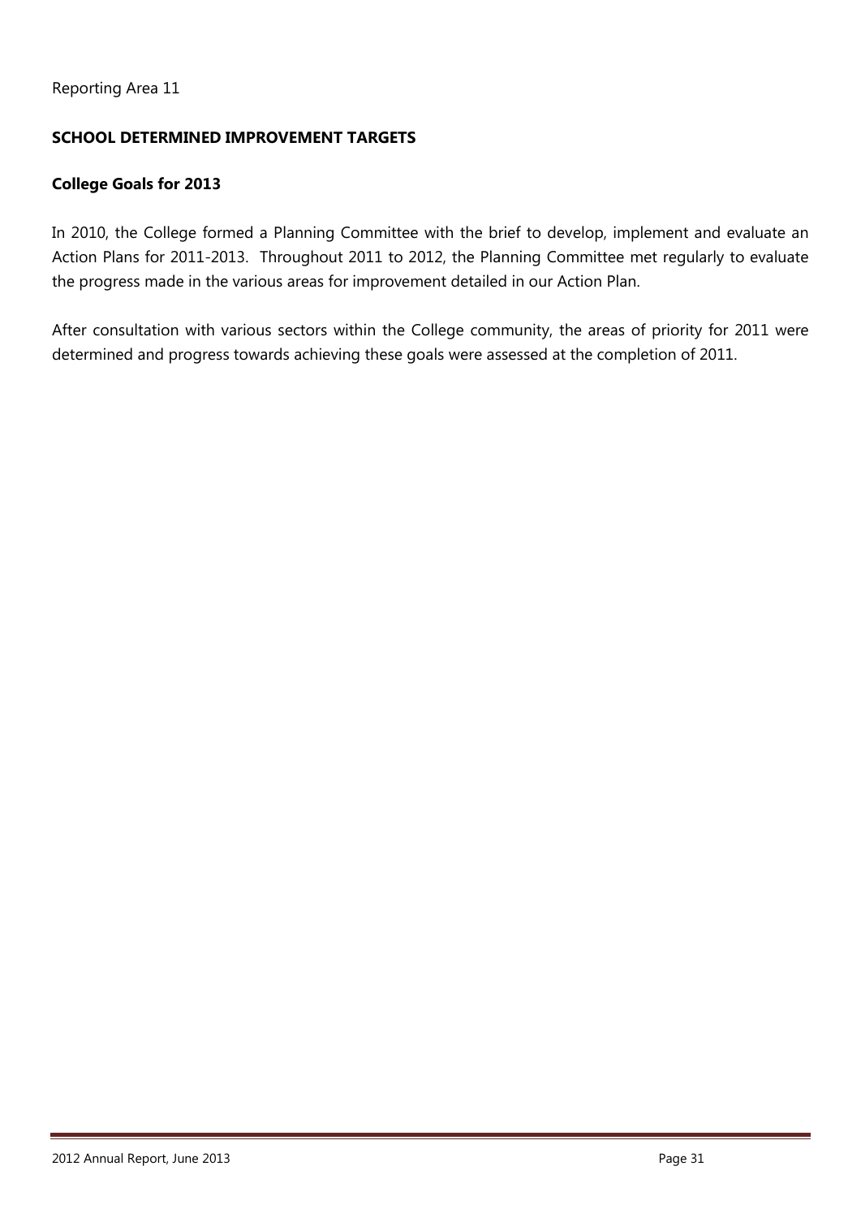Reporting Area 11

## SCHOOL DETERMINED IMPROVEMENT TARGETS

### College Goals for 2013

In 2010, the College formed a Planning Committee with the brief to develop, implement and evaluate an Action Plans for 2011-2013. Throughout 2011 to 2012, the Planning Committee met regularly to evaluate the progress made in the various areas for improvement detailed in our Action Plan.

After consultation with various sectors within the College community, the areas of priority for 2011 were determined and progress towards achieving these goals were assessed at the completion of 2011.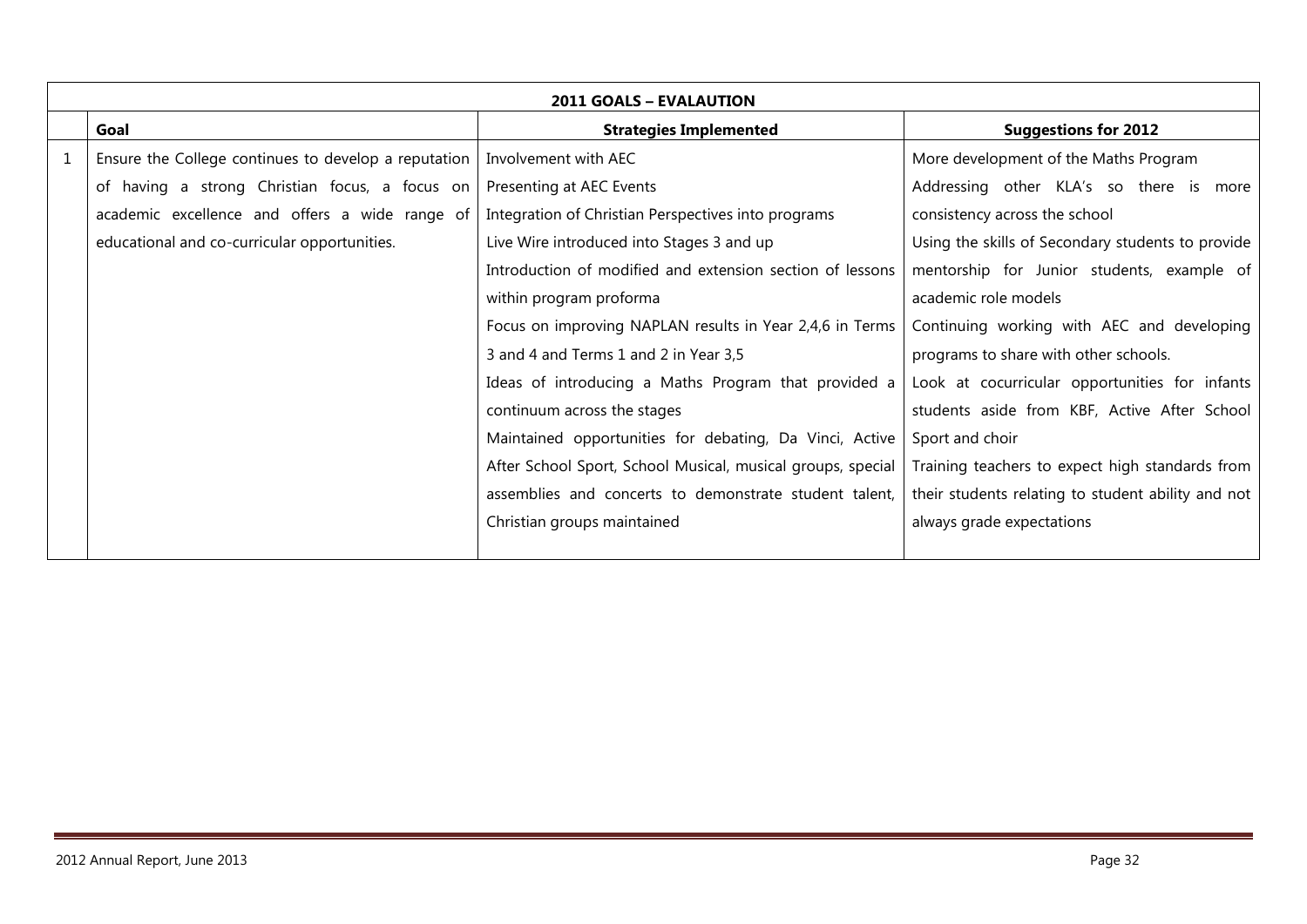| 2011 GOALS – EVALAUTION | | | |
|---|---|---|---|
| | **Goal** | **Strategies Implemented** | **Suggestions for 2012** |
| 1 | Ensure the College continues to develop a reputation of having a strong Christian focus, a focus on academic excellence and offers a wide range of educational and co-curricular opportunities. | Involvement with AEC<br>Presenting at AEC Events<br>Integration of Christian Perspectives into programs<br>Live Wire introduced into Stages 3 and up<br>Introduction of modified and extension section of lessons within program proforma<br>Focus on improving NAPLAN results in Year 2,4,6 in Terms 3 and 4 and Terms 1 and 2 in Year 3,5<br>Ideas of introducing a Maths Program that provided a continuum across the stages<br>Maintained opportunities for debating, Da Vinci, Active After School Sport, School Musical, musical groups, special assemblies and concerts to demonstrate student talent,<br>Christian groups maintained | More development of the Maths Program<br>Addressing other KLA's so there is more consistency across the school<br>Using the skills of Secondary students to provide mentorship for Junior students, example of academic role models<br>Continuing working with AEC and developing programs to share with other schools.<br>Look at cocurricular opportunities for infants students aside from KBF, Active After School Sport and choir<br>Training teachers to expect high standards from their students relating to student ability and not always grade expectations |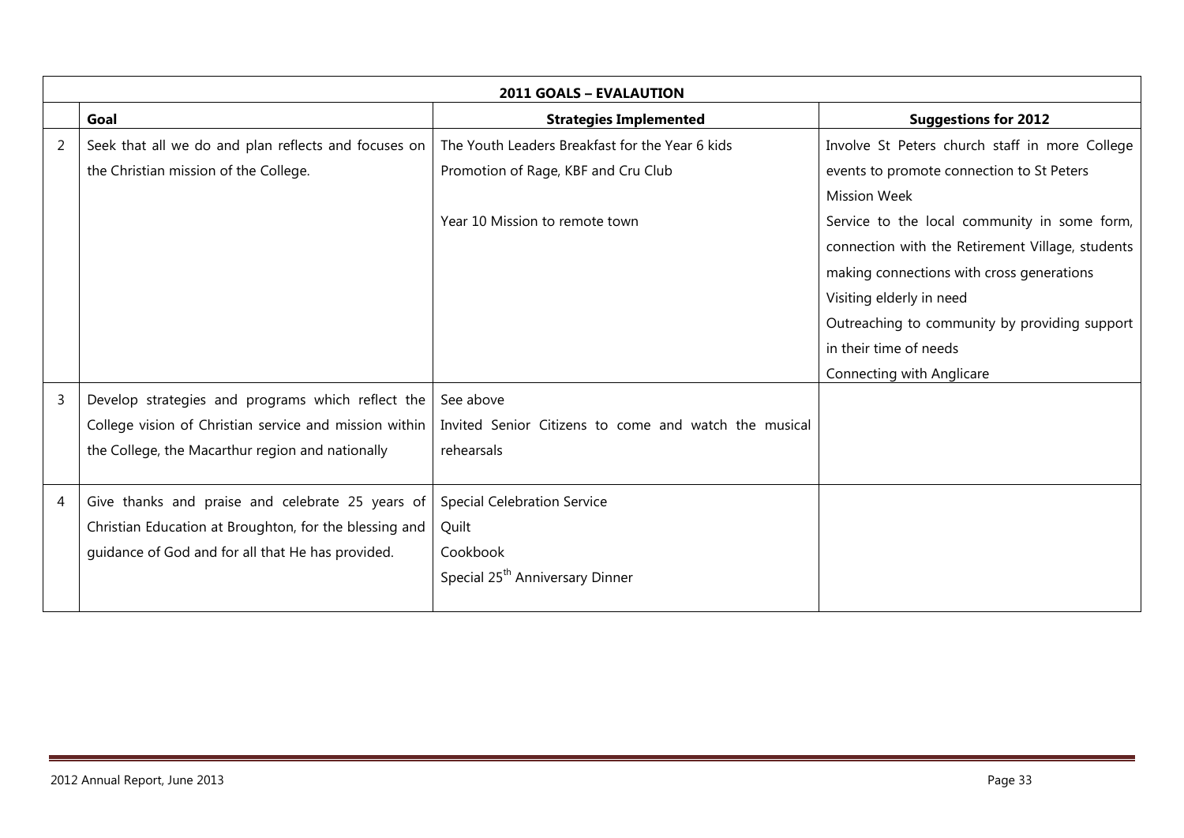| 2011 GOALS – EVALAUTION | | | |
|---|---|---|---|
| | **Goal** | **Strategies Implemented** | **Suggestions for 2012** |
| 2 | Seek that all we do and plan reflects and focuses on the Christian mission of the College. | The Youth Leaders Breakfast for the Year 6 kids<br>Promotion of Rage, KBF and Cru Club<br><br>Year 10 Mission to remote town | Involve St Peters church staff in more College events to promote connection to St Peters<br>Mission Week<br>Service to the local community in some form, connection with the Retirement Village, students making connections with cross generations<br>Visiting elderly in need<br>Outreaching to community by providing support in their time of needs<br>Connecting with Anglicare |
| 3 | Develop strategies and programs which reflect the College vision of Christian service and mission within the College, the Macarthur region and nationally | See above<br>Invited Senior Citizens to come and watch the musical rehearsals | |
| 4 | Give thanks and praise and celebrate 25 years of Christian Education at Broughton, for the blessing and guidance of God and for all that He has provided. | Special Celebration Service<br>Quilt<br>Cookbook<br>Special 25th Anniversary Dinner | |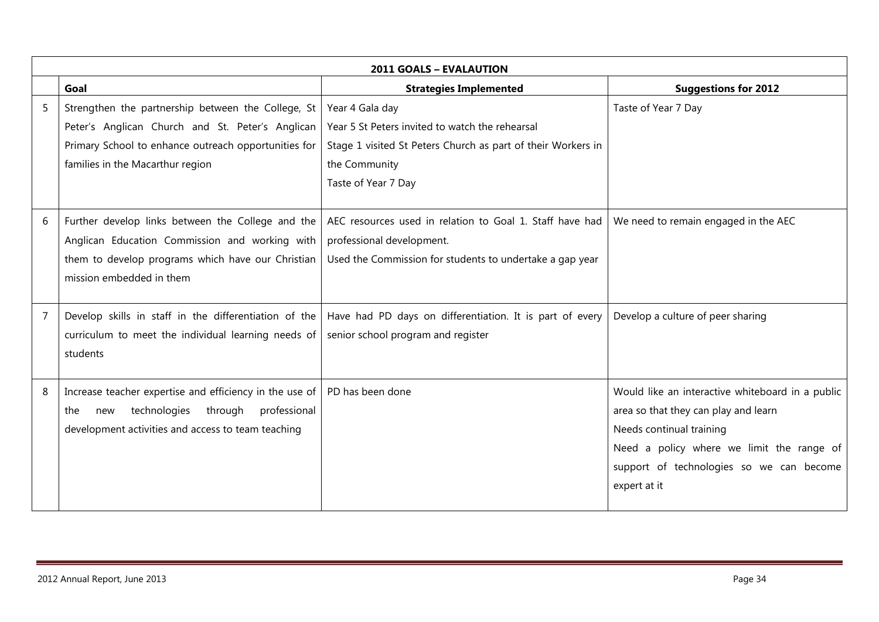| | **2011 GOALS – EVALAUTION** | | |
|---|---|---|---|
| | **Goal** | **Strategies Implemented** | **Suggestions for 2012** |
| 5 | Strengthen the partnership between the College, St Peter's Anglican Church and St. Peter's Anglican Primary School to enhance outreach opportunities for families in the Macarthur region | Year 4 Gala day<br>Year 5 St Peters invited to watch the rehearsal<br>Stage 1 visited St Peters Church as part of their Workers in the Community<br>Taste of Year 7 Day | Taste of Year 7 Day |
| 6 | Further develop links between the College and the Anglican Education Commission and working with them to develop programs which have our Christian mission embedded in them | AEC resources used in relation to Goal 1. Staff have had professional development.<br>Used the Commission for students to undertake a gap year | We need to remain engaged in the AEC |
| 7 | Develop skills in staff in the differentiation of the curriculum to meet the individual learning needs of students | Have had PD days on differentiation. It is part of every senior school program and register | Develop a culture of peer sharing |
| 8 | Increase teacher expertise and efficiency in the use of the new technologies through professional development activities and access to team teaching | PD has been done | Would like an interactive whiteboard in a public area so that they can play and learn<br>Needs continual training<br>Need a policy where we limit the range of support of technologies so we can become expert at it |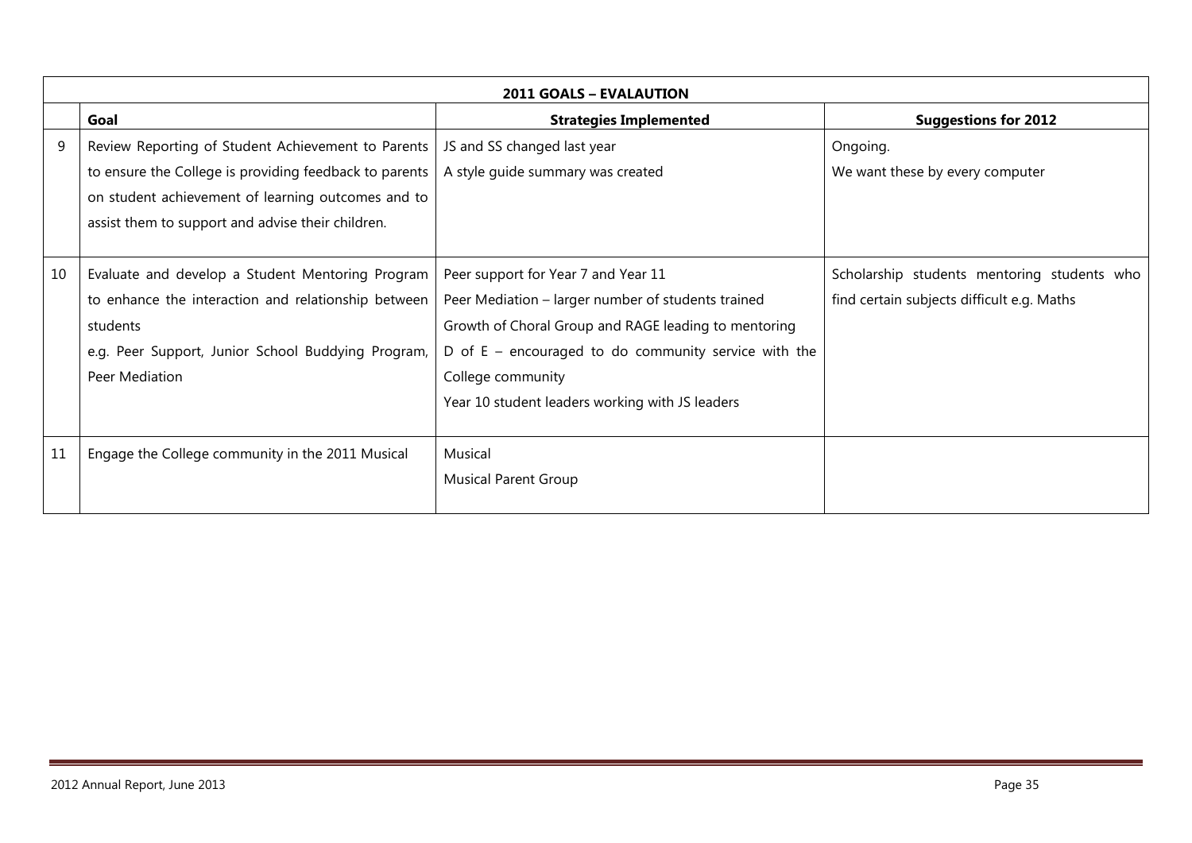| 2011 GOALS – EVALAUTION | | | |
|---|---|---|---|
| | **Goal** | **Strategies Implemented** | **Suggestions for 2012** |
| 9 | Review Reporting of Student Achievement to Parents to ensure the College is providing feedback to parents on student achievement of learning outcomes and to assist them to support and advise their children. | JS and SS changed last year<br>A style guide summary was created | Ongoing.<br>We want these by every computer |
| 10 | Evaluate and develop a Student Mentoring Program to enhance the interaction and relationship between students<br>e.g. Peer Support, Junior School Buddying Program, Peer Mediation | Peer support for Year 7 and Year 11<br>Peer Mediation – larger number of students trained<br>Growth of Choral Group and RAGE leading to mentoring<br>D of E – encouraged to do community service with the College community<br>Year 10 student leaders working with JS leaders | Scholarship students mentoring students who find certain subjects difficult e.g. Maths |
| 11 | Engage the College community in the 2011 Musical | Musical<br>Musical Parent Group | |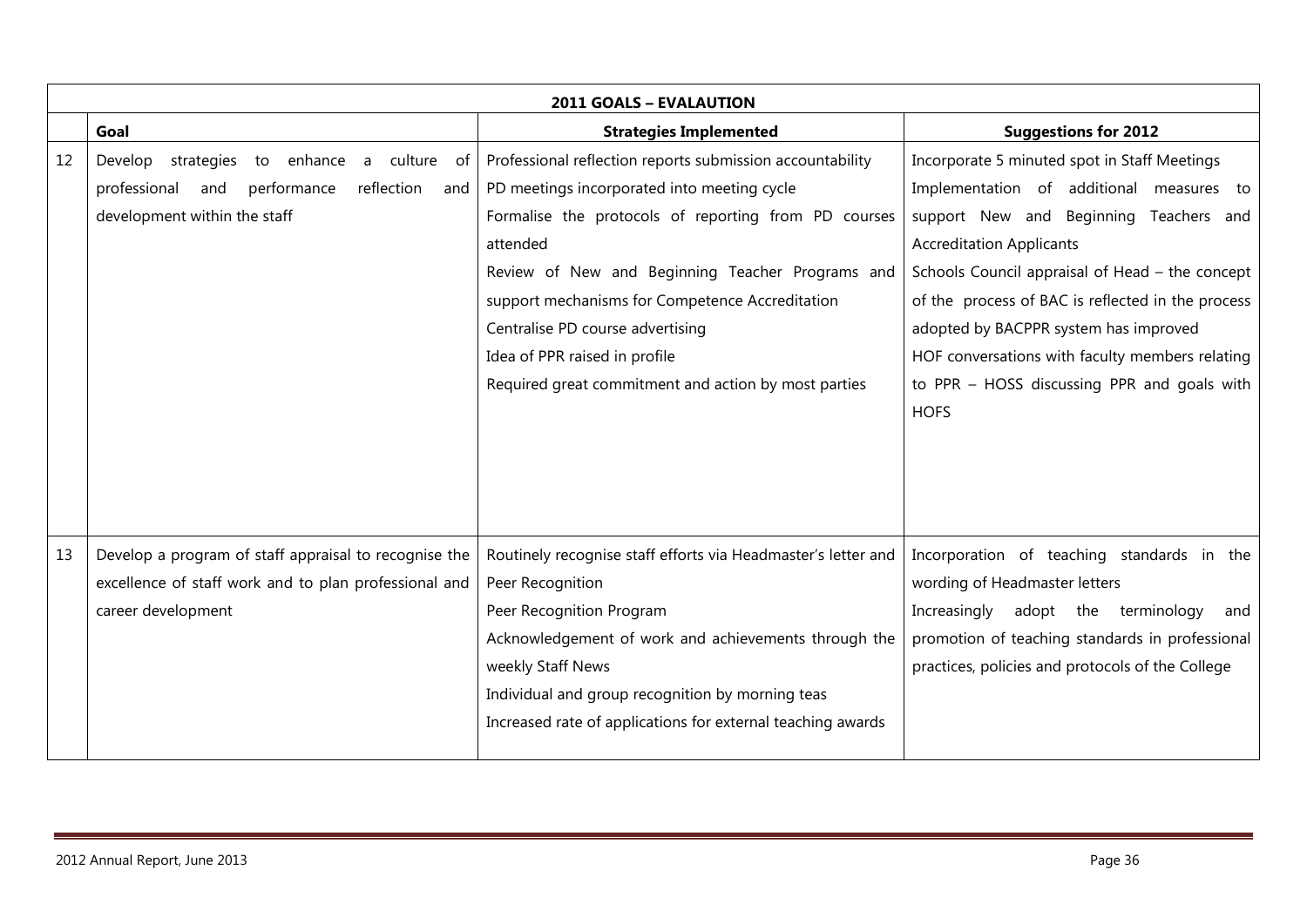| 2011 GOALS – EVALAUTION | | | |
|---|---|---|---|
| | **Goal** | **Strategies Implemented** | **Suggestions for 2012** |
| 12 | Develop strategies to enhance a culture of professional and performance reflection and development within the staff | Professional reflection reports submission accountability<br>PD meetings incorporated into meeting cycle<br>Formalise the protocols of reporting from PD courses attended<br>Review of New and Beginning Teacher Programs and support mechanisms for Competence Accreditation<br>Centralise PD course advertising<br>Idea of PPR raised in profile<br>Required great commitment and action by most parties | Incorporate 5 minuted spot in Staff Meetings<br>Implementation of additional measures to support New and Beginning Teachers and Accreditation Applicants<br>Schools Council appraisal of Head – the concept of the process of BAC is reflected in the process adopted by BACPPR system has improved<br>HOF conversations with faculty members relating to PPR – HOSS discussing PPR and goals with HOFS |
| 13 | Develop a program of staff appraisal to recognise the excellence of staff work and to plan professional and career development | Routinely recognise staff efforts via Headmaster's letter and Peer Recognition<br>Peer Recognition Program<br>Acknowledgement of work and achievements through the weekly Staff News<br>Individual and group recognition by morning teas<br>Increased rate of applications for external teaching awards | Incorporation of teaching standards in the wording of Headmaster letters<br>Increasingly adopt the terminology and promotion of teaching standards in professional practices, policies and protocols of the College |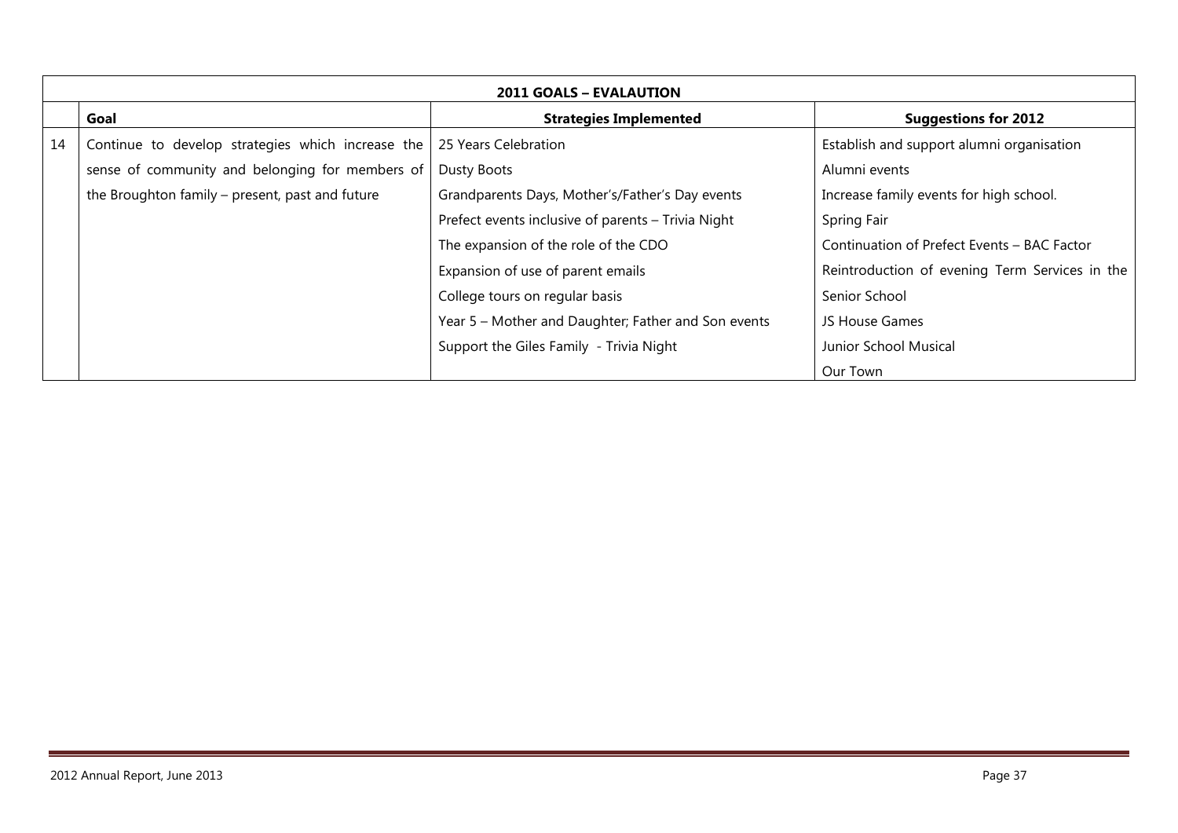| 2011 GOALS – EVALAUTION | | | |
|---|---|---|---|
| | **Goal** | **Strategies Implemented** | **Suggestions for 2012** |
| 14 | Continue to develop strategies which increase the sense of community and belonging for members of the Broughton family – present, past and future | 25 Years Celebration<br>Dusty Boots<br>Grandparents Days, Mother's/Father's Day events<br>Prefect events inclusive of parents – Trivia Night<br>The expansion of the role of the CDO<br>Expansion of use of parent emails<br>College tours on regular basis<br>Year 5 – Mother and Daughter; Father and Son events<br>Support the Giles Family - Trivia Night | Establish and support alumni organisation<br>Alumni events<br>Increase family events for high school.<br>Spring Fair<br>Continuation of Prefect Events – BAC Factor<br>Reintroduction of evening Term Services in the Senior School<br>JS House Games<br>Junior School Musical<br>Our Town |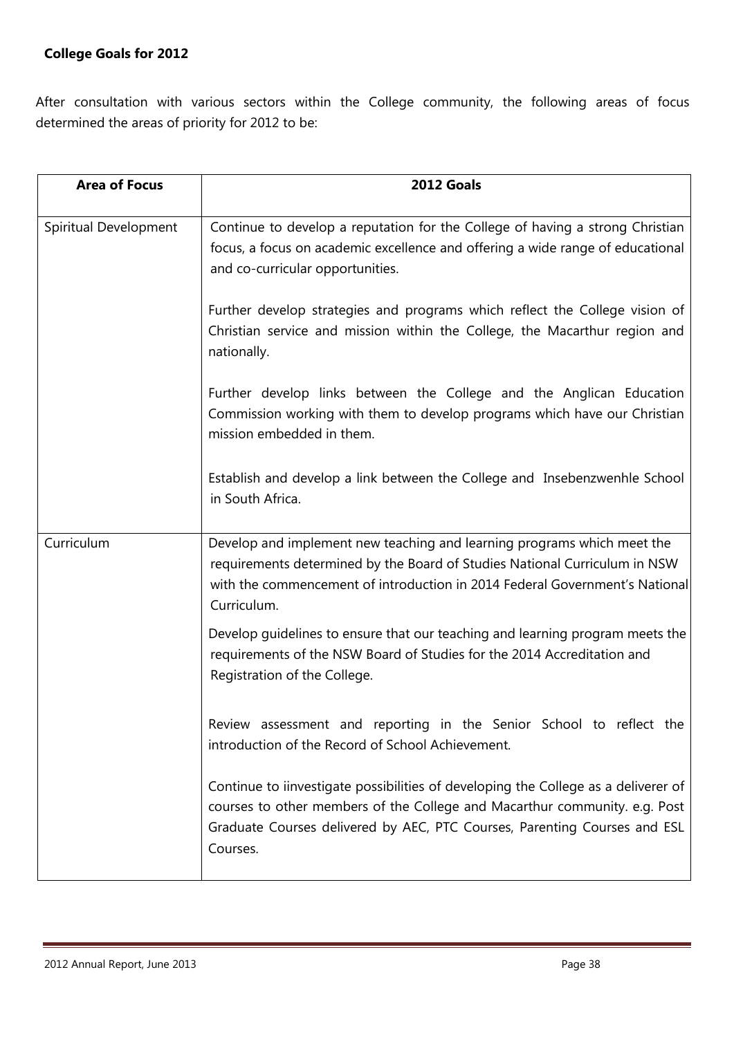**College Goals for 2012**

After consultation with various sectors within the College community, the following areas of focus determined the areas of priority for 2012 to be:

| Area of Focus | 2012 Goals |
| --- | --- |
| Spiritual Development | Continue to develop a reputation for the College of having a strong Christian focus, a focus on academic excellence and offering a wide range of educational and co-curricular opportunities. |
| | Further develop strategies and programs which reflect the College vision of Christian service and mission within the College, the Macarthur region and nationally. |
| | Further develop links between the College and the Anglican Education Commission working with them to develop programs which have our Christian mission embedded in them. |
| | Establish and develop a link between the College and Insebenzwenhle School in South Africa. |
| Curriculum | Develop and implement new teaching and learning programs which meet the requirements determined by the Board of Studies National Curriculum in NSW with the commencement of introduction in 2014 Federal Government's National Curriculum. |
| | Develop guidelines to ensure that our teaching and learning program meets the requirements of the NSW Board of Studies for the 2014 Accreditation and Registration of the College. |
| | Review assessment and reporting in the Senior School to reflect the introduction of the Record of School Achievement. |
| | Continue to iinvestigate possibilities of developing the College as a deliverer of courses to other members of the College and Macarthur community. e.g. Post Graduate Courses delivered by AEC, PTC Courses, Parenting Courses and ESL Courses. |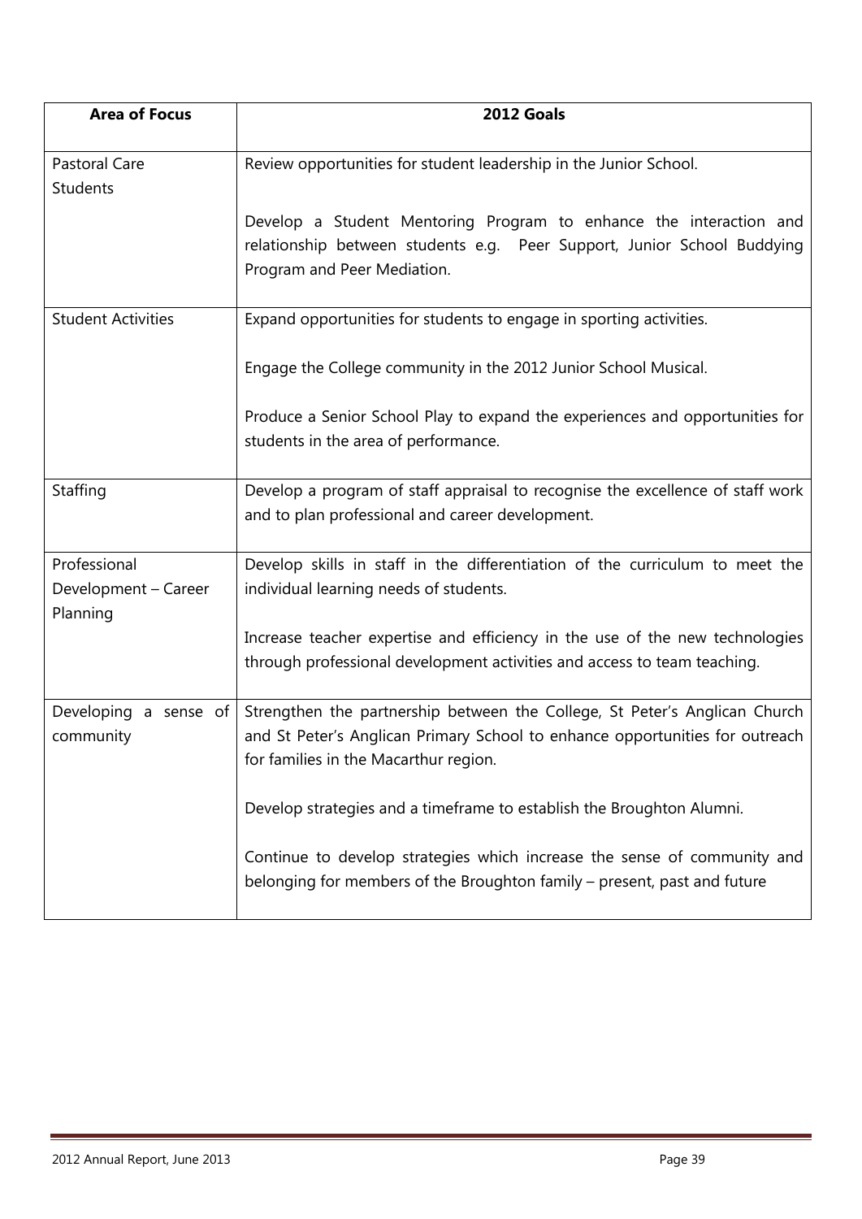| Area of Focus | 2012 Goals |
|---|---|
| Pastoral Care Students | Review opportunities for student leadership in the Junior School.<br><br>Develop a Student Mentoring Program to enhance the interaction and relationship between students e.g. Peer Support, Junior School Buddying Program and Peer Mediation. |
| Student Activities | Expand opportunities for students to engage in sporting activities.<br><br>Engage the College community in the 2012 Junior School Musical.<br><br>Produce a Senior School Play to expand the experiences and opportunities for students in the area of performance. |
| Staffing | Develop a program of staff appraisal to recognise the excellence of staff work and to plan professional and career development. |
| Professional Development – Career Planning | Develop skills in staff in the differentiation of the curriculum to meet the individual learning needs of students.<br><br>Increase teacher expertise and efficiency in the use of the new technologies through professional development activities and access to team teaching. |
| Developing a sense of community | Strengthen the partnership between the College, St Peter's Anglican Church and St Peter's Anglican Primary School to enhance opportunities for outreach for families in the Macarthur region.<br><br>Develop strategies and a timeframe to establish the Broughton Alumni.<br><br>Continue to develop strategies which increase the sense of community and belonging for members of the Broughton family – present, past and future |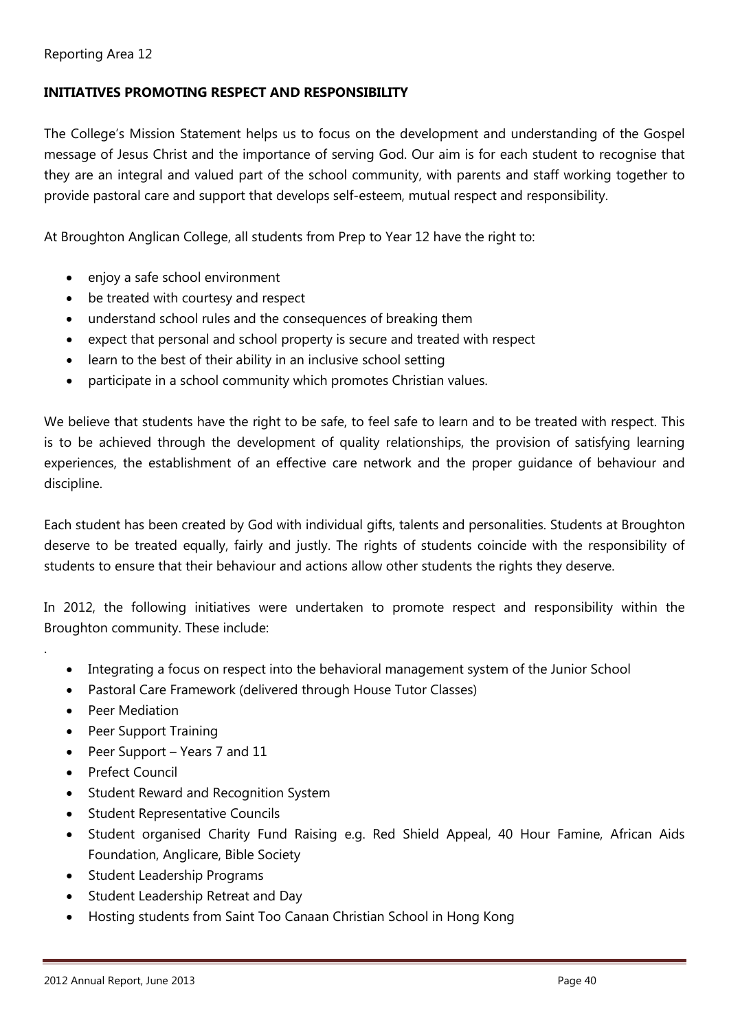Reporting Area 12

## INITIATIVES PROMOTING RESPECT AND RESPONSIBILITY

The College's Mission Statement helps us to focus on the development and understanding of the Gospel message of Jesus Christ and the importance of serving God. Our aim is for each student to recognise that they are an integral and valued part of the school community, with parents and staff working together to provide pastoral care and support that develops self-esteem, mutual respect and responsibility.

At Broughton Anglican College, all students from Prep to Year 12 have the right to:

- enjoy a safe school environment
- be treated with courtesy and respect
- understand school rules and the consequences of breaking them
- expect that personal and school property is secure and treated with respect
- learn to the best of their ability in an inclusive school setting
- participate in a school community which promotes Christian values.

We believe that students have the right to be safe, to feel safe to learn and to be treated with respect. This is to be achieved through the development of quality relationships, the provision of satisfying learning experiences, the establishment of an effective care network and the proper guidance of behaviour and discipline.

Each student has been created by God with individual gifts, talents and personalities. Students at Broughton deserve to be treated equally, fairly and justly. The rights of students coincide with the responsibility of students to ensure that their behaviour and actions allow other students the rights they deserve.

In 2012, the following initiatives were undertaken to promote respect and responsibility within the Broughton community. These include:

.

- Integrating a focus on respect into the behavioral management system of the Junior School
- Pastoral Care Framework (delivered through House Tutor Classes)
- Peer Mediation
- Peer Support Training
- Peer Support – Years 7 and 11
- Prefect Council
- Student Reward and Recognition System
- Student Representative Councils
- Student organised Charity Fund Raising e.g. Red Shield Appeal, 40 Hour Famine, African Aids Foundation, Anglicare, Bible Society
- Student Leadership Programs
- Student Leadership Retreat and Day
- Hosting students from Saint Too Canaan Christian School in Hong Kong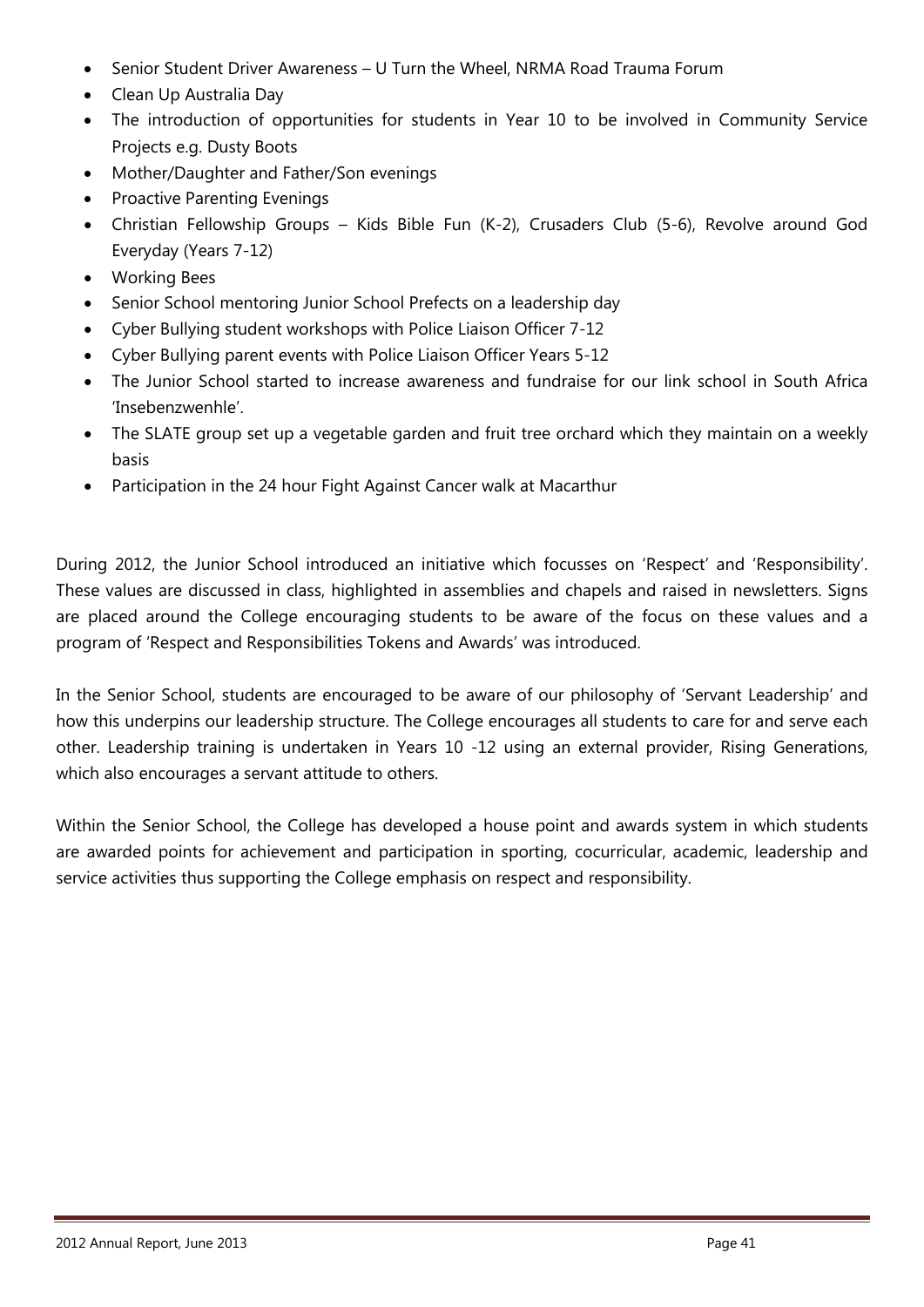- Senior Student Driver Awareness – U Turn the Wheel, NRMA Road Trauma Forum
- Clean Up Australia Day
- The introduction of opportunities for students in Year 10 to be involved in Community Service Projects e.g. Dusty Boots
- Mother/Daughter and Father/Son evenings
- Proactive Parenting Evenings
- Christian Fellowship Groups – Kids Bible Fun (K-2), Crusaders Club (5-6), Revolve around God Everyday (Years 7-12)
- Working Bees
- Senior School mentoring Junior School Prefects on a leadership day
- Cyber Bullying student workshops with Police Liaison Officer 7-12
- Cyber Bullying parent events with Police Liaison Officer Years 5-12
- The Junior School started to increase awareness and fundraise for our link school in South Africa 'Insebenzwenhle'.
- The SLATE group set up a vegetable garden and fruit tree orchard which they maintain on a weekly basis
- Participation in the 24 hour Fight Against Cancer walk at Macarthur

During 2012, the Junior School introduced an initiative which focusses on 'Respect' and 'Responsibility'. These values are discussed in class, highlighted in assemblies and chapels and raised in newsletters. Signs are placed around the College encouraging students to be aware of the focus on these values and a program of 'Respect and Responsibilities Tokens and Awards' was introduced.

In the Senior School, students are encouraged to be aware of our philosophy of 'Servant Leadership' and how this underpins our leadership structure. The College encourages all students to care for and serve each other. Leadership training is undertaken in Years 10 -12 using an external provider, Rising Generations, which also encourages a servant attitude to others.

Within the Senior School, the College has developed a house point and awards system in which students are awarded points for achievement and participation in sporting, cocurricular, academic, leadership and service activities thus supporting the College emphasis on respect and responsibility.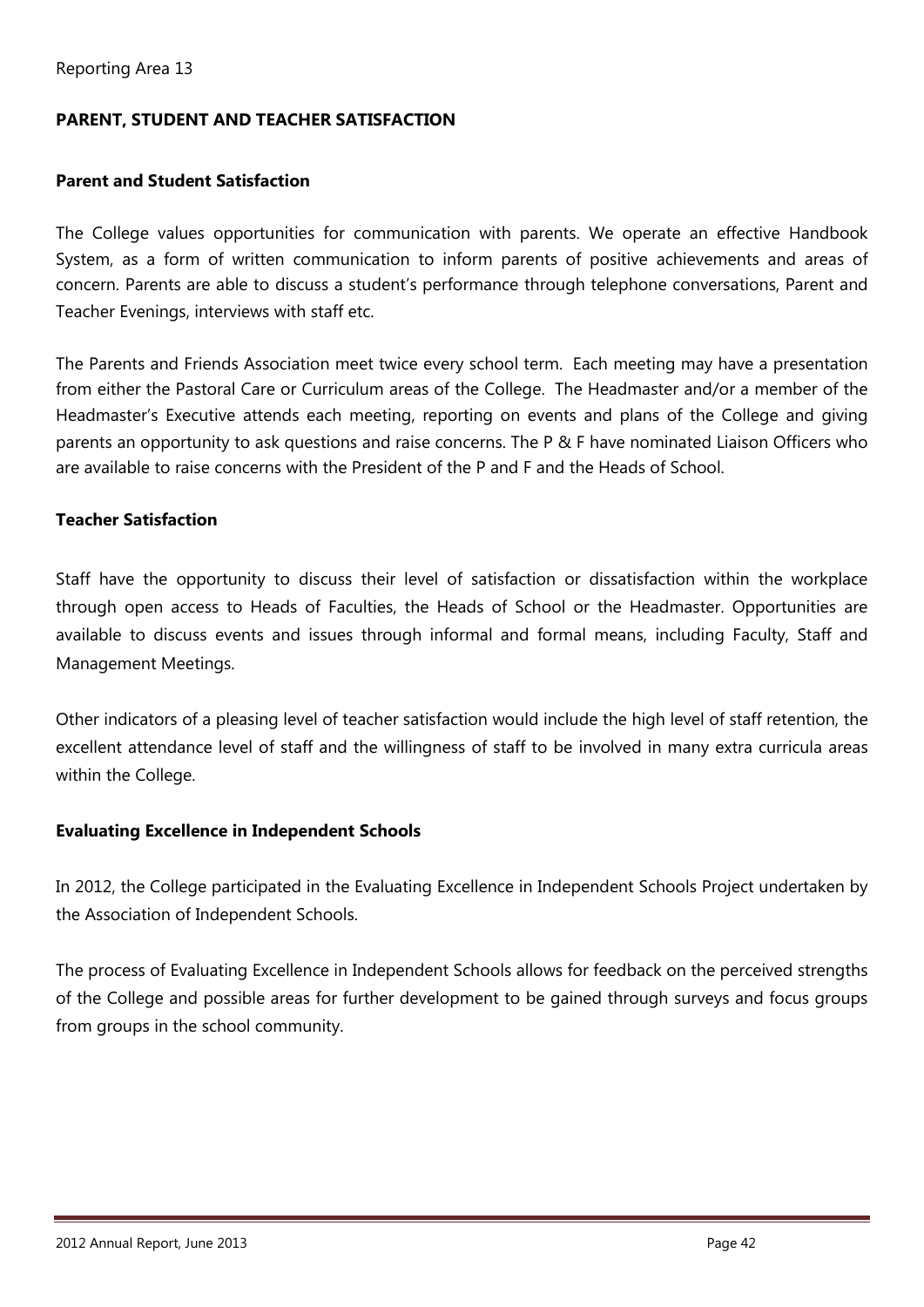Reporting Area 13

## PARENT, STUDENT AND TEACHER SATISFACTION

### Parent and Student Satisfaction

The College values opportunities for communication with parents. We operate an effective Handbook System, as a form of written communication to inform parents of positive achievements and areas of concern. Parents are able to discuss a student's performance through telephone conversations, Parent and Teacher Evenings, interviews with staff etc.

The Parents and Friends Association meet twice every school term. Each meeting may have a presentation from either the Pastoral Care or Curriculum areas of the College. The Headmaster and/or a member of the Headmaster's Executive attends each meeting, reporting on events and plans of the College and giving parents an opportunity to ask questions and raise concerns. The P & F have nominated Liaison Officers who are available to raise concerns with the President of the P and F and the Heads of School.

### Teacher Satisfaction

Staff have the opportunity to discuss their level of satisfaction or dissatisfaction within the workplace through open access to Heads of Faculties, the Heads of School or the Headmaster. Opportunities are available to discuss events and issues through informal and formal means, including Faculty, Staff and Management Meetings.

Other indicators of a pleasing level of teacher satisfaction would include the high level of staff retention, the excellent attendance level of staff and the willingness of staff to be involved in many extra curricula areas within the College.

### Evaluating Excellence in Independent Schools

In 2012, the College participated in the Evaluating Excellence in Independent Schools Project undertaken by the Association of Independent Schools.

The process of Evaluating Excellence in Independent Schools allows for feedback on the perceived strengths of the College and possible areas for further development to be gained through surveys and focus groups from groups in the school community.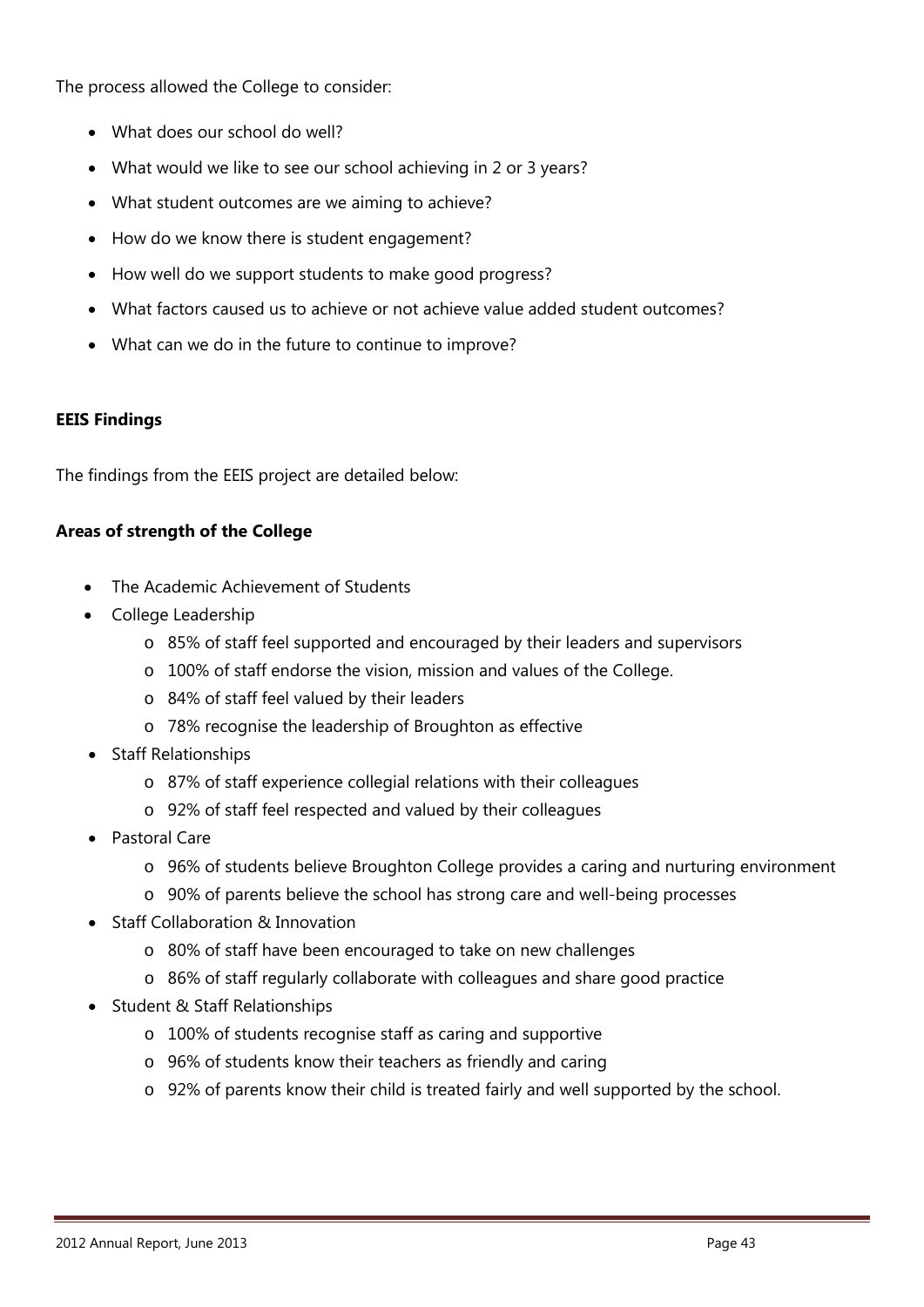The process allowed the College to consider:

- What does our school do well?
- What would we like to see our school achieving in 2 or 3 years?
- What student outcomes are we aiming to achieve?
- How do we know there is student engagement?
- How well do we support students to make good progress?
- What factors caused us to achieve or not achieve value added student outcomes?
- What can we do in the future to continue to improve?

**EEIS Findings**

The findings from the EEIS project are detailed below:

**Areas of strength of the College**

- The Academic Achievement of Students
- College Leadership
  - 85% of staff feel supported and encouraged by their leaders and supervisors
  - 100% of staff endorse the vision, mission and values of the College.
  - 84% of staff feel valued by their leaders
  - 78% recognise the leadership of Broughton as effective
- Staff Relationships
  - 87% of staff experience collegial relations with their colleagues
  - 92% of staff feel respected and valued by their colleagues
- Pastoral Care
  - 96% of students believe Broughton College provides a caring and nurturing environment
  - 90% of parents believe the school has strong care and well-being processes
- Staff Collaboration & Innovation
  - 80% of staff have been encouraged to take on new challenges
  - 86% of staff regularly collaborate with colleagues and share good practice
- Student & Staff Relationships
  - 100% of students recognise staff as caring and supportive
  - 96% of students know their teachers as friendly and caring
  - 92% of parents know their child is treated fairly and well supported by the school.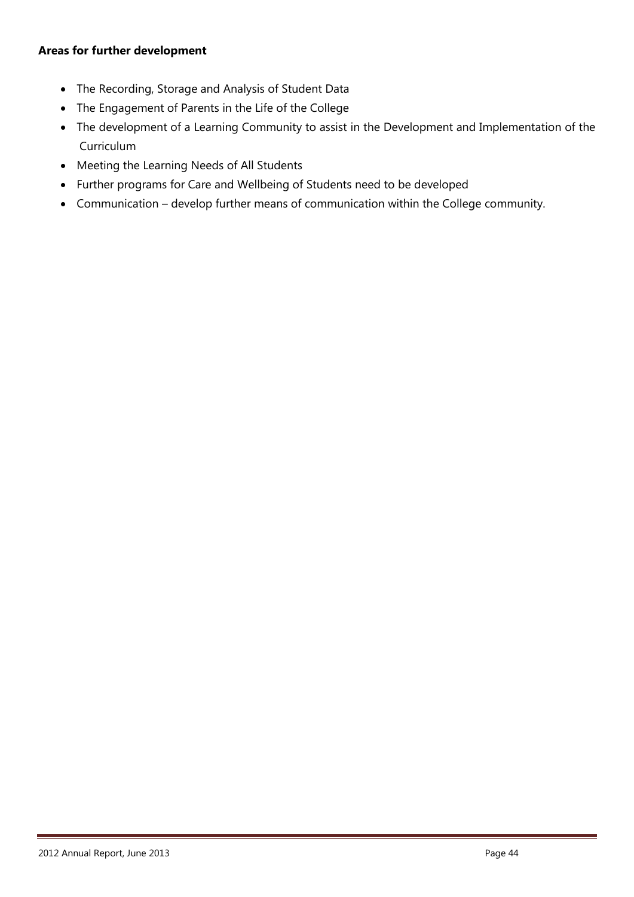**Areas for further development**

- The Recording, Storage and Analysis of Student Data
- The Engagement of Parents in the Life of the College
- The development of a Learning Community to assist in the Development and Implementation of the Curriculum
- Meeting the Learning Needs of All Students
- Further programs for Care and Wellbeing of Students need to be developed
- Communication – develop further means of communication within the College community.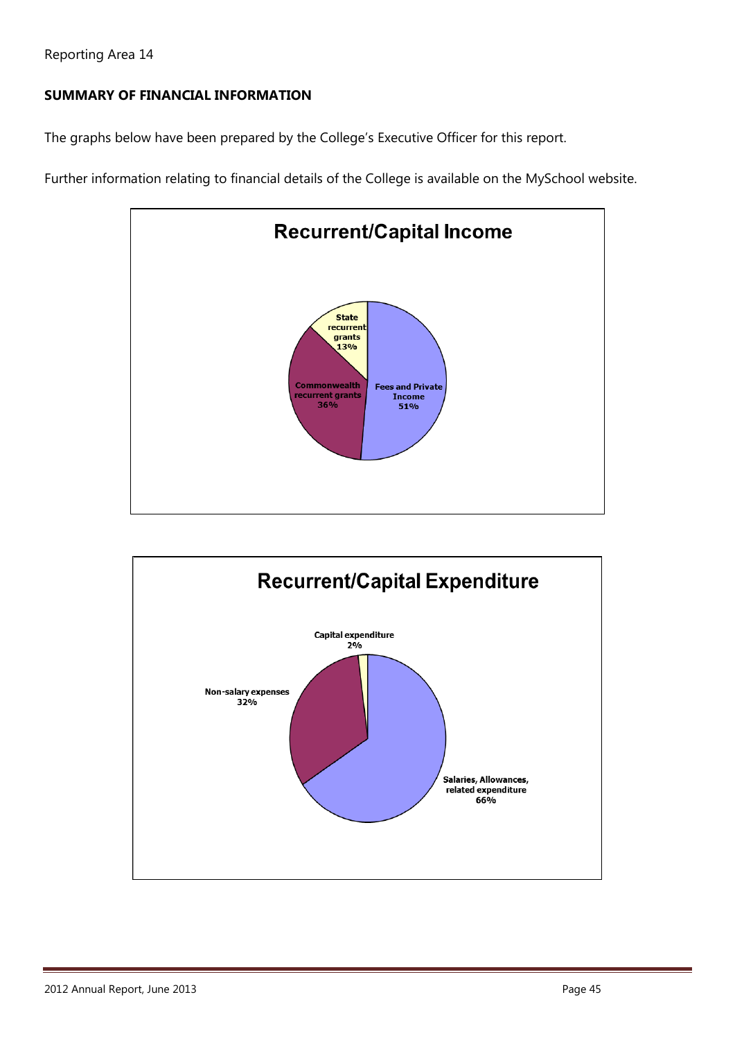Reporting Area 14

**SUMMARY OF FINANCIAL INFORMATION**

The graphs below have been prepared by the College's Executive Officer for this report.

Further information relating to financial details of the College is available on the MySchool website.

**Recurrent/Capital Income**

- Fees and Private Income 51%
- Commonwealth recurrent grants 36%
- State recurrent grants 13%

**Recurrent/Capital Expenditure**

- Salaries, Allowances, related expenditure 66%
- Non-salary expenses 32%
- Capital expenditure 2%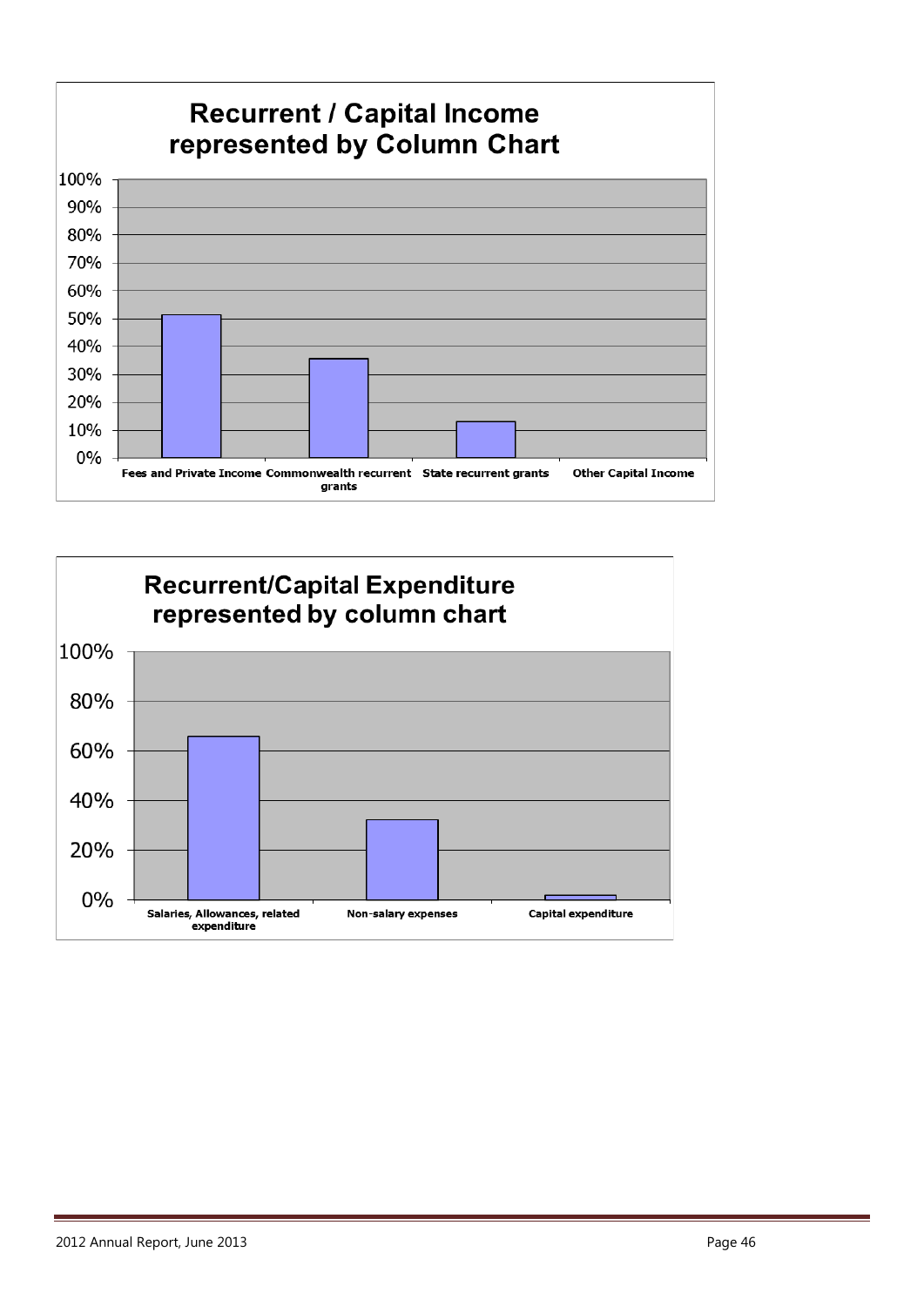## Recurrent / Capital Income represented by Column Chart

| Category | Percentage (approx.) |
|---|---|
| Fees and Private Income | 51% |
| Commonwealth recurrent grants | 35% |
| State recurrent grants | 13% |
| Other Capital Income | 0% |

## Recurrent/Capital Expenditure represented by column chart

| Category | Percentage (approx.) |
|---|---|
| Salaries, Allowances, related expenditure | 66% |
| Non-salary expenses | 32% |
| Capital expenditure | 2% |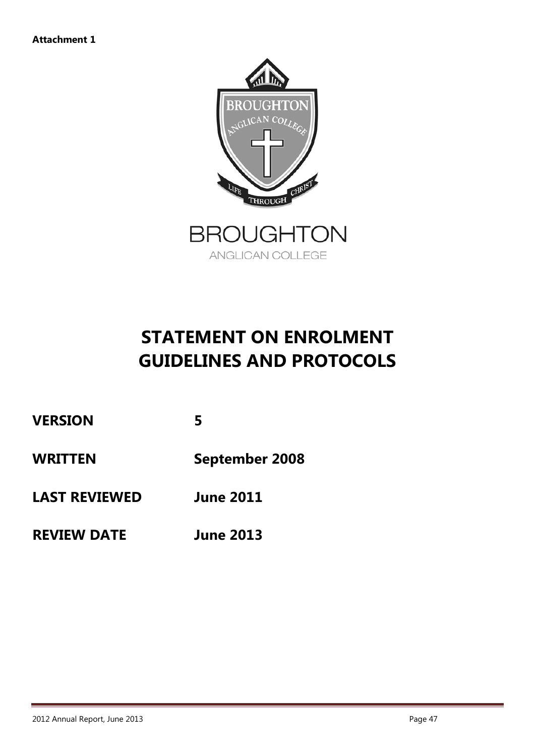**Attachment 1**

BROUGHTON

ANGLICAN COLLEGE

# STATEMENT ON ENROLMENT GUIDELINES AND PROTOCOLS

**VERSION** 5

**WRITTEN** September 2008

**LAST REVIEWED** June 2011

**REVIEW DATE** June 2013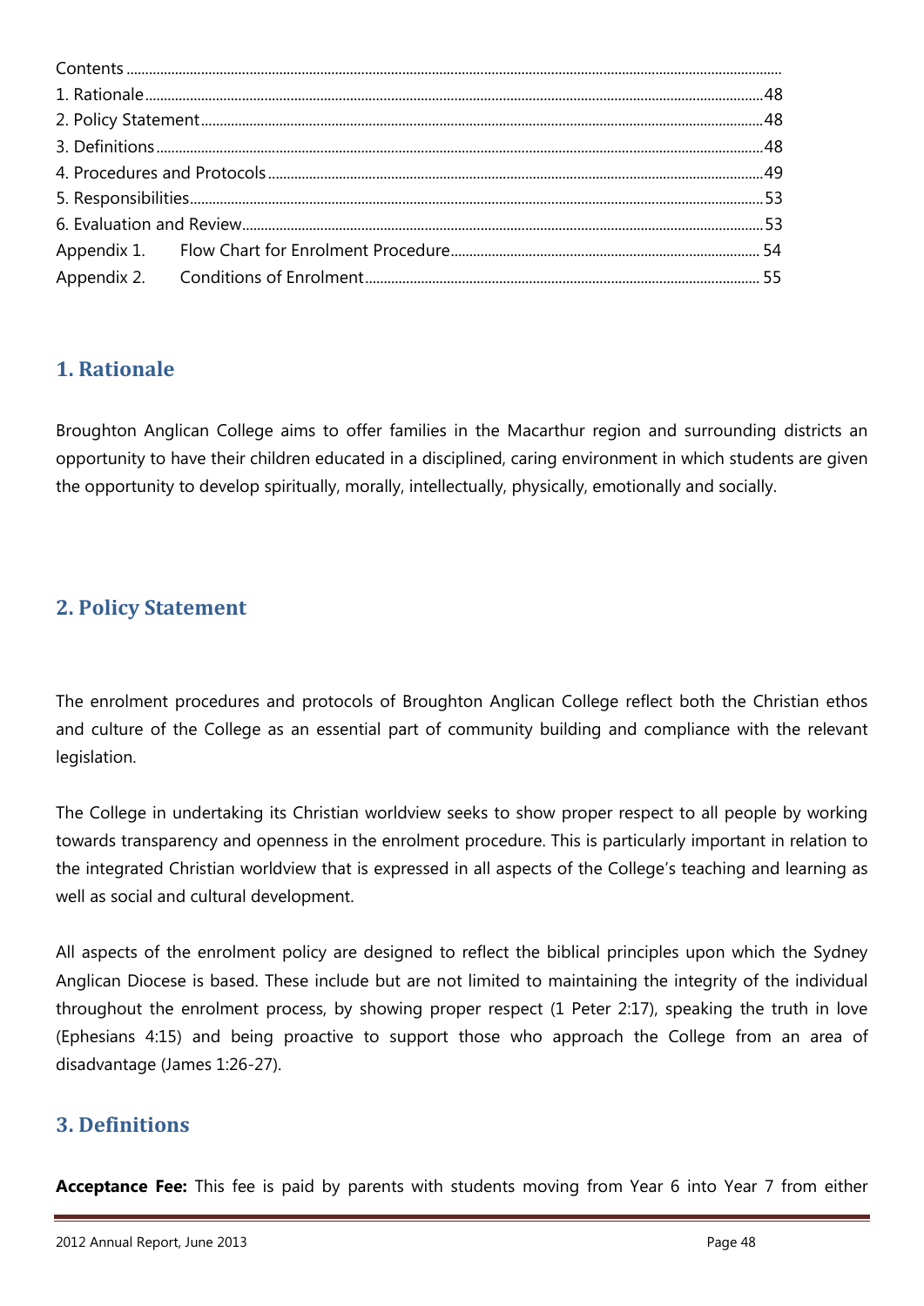Contents

| | |
|---|---|
| 1. Rationale | 48 |
| 2. Policy Statement | 48 |
| 3. Definitions | 48 |
| 4. Procedures and Protocols | 49 |
| 5. Responsibilities | 53 |
| 6. Evaluation and Review | 53 |
| Appendix 1. Flow Chart for Enrolment Procedure | 54 |
| Appendix 2. Conditions of Enrolment | 55 |

## 1. Rationale

Broughton Anglican College aims to offer families in the Macarthur region and surrounding districts an opportunity to have their children educated in a disciplined, caring environment in which students are given the opportunity to develop spiritually, morally, intellectually, physically, emotionally and socially.

## 2. Policy Statement

The enrolment procedures and protocols of Broughton Anglican College reflect both the Christian ethos and culture of the College as an essential part of community building and compliance with the relevant legislation.

The College in undertaking its Christian worldview seeks to show proper respect to all people by working towards transparency and openness in the enrolment procedure. This is particularly important in relation to the integrated Christian worldview that is expressed in all aspects of the College's teaching and learning as well as social and cultural development.

All aspects of the enrolment policy are designed to reflect the biblical principles upon which the Sydney Anglican Diocese is based. These include but are not limited to maintaining the integrity of the individual throughout the enrolment process, by showing proper respect (1 Peter 2:17), speaking the truth in love (Ephesians 4:15) and being proactive to support those who approach the College from an area of disadvantage (James 1:26-27).

## 3. Definitions

**Acceptance Fee:** This fee is paid by parents with students moving from Year 6 into Year 7 from either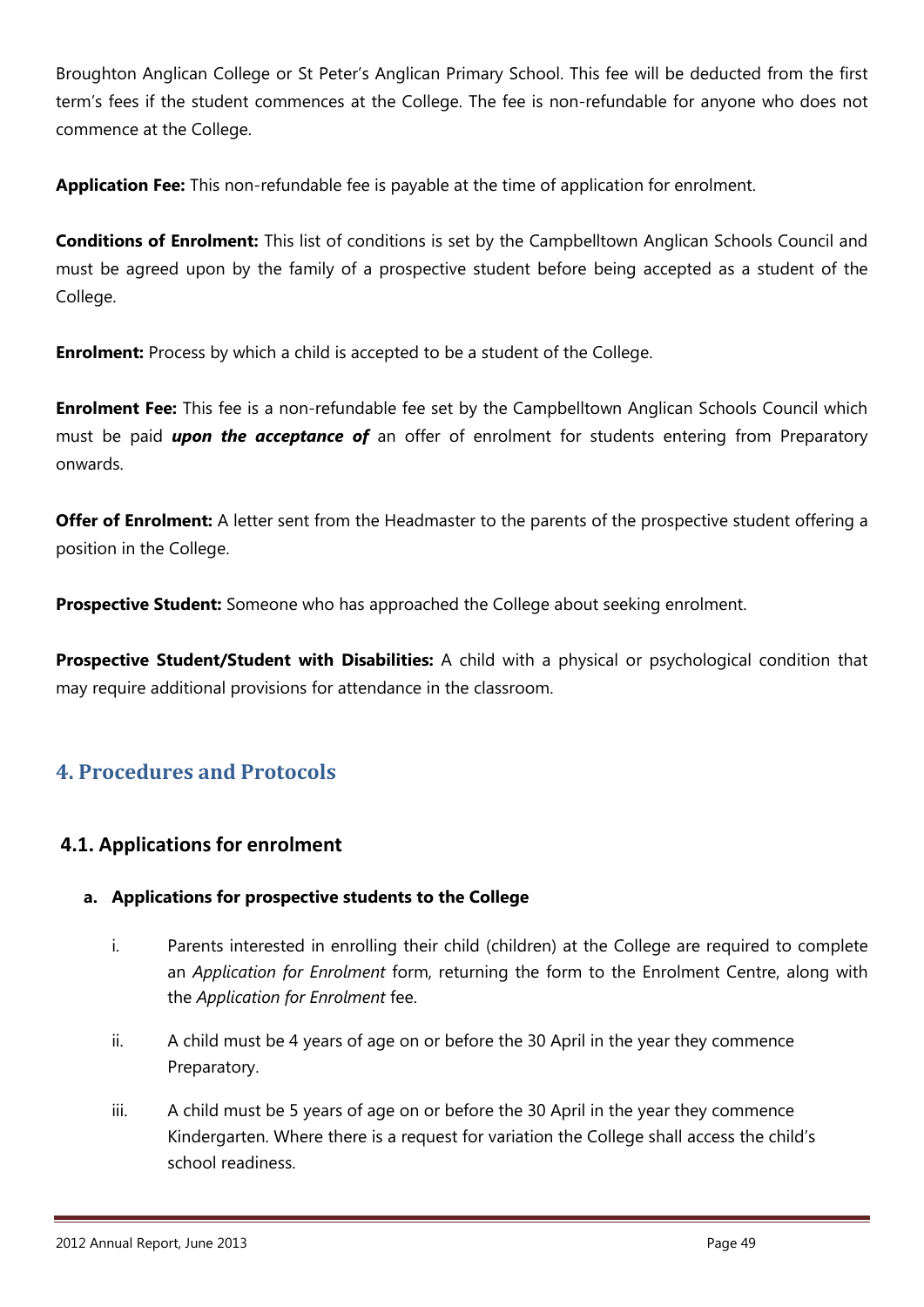Broughton Anglican College or St Peter's Anglican Primary School. This fee will be deducted from the first term's fees if the student commences at the College. The fee is non-refundable for anyone who does not commence at the College.

**Application Fee:** This non-refundable fee is payable at the time of application for enrolment.

**Conditions of Enrolment:** This list of conditions is set by the Campbelltown Anglican Schools Council and must be agreed upon by the family of a prospective student before being accepted as a student of the College.

**Enrolment:** Process by which a child is accepted to be a student of the College.

**Enrolment Fee:** This fee is a non-refundable fee set by the Campbelltown Anglican Schools Council which must be paid ***upon the acceptance of*** an offer of enrolment for students entering from Preparatory onwards.

**Offer of Enrolment:** A letter sent from the Headmaster to the parents of the prospective student offering a position in the College.

**Prospective Student:** Someone who has approached the College about seeking enrolment.

**Prospective Student/Student with Disabilities:** A child with a physical or psychological condition that may require additional provisions for attendance in the classroom.

## 4. Procedures and Protocols

### 4.1. Applications for enrolment

#### a. Applications for prospective students to the College

i. Parents interested in enrolling their child (children) at the College are required to complete an *Application for Enrolment* form, returning the form to the Enrolment Centre, along with the *Application for Enrolment* fee.

ii. A child must be 4 years of age on or before the 30 April in the year they commence Preparatory.

iii. A child must be 5 years of age on or before the 30 April in the year they commence Kindergarten. Where there is a request for variation the College shall access the child's school readiness.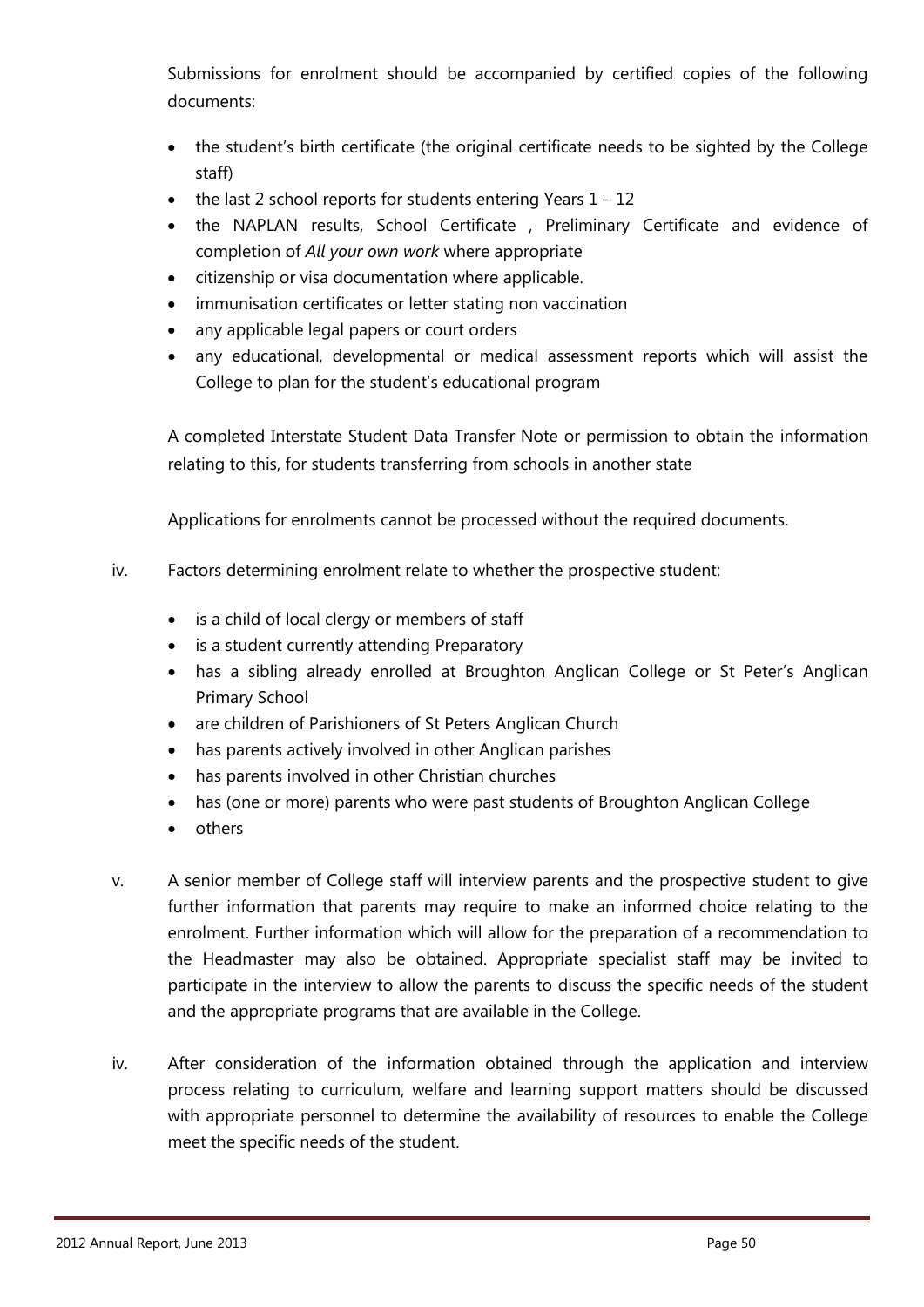Submissions for enrolment should be accompanied by certified copies of the following documents:

- the student's birth certificate (the original certificate needs to be sighted by the College staff)
- the last 2 school reports for students entering Years 1 – 12
- the NAPLAN results, School Certificate , Preliminary Certificate and evidence of completion of *All your own work* where appropriate
- citizenship or visa documentation where applicable.
- immunisation certificates or letter stating non vaccination
- any applicable legal papers or court orders
- any educational, developmental or medical assessment reports which will assist the College to plan for the student's educational program

A completed Interstate Student Data Transfer Note or permission to obtain the information relating to this, for students transferring from schools in another state

Applications for enrolments cannot be processed without the required documents.

iv. Factors determining enrolment relate to whether the prospective student:

- is a child of local clergy or members of staff
- is a student currently attending Preparatory
- has a sibling already enrolled at Broughton Anglican College or St Peter's Anglican Primary School
- are children of Parishioners of St Peters Anglican Church
- has parents actively involved in other Anglican parishes
- has parents involved in other Christian churches
- has (one or more) parents who were past students of Broughton Anglican College
- others

v. A senior member of College staff will interview parents and the prospective student to give further information that parents may require to make an informed choice relating to the enrolment. Further information which will allow for the preparation of a recommendation to the Headmaster may also be obtained. Appropriate specialist staff may be invited to participate in the interview to allow the parents to discuss the specific needs of the student and the appropriate programs that are available in the College.

iv. After consideration of the information obtained through the application and interview process relating to curriculum, welfare and learning support matters should be discussed with appropriate personnel to determine the availability of resources to enable the College meet the specific needs of the student.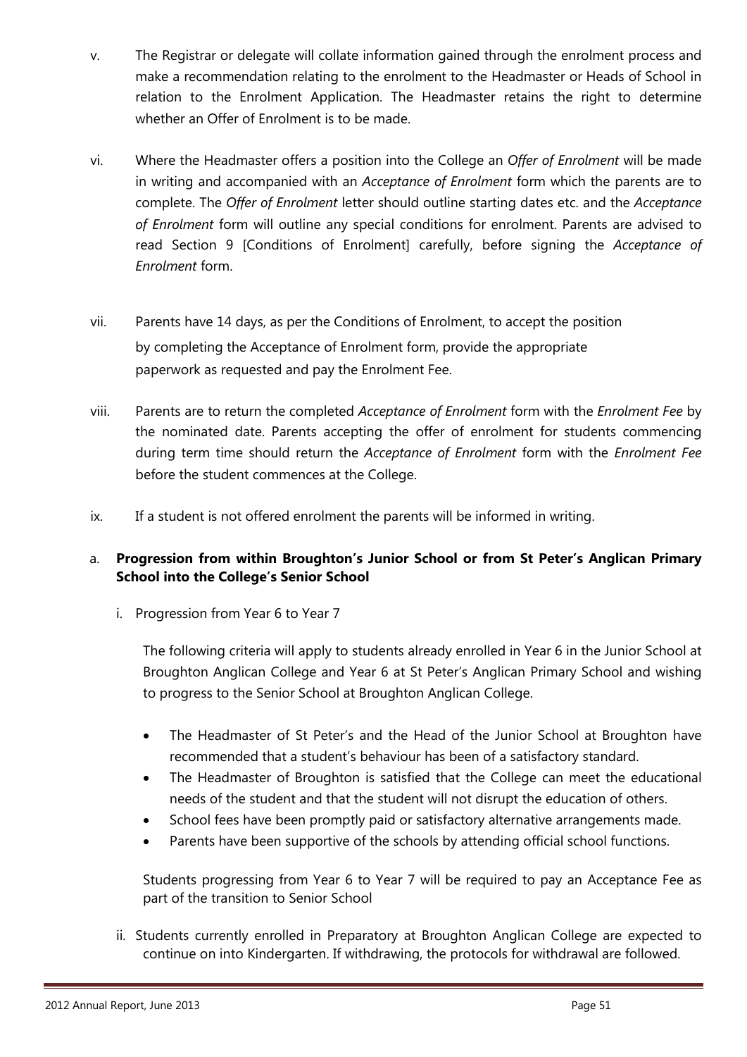v. The Registrar or delegate will collate information gained through the enrolment process and make a recommendation relating to the enrolment to the Headmaster or Heads of School in relation to the Enrolment Application. The Headmaster retains the right to determine whether an Offer of Enrolment is to be made.

vi. Where the Headmaster offers a position into the College an *Offer of Enrolment* will be made in writing and accompanied with an *Acceptance of Enrolment* form which the parents are to complete. The *Offer of Enrolment* letter should outline starting dates etc. and the *Acceptance of Enrolment* form will outline any special conditions for enrolment. Parents are advised to read Section 9 [Conditions of Enrolment] carefully, before signing the *Acceptance of Enrolment* form.

vii. Parents have 14 days, as per the Conditions of Enrolment, to accept the position by completing the Acceptance of Enrolment form, provide the appropriate paperwork as requested and pay the Enrolment Fee.

viii. Parents are to return the completed *Acceptance of Enrolment* form with the *Enrolment Fee* by the nominated date. Parents accepting the offer of enrolment for students commencing during term time should return the *Acceptance of Enrolment* form with the *Enrolment Fee* before the student commences at the College.

ix. If a student is not offered enrolment the parents will be informed in writing.

a. **Progression from within Broughton's Junior School or from St Peter's Anglican Primary School into the College's Senior School**

i. Progression from Year 6 to Year 7

The following criteria will apply to students already enrolled in Year 6 in the Junior School at Broughton Anglican College and Year 6 at St Peter's Anglican Primary School and wishing to progress to the Senior School at Broughton Anglican College.

- The Headmaster of St Peter's and the Head of the Junior School at Broughton have recommended that a student's behaviour has been of a satisfactory standard.
- The Headmaster of Broughton is satisfied that the College can meet the educational needs of the student and that the student will not disrupt the education of others.
- School fees have been promptly paid or satisfactory alternative arrangements made.
- Parents have been supportive of the schools by attending official school functions.

Students progressing from Year 6 to Year 7 will be required to pay an Acceptance Fee as part of the transition to Senior School

ii. Students currently enrolled in Preparatory at Broughton Anglican College are expected to continue on into Kindergarten. If withdrawing, the protocols for withdrawal are followed.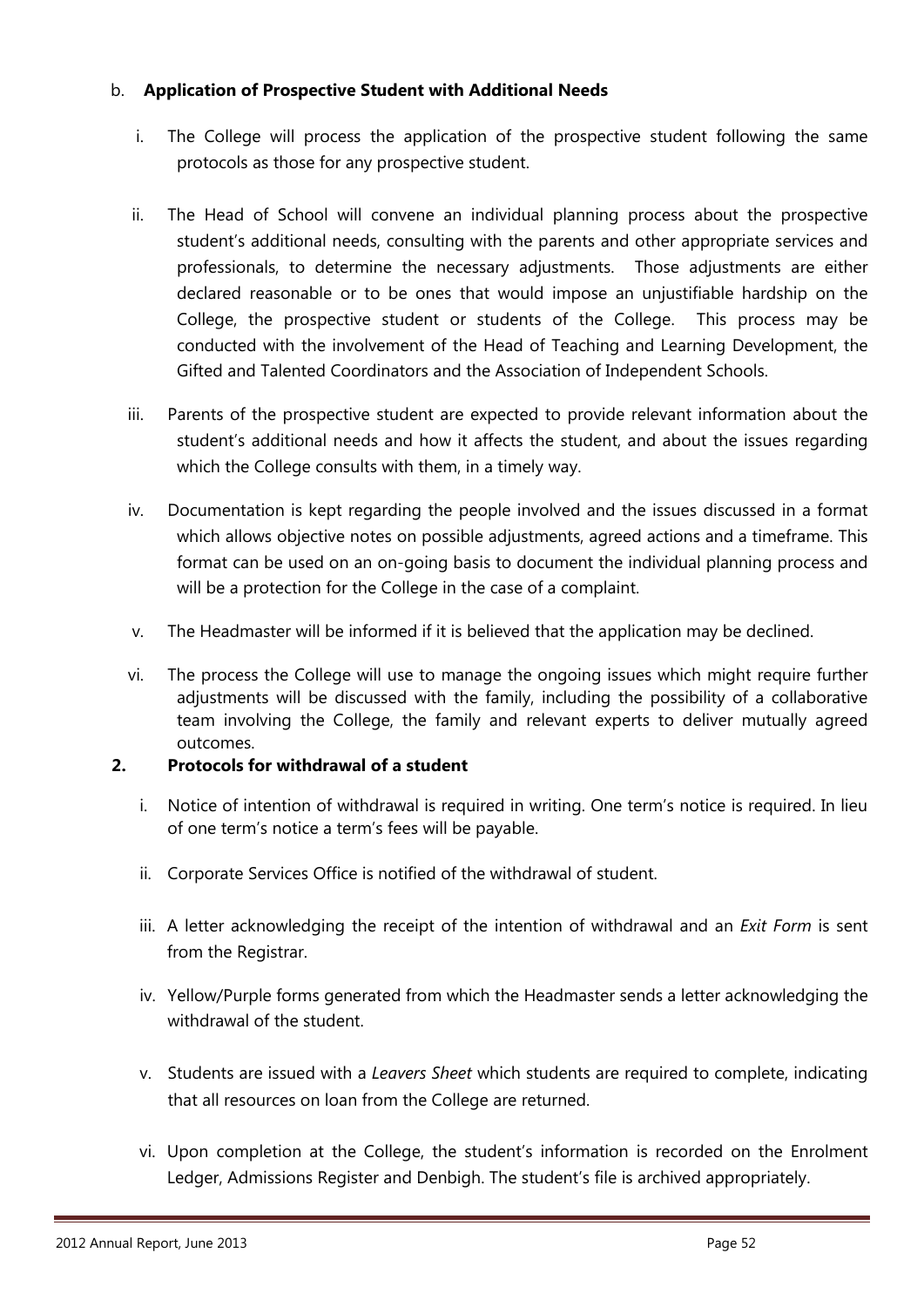b. **Application of Prospective Student with Additional Needs**

i. The College will process the application of the prospective student following the same protocols as those for any prospective student.

ii. The Head of School will convene an individual planning process about the prospective student's additional needs, consulting with the parents and other appropriate services and professionals, to determine the necessary adjustments. Those adjustments are either declared reasonable or to be ones that would impose an unjustifiable hardship on the College, the prospective student or students of the College. This process may be conducted with the involvement of the Head of Teaching and Learning Development, the Gifted and Talented Coordinators and the Association of Independent Schools.

iii. Parents of the prospective student are expected to provide relevant information about the student's additional needs and how it affects the student, and about the issues regarding which the College consults with them, in a timely way.

iv. Documentation is kept regarding the people involved and the issues discussed in a format which allows objective notes on possible adjustments, agreed actions and a timeframe. This format can be used on an on-going basis to document the individual planning process and will be a protection for the College in the case of a complaint.

v. The Headmaster will be informed if it is believed that the application may be declined.

vi. The process the College will use to manage the ongoing issues which might require further adjustments will be discussed with the family, including the possibility of a collaborative team involving the College, the family and relevant experts to deliver mutually agreed outcomes.

**2. Protocols for withdrawal of a student**

i. Notice of intention of withdrawal is required in writing. One term's notice is required. In lieu of one term's notice a term's fees will be payable.

ii. Corporate Services Office is notified of the withdrawal of student.

iii. A letter acknowledging the receipt of the intention of withdrawal and an *Exit Form* is sent from the Registrar.

iv. Yellow/Purple forms generated from which the Headmaster sends a letter acknowledging the withdrawal of the student.

v. Students are issued with a *Leavers Sheet* which students are required to complete, indicating that all resources on loan from the College are returned.

vi. Upon completion at the College, the student's information is recorded on the Enrolment Ledger, Admissions Register and Denbigh. The student's file is archived appropriately.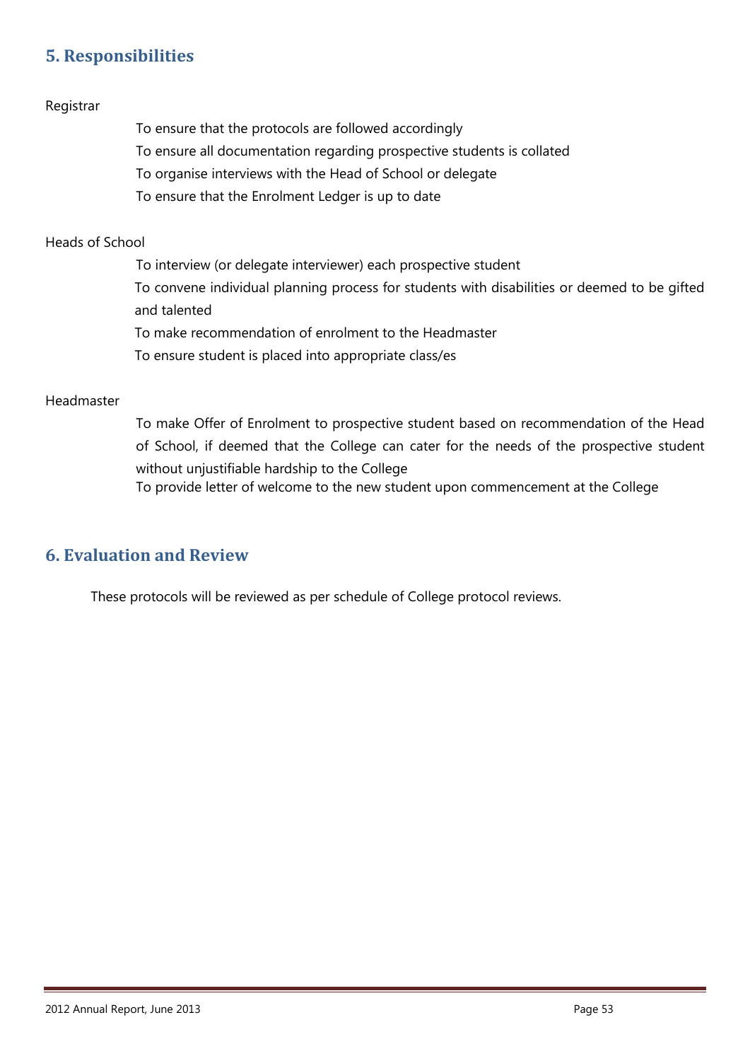## 5. Responsibilities

Registrar

- To ensure that the protocols are followed accordingly
- To ensure all documentation regarding prospective students is collated
- To organise interviews with the Head of School or delegate
- To ensure that the Enrolment Ledger is up to date

Heads of School

- To interview (or delegate interviewer) each prospective student
- To convene individual planning process for students with disabilities or deemed to be gifted and talented
- To make recommendation of enrolment to the Headmaster
- To ensure student is placed into appropriate class/es

Headmaster

- To make Offer of Enrolment to prospective student based on recommendation of the Head of School, if deemed that the College can cater for the needs of the prospective student without unjustifiable hardship to the College
- To provide letter of welcome to the new student upon commencement at the College

## 6. Evaluation and Review

These protocols will be reviewed as per schedule of College protocol reviews.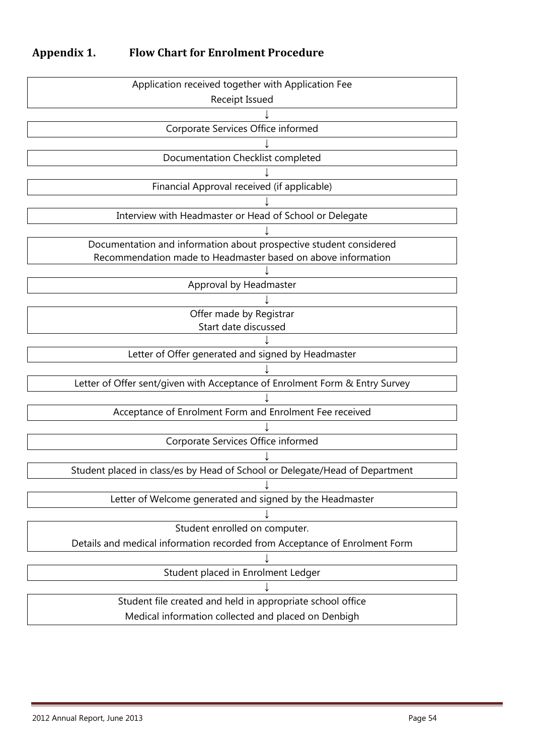## Appendix 1. Flow Chart for Enrolment Procedure

Application received together with Application Fee
Receipt Issued

↓

Corporate Services Office informed

↓

Documentation Checklist completed

↓

Financial Approval received (if applicable)

↓

Interview with Headmaster or Head of School or Delegate

↓

Documentation and information about prospective student considered
Recommendation made to Headmaster based on above information

↓

Approval by Headmaster

↓

Offer made by Registrar
Start date discussed

↓

Letter of Offer generated and signed by Headmaster

↓

Letter of Offer sent/given with Acceptance of Enrolment Form & Entry Survey

↓

Acceptance of Enrolment Form and Enrolment Fee received

↓

Corporate Services Office informed

↓

Student placed in class/es by Head of School or Delegate/Head of Department

↓

Letter of Welcome generated and signed by the Headmaster

↓

Student enrolled on computer.
Details and medical information recorded from Acceptance of Enrolment Form

↓

Student placed in Enrolment Ledger

↓

Student file created and held in appropriate school office
Medical information collected and placed on Denbigh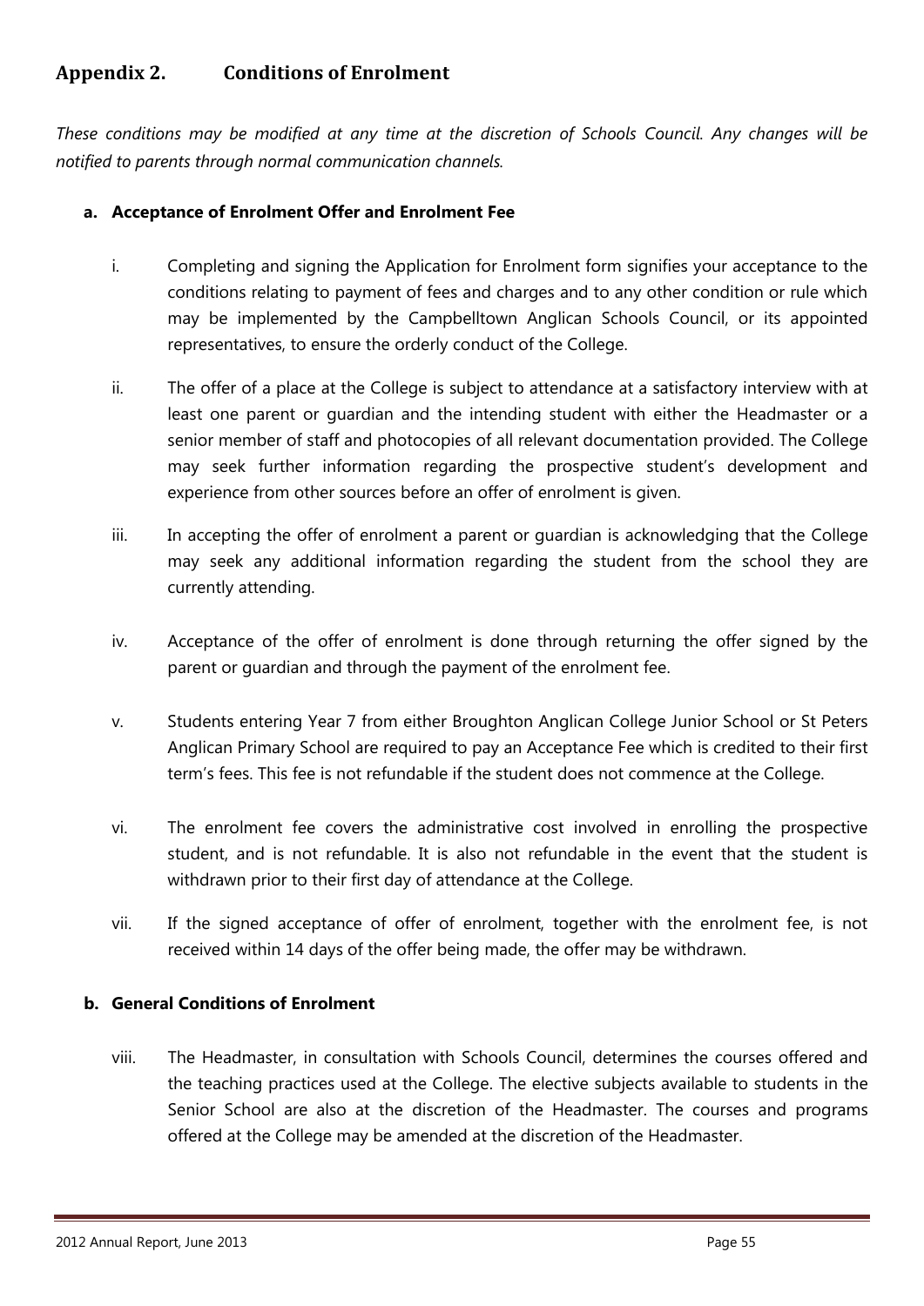## Appendix 2. Conditions of Enrolment

*These conditions may be modified at any time at the discretion of Schools Council. Any changes will be notified to parents through normal communication channels.*

### a. Acceptance of Enrolment Offer and Enrolment Fee

i. Completing and signing the Application for Enrolment form signifies your acceptance to the conditions relating to payment of fees and charges and to any other condition or rule which may be implemented by the Campbelltown Anglican Schools Council, or its appointed representatives, to ensure the orderly conduct of the College.

ii. The offer of a place at the College is subject to attendance at a satisfactory interview with at least one parent or guardian and the intending student with either the Headmaster or a senior member of staff and photocopies of all relevant documentation provided. The College may seek further information regarding the prospective student's development and experience from other sources before an offer of enrolment is given.

iii. In accepting the offer of enrolment a parent or guardian is acknowledging that the College may seek any additional information regarding the student from the school they are currently attending.

iv. Acceptance of the offer of enrolment is done through returning the offer signed by the parent or guardian and through the payment of the enrolment fee.

v. Students entering Year 7 from either Broughton Anglican College Junior School or St Peters Anglican Primary School are required to pay an Acceptance Fee which is credited to their first term's fees. This fee is not refundable if the student does not commence at the College.

vi. The enrolment fee covers the administrative cost involved in enrolling the prospective student, and is not refundable. It is also not refundable in the event that the student is withdrawn prior to their first day of attendance at the College.

vii. If the signed acceptance of offer of enrolment, together with the enrolment fee, is not received within 14 days of the offer being made, the offer may be withdrawn.

### b. General Conditions of Enrolment

viii. The Headmaster, in consultation with Schools Council, determines the courses offered and the teaching practices used at the College. The elective subjects available to students in the Senior School are also at the discretion of the Headmaster. The courses and programs offered at the College may be amended at the discretion of the Headmaster.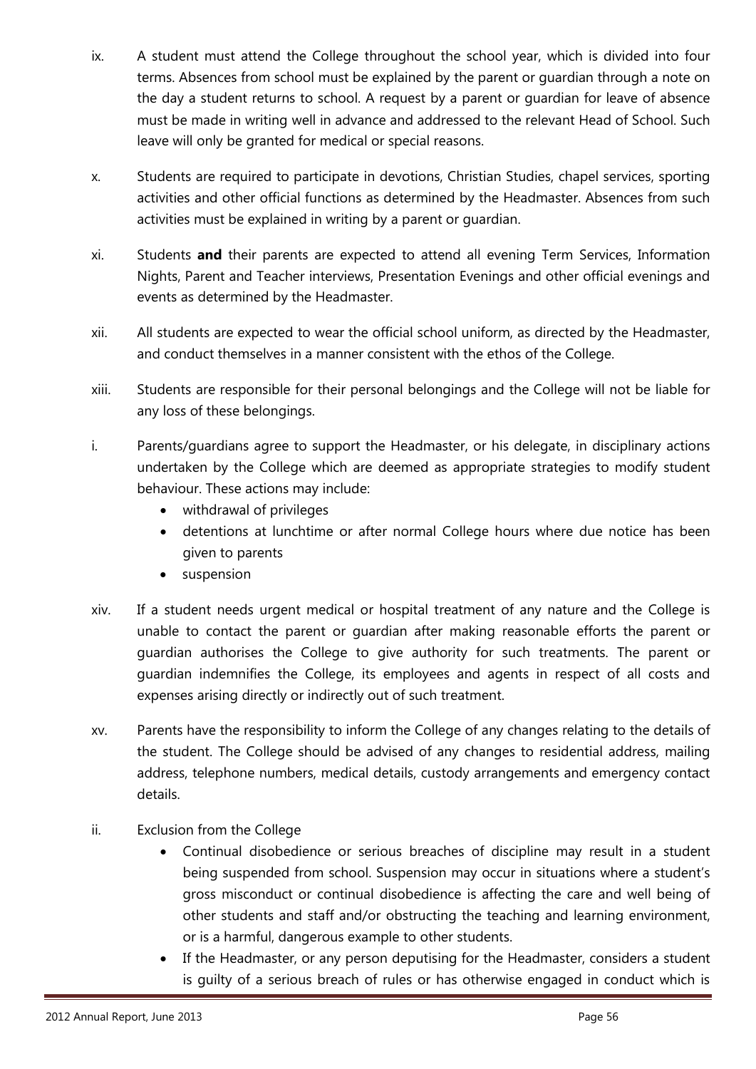ix. A student must attend the College throughout the school year, which is divided into four terms. Absences from school must be explained by the parent or guardian through a note on the day a student returns to school. A request by a parent or guardian for leave of absence must be made in writing well in advance and addressed to the relevant Head of School. Such leave will only be granted for medical or special reasons.

x. Students are required to participate in devotions, Christian Studies, chapel services, sporting activities and other official functions as determined by the Headmaster. Absences from such activities must be explained in writing by a parent or guardian.

xi. Students **and** their parents are expected to attend all evening Term Services, Information Nights, Parent and Teacher interviews, Presentation Evenings and other official evenings and events as determined by the Headmaster.

xii. All students are expected to wear the official school uniform, as directed by the Headmaster, and conduct themselves in a manner consistent with the ethos of the College.

xiii. Students are responsible for their personal belongings and the College will not be liable for any loss of these belongings.

i. Parents/guardians agree to support the Headmaster, or his delegate, in disciplinary actions undertaken by the College which are deemed as appropriate strategies to modify student behaviour. These actions may include:

- withdrawal of privileges
- detentions at lunchtime or after normal College hours where due notice has been given to parents
- suspension

xiv. If a student needs urgent medical or hospital treatment of any nature and the College is unable to contact the parent or guardian after making reasonable efforts the parent or guardian authorises the College to give authority for such treatments. The parent or guardian indemnifies the College, its employees and agents in respect of all costs and expenses arising directly or indirectly out of such treatment.

xv. Parents have the responsibility to inform the College of any changes relating to the details of the student. The College should be advised of any changes to residential address, mailing address, telephone numbers, medical details, custody arrangements and emergency contact details.

ii. Exclusion from the College

- Continual disobedience or serious breaches of discipline may result in a student being suspended from school. Suspension may occur in situations where a student's gross misconduct or continual disobedience is affecting the care and well being of other students and staff and/or obstructing the teaching and learning environment, or is a harmful, dangerous example to other students.
- If the Headmaster, or any person deputising for the Headmaster, considers a student is guilty of a serious breach of rules or has otherwise engaged in conduct which is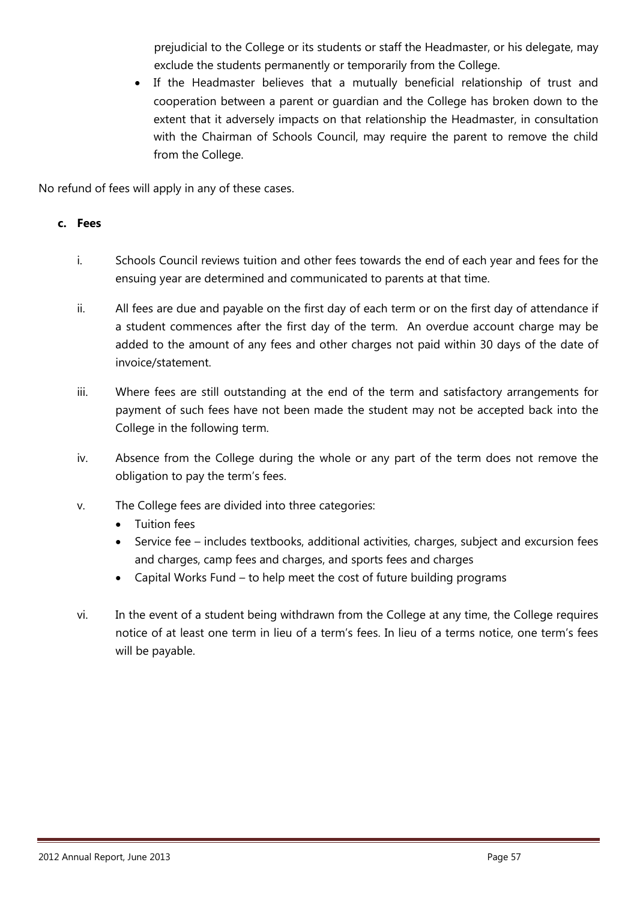prejudicial to the College or its students or staff the Headmaster, or his delegate, may exclude the students permanently or temporarily from the College.

- If the Headmaster believes that a mutually beneficial relationship of trust and cooperation between a parent or guardian and the College has broken down to the extent that it adversely impacts on that relationship the Headmaster, in consultation with the Chairman of Schools Council, may require the parent to remove the child from the College.

No refund of fees will apply in any of these cases.

**c. Fees**

i. Schools Council reviews tuition and other fees towards the end of each year and fees for the ensuing year are determined and communicated to parents at that time.

ii. All fees are due and payable on the first day of each term or on the first day of attendance if a student commences after the first day of the term. An overdue account charge may be added to the amount of any fees and other charges not paid within 30 days of the date of invoice/statement.

iii. Where fees are still outstanding at the end of the term and satisfactory arrangements for payment of such fees have not been made the student may not be accepted back into the College in the following term.

iv. Absence from the College during the whole or any part of the term does not remove the obligation to pay the term's fees.

v. The College fees are divided into three categories:
   - Tuition fees
   - Service fee – includes textbooks, additional activities, charges, subject and excursion fees and charges, camp fees and charges, and sports fees and charges
   - Capital Works Fund – to help meet the cost of future building programs

vi. In the event of a student being withdrawn from the College at any time, the College requires notice of at least one term in lieu of a term's fees. In lieu of a terms notice, one term's fees will be payable.